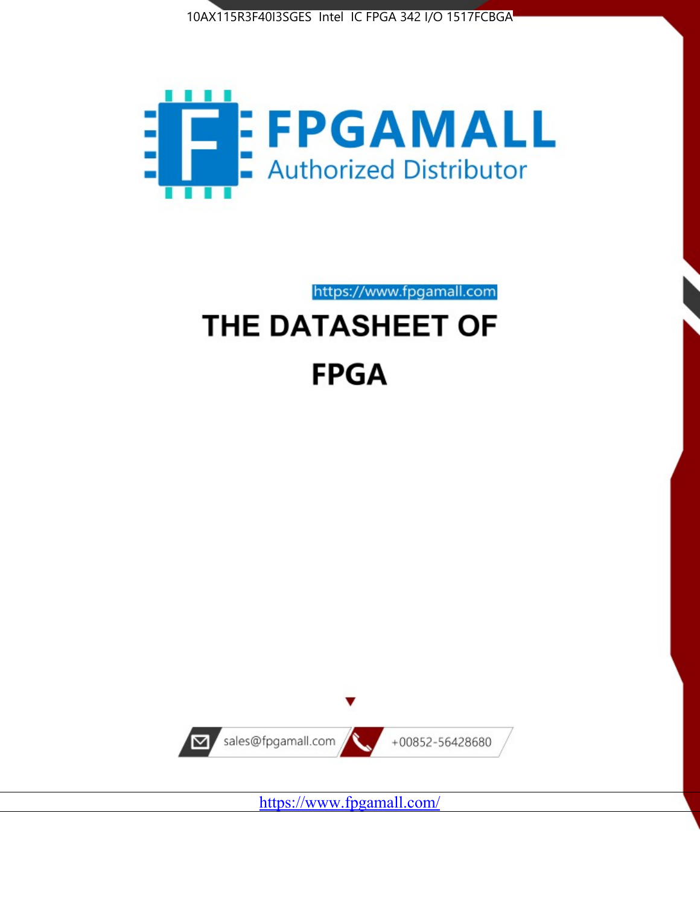10AX115R3F40I3SGES Intel IC FPGA 342 I/O 1517FCBGA

FPGAMALL

Authorized Distributor

https://www.fpgamall.com

# THE DATASHEET OF

# FPGA

sales@fpgamall.com

+00852-56428680

https://www.fpgamall.com/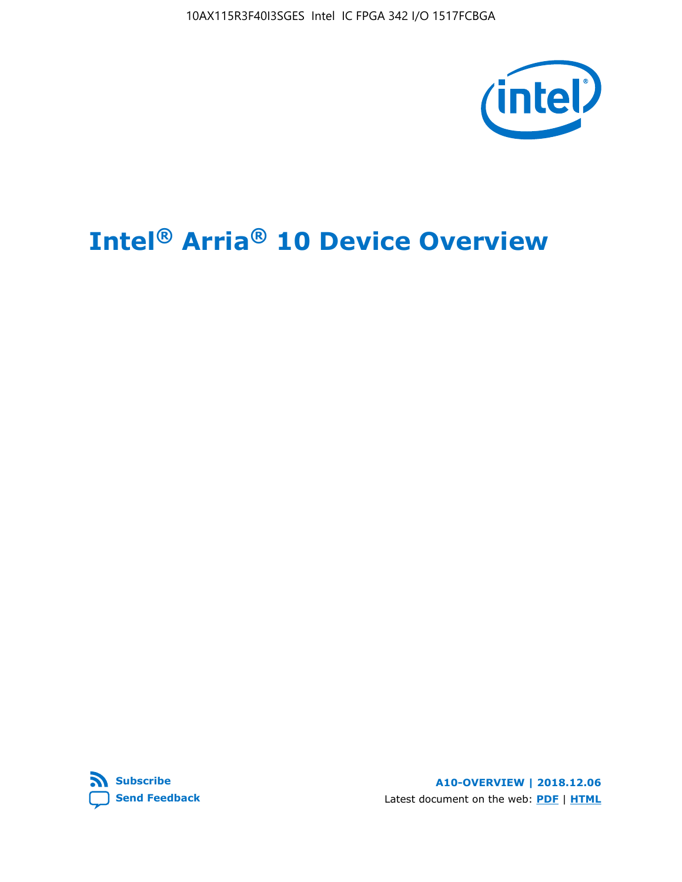10AX115R3F40I3SGES Intel IC FPGA 342 I/O 1517FCBGA

# Intel® Arria® 10 Device Overview

Subscribe

Send Feedback

A10-OVERVIEW | 2018.12.06

Latest document on the web: PDF | HTML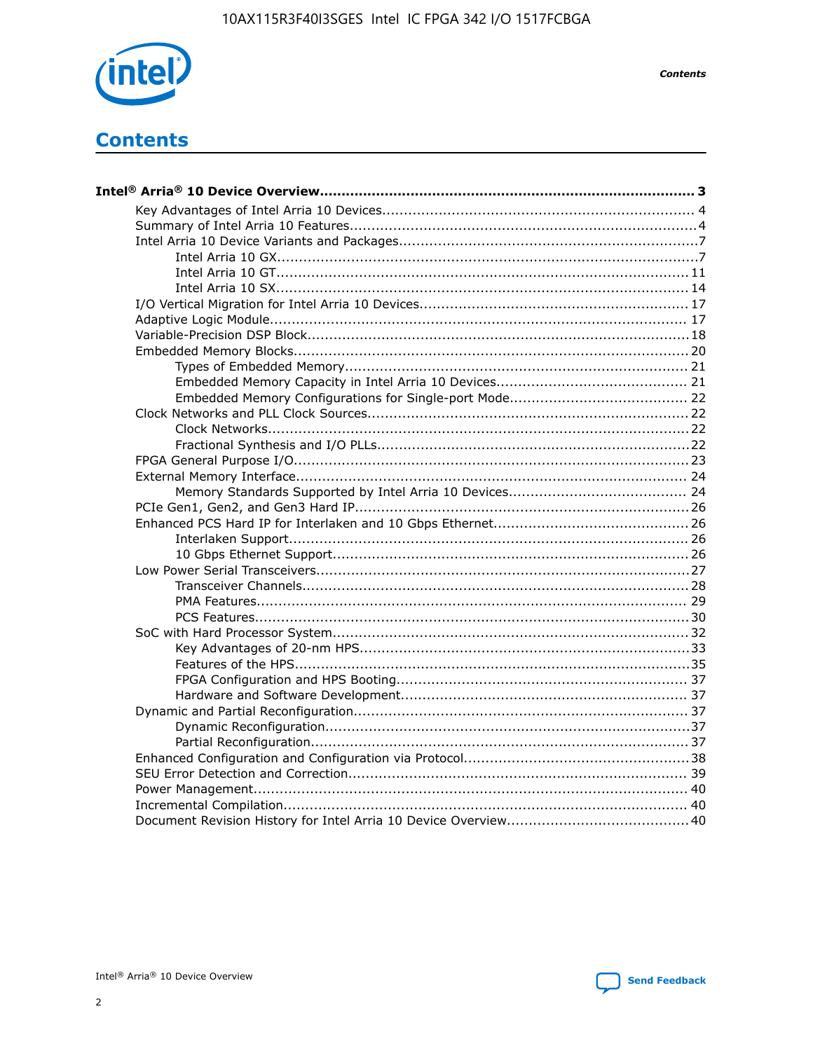# Contents

**Intel® Arria® 10 Device Overview....................................................................................... 3**

- Key Advantages of Intel Arria 10 Devices........................................................................ 4
- Summary of Intel Arria 10 Features................................................................................4
- Intel Arria 10 Device Variants and Packages.....................................................................7
  - Intel Arria 10 GX.................................................................................................7
  - Intel Arria 10 GT............................................................................................... 11
  - Intel Arria 10 SX............................................................................................... 14
- I/O Vertical Migration for Intel Arria 10 Devices.............................................................. 17
- Adaptive Logic Module................................................................................................ 17
- Variable-Precision DSP Block........................................................................................18
- Embedded Memory Blocks...........................................................................................20
  - Types of Embedded Memory............................................................................... 21
  - Embedded Memory Capacity in Intel Arria 10 Devices............................................ 21
  - Embedded Memory Configurations for Single-port Mode......................................... 22
- Clock Networks and PLL Clock Sources..........................................................................22
  - Clock Networks.................................................................................................22
  - Fractional Synthesis and I/O PLLs........................................................................22
- FPGA General Purpose I/O...........................................................................................23
- External Memory Interface.......................................................................................... 24
  - Memory Standards Supported by Intel Arria 10 Devices......................................... 24
- PCIe Gen1, Gen2, and Gen3 Hard IP.............................................................................26
- Enhanced PCS Hard IP for Interlaken and 10 Gbps Ethernet.............................................26
  - Interlaken Support............................................................................................ 26
  - 10 Gbps Ethernet Support.................................................................................. 26
- Low Power Serial Transceivers......................................................................................27
  - Transceiver Channels.........................................................................................28
  - PMA Features................................................................................................... 29
  - PCS Features....................................................................................................30
- SoC with Hard Processor System..................................................................................32
  - Key Advantages of 20-nm HPS............................................................................33
  - Features of the HPS...........................................................................................35
  - FPGA Configuration and HPS Booting................................................................... 37
  - Hardware and Software Development.................................................................. 37
- Dynamic and Partial Reconfiguration.............................................................................37
  - Dynamic Reconfiguration....................................................................................37
  - Partial Reconfiguration.......................................................................................37
- Enhanced Configuration and Configuration via Protocol....................................................38
- SEU Error Detection and Correction.............................................................................. 39
- Power Management.................................................................................................... 40
- Incremental Compilation............................................................................................. 40
- Document Revision History for Intel Arria 10 Device Overview..........................................40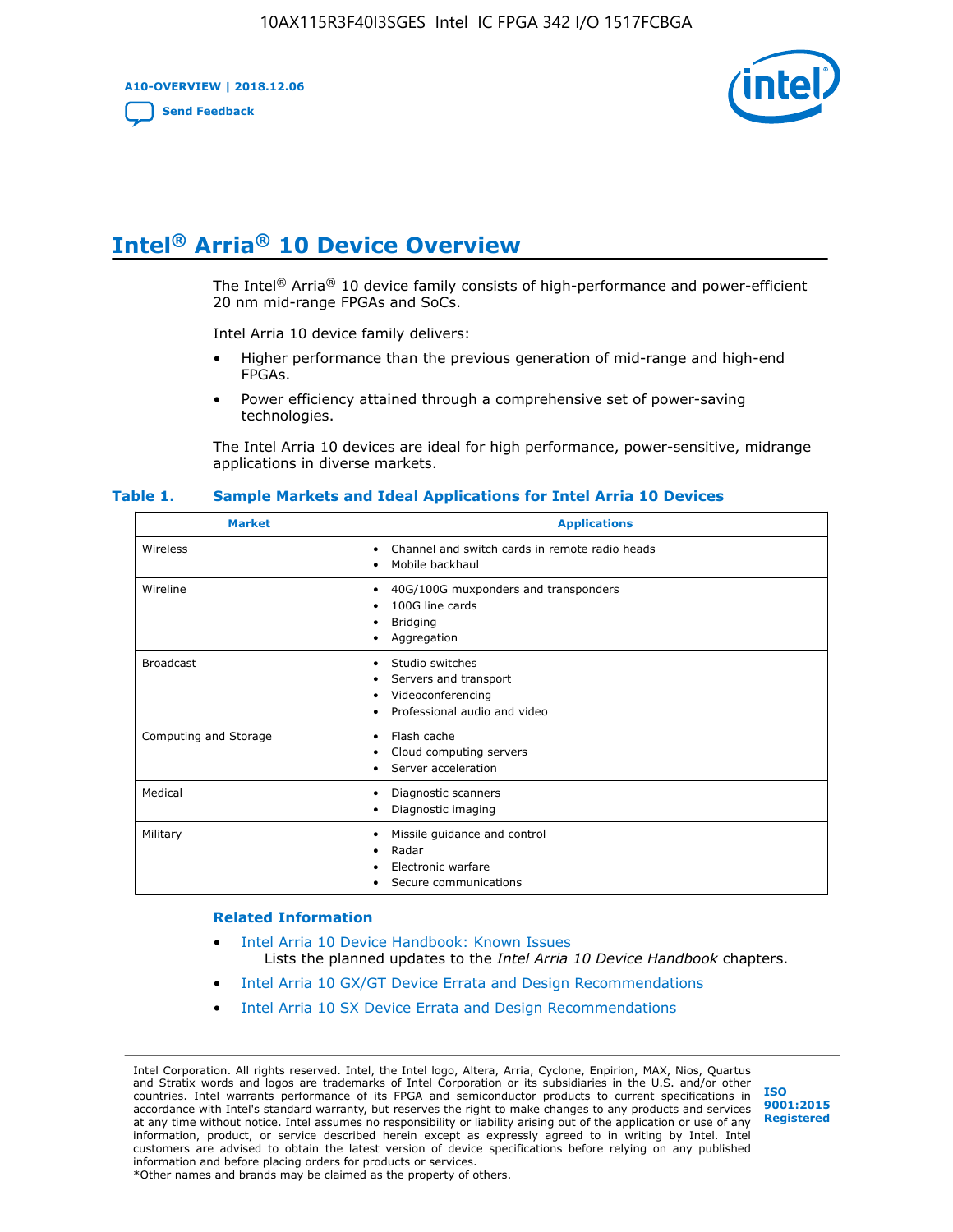# Intel® Arria® 10 Device Overview

The Intel® Arria® 10 device family consists of high-performance and power-efficient 20 nm mid-range FPGAs and SoCs.

Intel Arria 10 device family delivers:

- Higher performance than the previous generation of mid-range and high-end FPGAs.
- Power efficiency attained through a comprehensive set of power-saving technologies.

The Intel Arria 10 devices are ideal for high performance, power-sensitive, midrange applications in diverse markets.

**Table 1. Sample Markets and Ideal Applications for Intel Arria 10 Devices**

| Market | Applications |
| --- | --- |
| Wireless | • Channel and switch cards in remote radio heads<br>• Mobile backhaul |
| Wireline | • 40G/100G muxponders and transponders<br>• 100G line cards<br>• Bridging<br>• Aggregation |
| Broadcast | • Studio switches<br>• Servers and transport<br>• Videoconferencing<br>• Professional audio and video |
| Computing and Storage | • Flash cache<br>• Cloud computing servers<br>• Server acceleration |
| Medical | • Diagnostic scanners<br>• Diagnostic imaging |
| Military | • Missile guidance and control<br>• Radar<br>• Electronic warfare<br>• Secure communications |

**Related Information**

- Intel Arria 10 Device Handbook: Known Issues
  Lists the planned updates to the *Intel Arria 10 Device Handbook* chapters.
- Intel Arria 10 GX/GT Device Errata and Design Recommendations
- Intel Arria 10 SX Device Errata and Design Recommendations

Intel Corporation. All rights reserved. Intel, the Intel logo, Altera, Arria, Cyclone, Enpirion, MAX, Nios, Quartus and Stratix words and logos are trademarks of Intel Corporation or its subsidiaries in the U.S. and/or other countries. Intel warrants performance of its FPGA and semiconductor products to current specifications in accordance with Intel's standard warranty, but reserves the right to make changes to any products and services at any time without notice. Intel assumes no responsibility or liability arising out of the application or use of any information, product, or service described herein except as expressly agreed to in writing by Intel. Intel customers are advised to obtain the latest version of device specifications before relying on any published information and before placing orders for products or services.
*Other names and brands may be claimed as the property of others.

ISO 9001:2015 Registered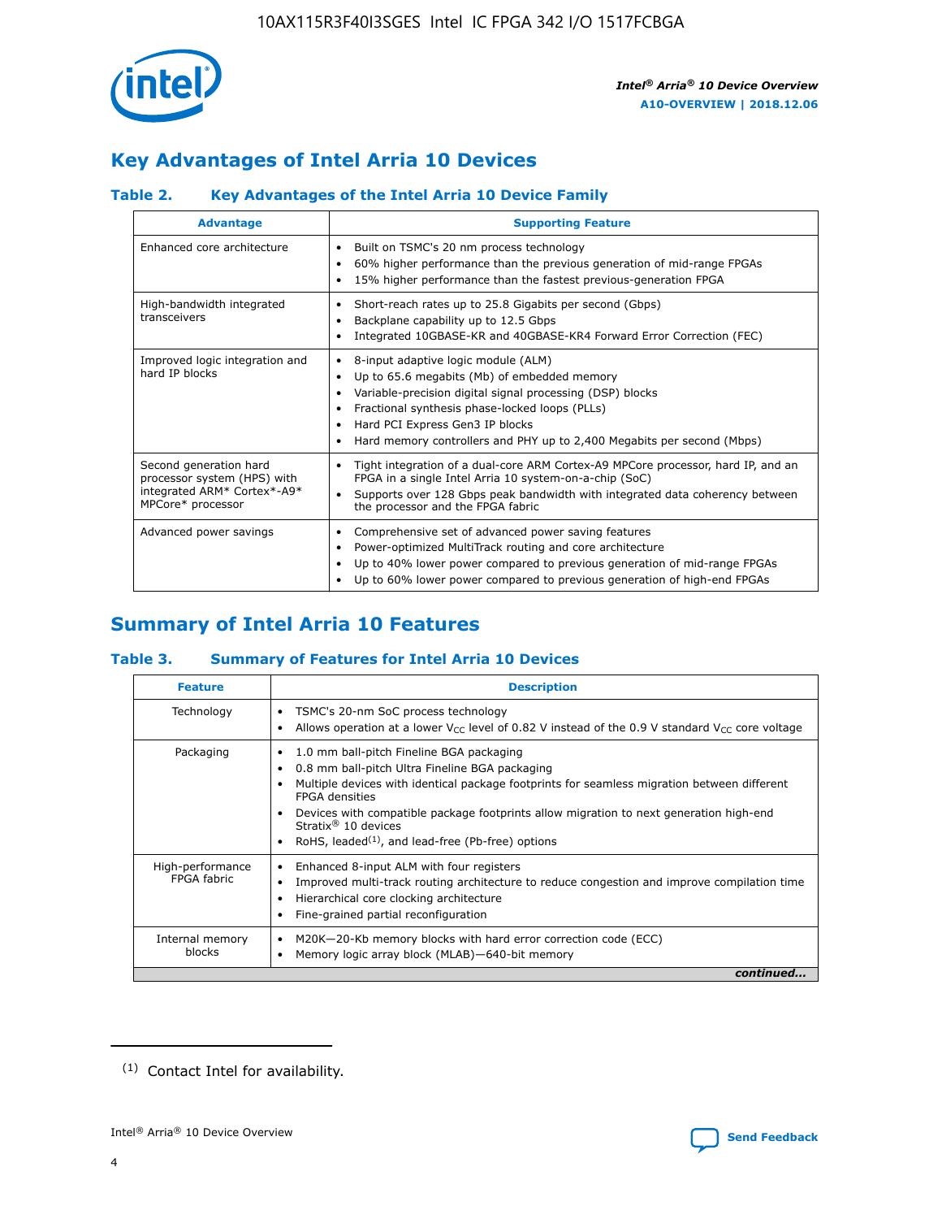# Key Advantages of Intel Arria 10 Devices

### Table 2. Key Advantages of the Intel Arria 10 Device Family

| Advantage | Supporting Feature |
|---|---|
| Enhanced core architecture | • Built on TSMC's 20 nm process technology<br>• 60% higher performance than the previous generation of mid-range FPGAs<br>• 15% higher performance than the fastest previous-generation FPGA |
| High-bandwidth integrated transceivers | • Short-reach rates up to 25.8 Gigabits per second (Gbps)<br>• Backplane capability up to 12.5 Gbps<br>• Integrated 10GBASE-KR and 40GBASE-KR4 Forward Error Correction (FEC) |
| Improved logic integration and hard IP blocks | • 8-input adaptive logic module (ALM)<br>• Up to 65.6 megabits (Mb) of embedded memory<br>• Variable-precision digital signal processing (DSP) blocks<br>• Fractional synthesis phase-locked loops (PLLs)<br>• Hard PCI Express Gen3 IP blocks<br>• Hard memory controllers and PHY up to 2,400 Megabits per second (Mbps) |
| Second generation hard processor system (HPS) with integrated ARM* Cortex*-A9* MPCore* processor | • Tight integration of a dual-core ARM Cortex-A9 MPCore processor, hard IP, and an FPGA in a single Intel Arria 10 system-on-a-chip (SoC)<br>• Supports over 128 Gbps peak bandwidth with integrated data coherency between the processor and the FPGA fabric |
| Advanced power savings | • Comprehensive set of advanced power saving features<br>• Power-optimized MultiTrack routing and core architecture<br>• Up to 40% lower power compared to previous generation of mid-range FPGAs<br>• Up to 60% lower power compared to previous generation of high-end FPGAs |

# Summary of Intel Arria 10 Features

### Table 3. Summary of Features for Intel Arria 10 Devices

| Feature | Description |
|---|---|
| Technology | • TSMC's 20-nm SoC process technology<br>• Allows operation at a lower $V_{CC}$ level of 0.82 V instead of the 0.9 V standard $V_{CC}$ core voltage |
| Packaging | • 1.0 mm ball-pitch Fineline BGA packaging<br>• 0.8 mm ball-pitch Ultra Fineline BGA packaging<br>• Multiple devices with identical package footprints for seamless migration between different FPGA densities<br>• Devices with compatible package footprints allow migration to next generation high-end Stratix® 10 devices<br>• RoHS, leaded[(1)], and lead-free (Pb-free) options |
| High-performance FPGA fabric | • Enhanced 8-input ALM with four registers<br>• Improved multi-track routing architecture to reduce congestion and improve compilation time<br>• Hierarchical core clocking architecture<br>• Fine-grained partial reconfiguration |
| Internal memory blocks | • M20K—20-Kb memory blocks with hard error correction code (ECC)<br>• Memory logic array block (MLAB)—640-bit memory |

*continued...*

(1) Contact Intel for availability.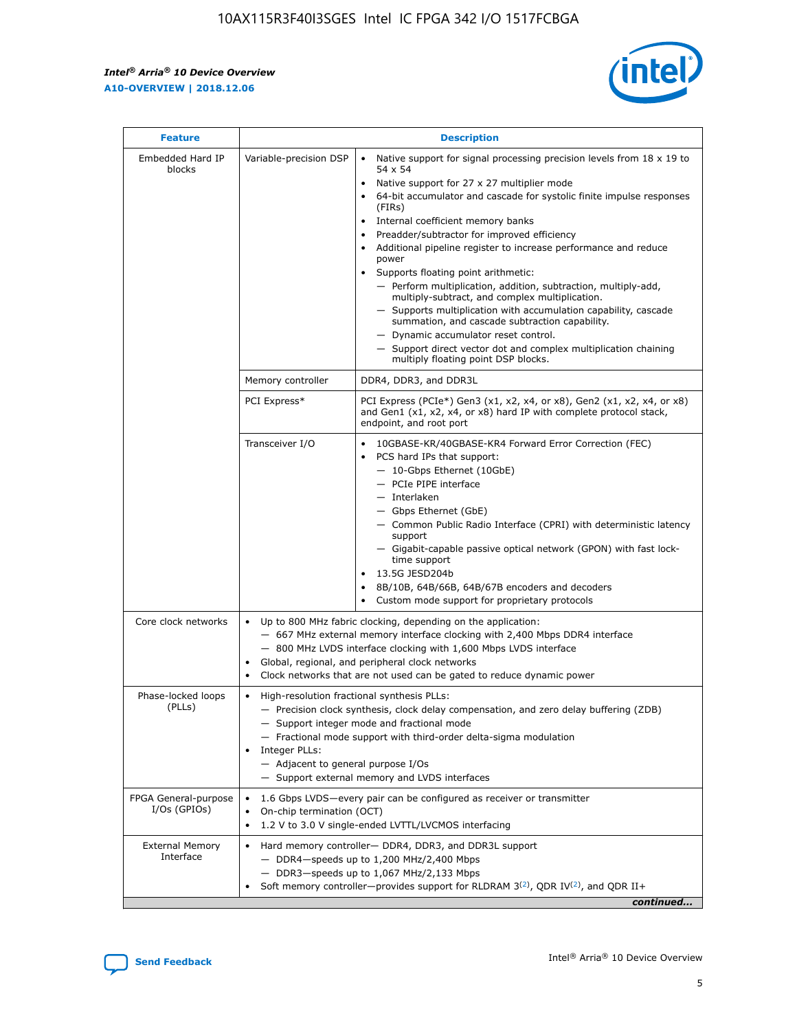| Feature | Description | |
|---|---|---|
| Embedded Hard IP blocks | Variable-precision DSP | • Native support for signal processing precision levels from 18 x 19 to 54 x 54<br>• Native support for 27 x 27 multiplier mode<br>• 64-bit accumulator and cascade for systolic finite impulse responses (FIRs)<br>• Internal coefficient memory banks<br>• Preadder/subtractor for improved efficiency<br>• Additional pipeline register to increase performance and reduce power<br>• Supports floating point arithmetic:<br>— Perform multiplication, addition, subtraction, multiply-add, multiply-subtract, and complex multiplication.<br>— Supports multiplication with accumulation capability, cascade summation, and cascade subtraction capability.<br>— Dynamic accumulator reset control.<br>— Support direct vector dot and complex multiplication chaining multiply floating point DSP blocks. |
| | Memory controller | DDR4, DDR3, and DDR3L |
| | PCI Express* | PCI Express (PCIe*) Gen3 (x1, x2, x4, or x8), Gen2 (x1, x2, x4, or x8) and Gen1 (x1, x2, x4, or x8) hard IP with complete protocol stack, endpoint, and root port |
| | Transceiver I/O | • 10GBASE-KR/40GBASE-KR4 Forward Error Correction (FEC)<br>• PCS hard IPs that support:<br>— 10-Gbps Ethernet (10GbE)<br>— PCIe PIPE interface<br>— Interlaken<br>— Gbps Ethernet (GbE)<br>— Common Public Radio Interface (CPRI) with deterministic latency support<br>— Gigabit-capable passive optical network (GPON) with fast lock-time support<br>• 13.5G JESD204b<br>• 8B/10B, 64B/66B, 64B/67B encoders and decoders<br>• Custom mode support for proprietary protocols |
| Core clock networks | • Up to 800 MHz fabric clocking, depending on the application:<br>— 667 MHz external memory interface clocking with 2,400 Mbps DDR4 interface<br>— 800 MHz LVDS interface clocking with 1,600 Mbps LVDS interface<br>• Global, regional, and peripheral clock networks<br>• Clock networks that are not used can be gated to reduce dynamic power | |
| Phase-locked loops (PLLs) | • High-resolution fractional synthesis PLLs:<br>— Precision clock synthesis, clock delay compensation, and zero delay buffering (ZDB)<br>— Support integer mode and fractional mode<br>— Fractional mode support with third-order delta-sigma modulation<br>• Integer PLLs:<br>— Adjacent to general purpose I/Os<br>— Support external memory and LVDS interfaces | |
| FPGA General-purpose I/Os (GPIOs) | • 1.6 Gbps LVDS—every pair can be configured as receiver or transmitter<br>• On-chip termination (OCT)<br>• 1.2 V to 3.0 V single-ended LVTTL/LVCMOS interfacing | |
| External Memory Interface | • Hard memory controller— DDR4, DDR3, and DDR3L support<br>— DDR4—speeds up to 1,200 MHz/2,400 Mbps<br>— DDR3—speeds up to 1,067 MHz/2,133 Mbps<br>• Soft memory controller—provides support for RLDRAM 3[(2)], QDR IV[(2)], and QDR II+ | |

*continued...*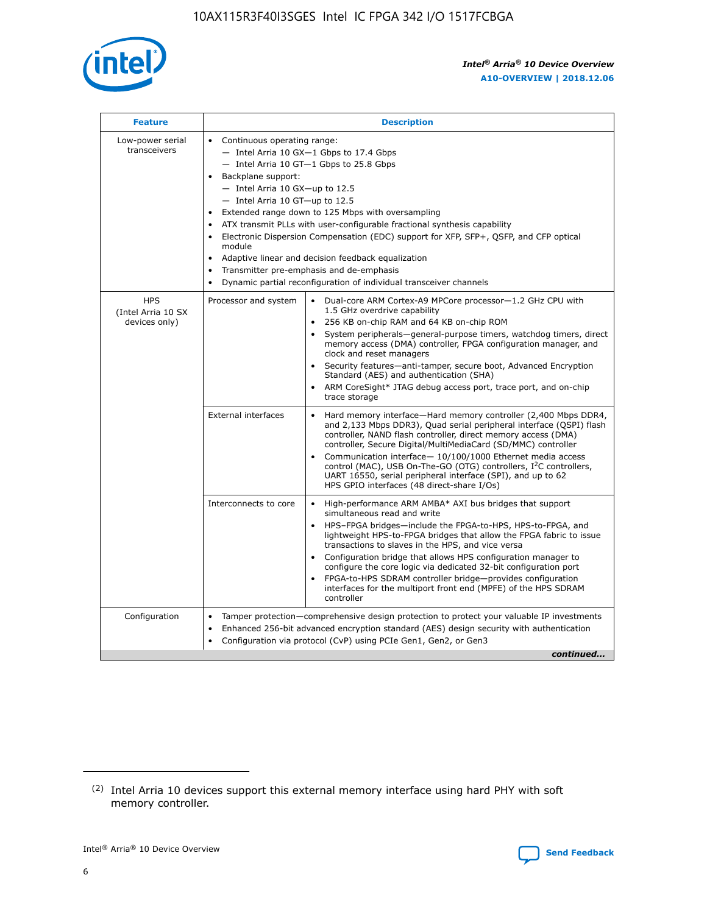| Feature | Description | |
|---|---|---|
| Low-power serial transceivers | • Continuous operating range:<br>— Intel Arria 10 GX—1 Gbps to 17.4 Gbps<br>— Intel Arria 10 GT—1 Gbps to 25.8 Gbps<br>• Backplane support:<br>— Intel Arria 10 GX—up to 12.5<br>— Intel Arria 10 GT—up to 12.5<br>• Extended range down to 125 Mbps with oversampling<br>• ATX transmit PLLs with user-configurable fractional synthesis capability<br>• Electronic Dispersion Compensation (EDC) support for XFP, SFP+, QSFP, and CFP optical module<br>• Adaptive linear and decision feedback equalization<br>• Transmitter pre-emphasis and de-emphasis<br>• Dynamic partial reconfiguration of individual transceiver channels | |
| HPS (Intel Arria 10 SX devices only) | Processor and system | • Dual-core ARM Cortex-A9 MPCore processor—1.2 GHz CPU with 1.5 GHz overdrive capability<br>• 256 KB on-chip RAM and 64 KB on-chip ROM<br>• System peripherals—general-purpose timers, watchdog timers, direct memory access (DMA) controller, FPGA configuration manager, and clock and reset managers<br>• Security features—anti-tamper, secure boot, Advanced Encryption Standard (AES) and authentication (SHA)<br>• ARM CoreSight* JTAG debug access port, trace port, and on-chip trace storage |
| | External interfaces | • Hard memory interface—Hard memory controller (2,400 Mbps DDR4, and 2,133 Mbps DDR3), Quad serial peripheral interface (QSPI) flash controller, NAND flash controller, direct memory access (DMA) controller, Secure Digital/MultiMediaCard (SD/MMC) controller<br>• Communication interface— 10/100/1000 Ethernet media access control (MAC), USB On-The-GO (OTG) controllers, I²C controllers, UART 16550, serial peripheral interface (SPI), and up to 62 HPS GPIO interfaces (48 direct-share I/Os) |
| | Interconnects to core | • High-performance ARM AMBA* AXI bus bridges that support simultaneous read and write<br>• HPS–FPGA bridges—include the FPGA-to-HPS, HPS-to-FPGA, and lightweight HPS-to-FPGA bridges that allow the FPGA fabric to issue transactions to slaves in the HPS, and vice versa<br>• Configuration bridge that allows HPS configuration manager to configure the core logic via dedicated 32-bit configuration port<br>• FPGA-to-HPS SDRAM controller bridge—provides configuration interfaces for the multiport front end (MPFE) of the HPS SDRAM controller |
| Configuration | • Tamper protection—comprehensive design protection to protect your valuable IP investments<br>• Enhanced 256-bit advanced encryption standard (AES) design security with authentication<br>• Configuration via protocol (CvP) using PCIe Gen1, Gen2, or Gen3 | |

*continued...*

(2) Intel Arria 10 devices support this external memory interface using hard PHY with soft memory controller.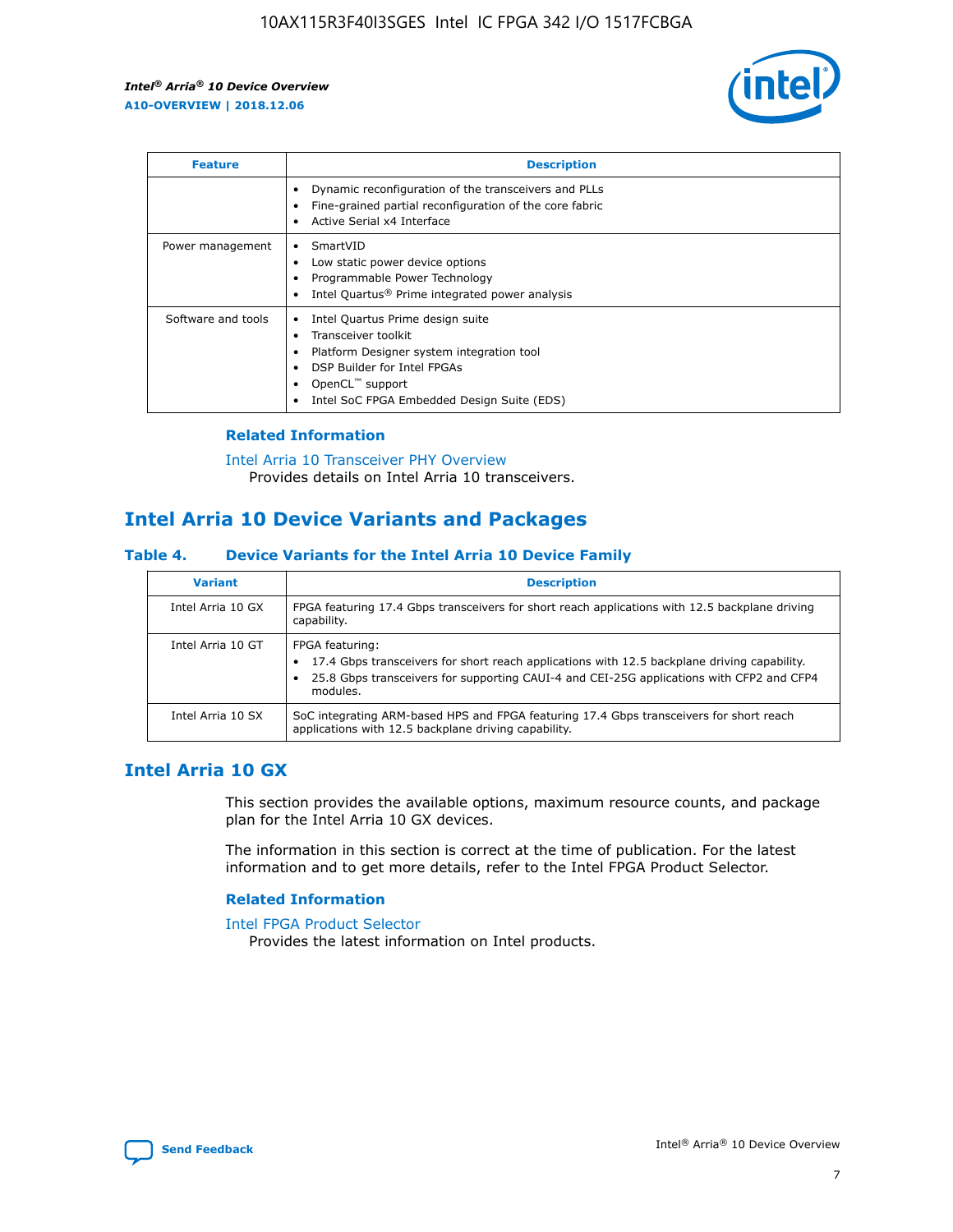| Feature | Description |
| --- | --- |
| | • Dynamic reconfiguration of the transceivers and PLLs<br>• Fine-grained partial reconfiguration of the core fabric<br>• Active Serial x4 Interface |
| Power management | • SmartVID<br>• Low static power device options<br>• Programmable Power Technology<br>• Intel Quartus® Prime integrated power analysis |
| Software and tools | • Intel Quartus Prime design suite<br>• Transceiver toolkit<br>• Platform Designer system integration tool<br>• DSP Builder for Intel FPGAs<br>• OpenCL™ support<br>• Intel SoC FPGA Embedded Design Suite (EDS) |

### Related Information

Intel Arria 10 Transceiver PHY Overview
Provides details on Intel Arria 10 transceivers.

## Intel Arria 10 Device Variants and Packages

### Table 4. Device Variants for the Intel Arria 10 Device Family

| Variant | Description |
| --- | --- |
| Intel Arria 10 GX | FPGA featuring 17.4 Gbps transceivers for short reach applications with 12.5 backplane driving capability. |
| Intel Arria 10 GT | FPGA featuring:<br>• 17.4 Gbps transceivers for short reach applications with 12.5 backplane driving capability.<br>• 25.8 Gbps transceivers for supporting CAUI-4 and CEI-25G applications with CFP2 and CFP4 modules. |
| Intel Arria 10 SX | SoC integrating ARM-based HPS and FPGA featuring 17.4 Gbps transceivers for short reach applications with 12.5 backplane driving capability. |

## Intel Arria 10 GX

This section provides the available options, maximum resource counts, and package plan for the Intel Arria 10 GX devices.

The information in this section is correct at the time of publication. For the latest information and to get more details, refer to the Intel FPGA Product Selector.

### Related Information

Intel FPGA Product Selector
Provides the latest information on Intel products.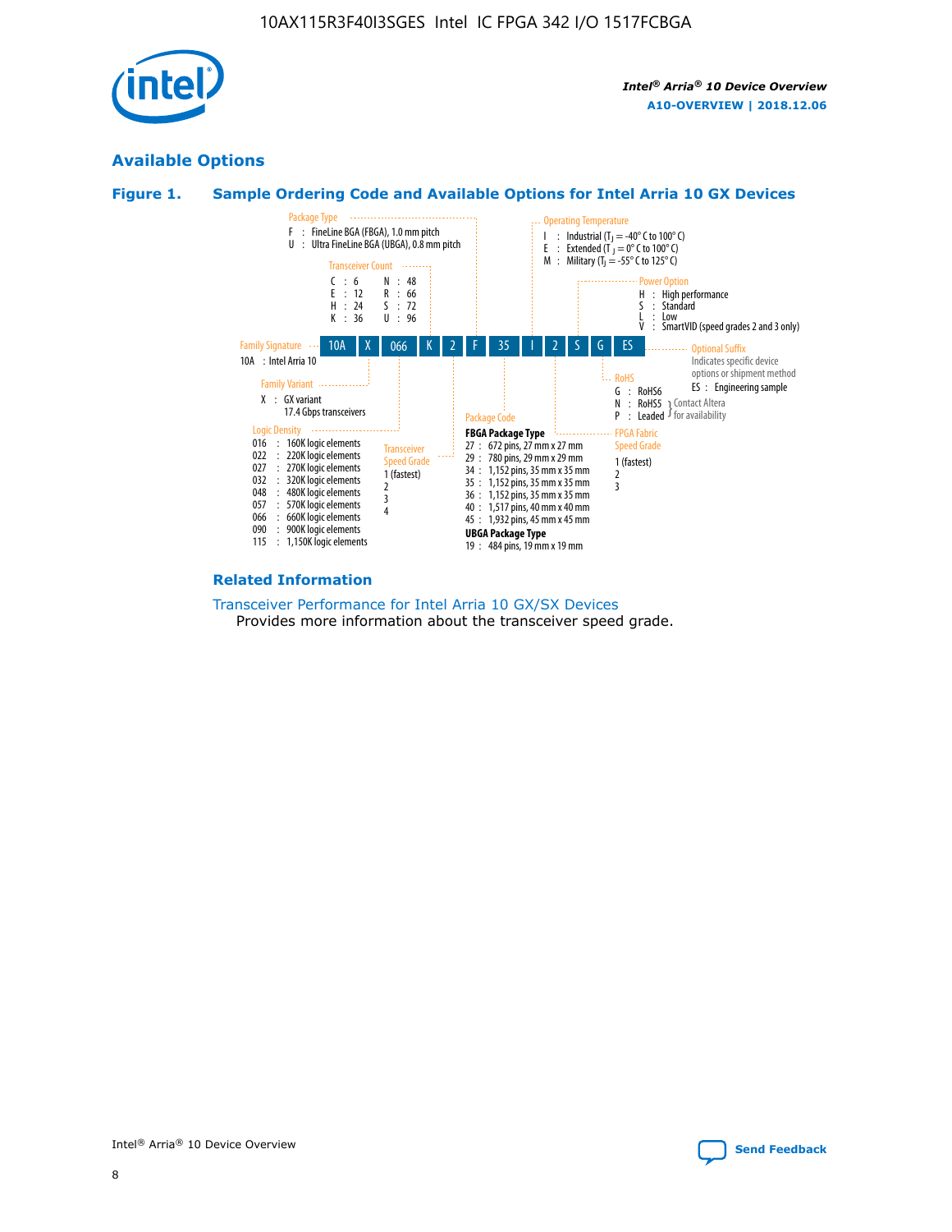## Available Options

### Figure 1. Sample Ordering Code and Available Options for Intel Arria 10 GX Devices

**Sample ordering code:** 10A X 066 K 2 F 35 I 2 S G ES

**Family Signature**
- 10A : Intel Arria 10

**Family Variant**
- X : GX variant, 17.4 Gbps transceivers

**Logic Density**
- 016 : 160K logic elements
- 022 : 220K logic elements
- 027 : 270K logic elements
- 032 : 320K logic elements
- 048 : 480K logic elements
- 057 : 570K logic elements
- 066 : 660K logic elements
- 090 : 900K logic elements
- 115 : 1,150K logic elements

**Transceiver Count**
- C : 6
- E : 12
- H : 24
- K : 36
- N : 48
- R : 66
- S : 72
- U : 96

**Transceiver Speed Grade**
- 1 (fastest)
- 2
- 3
- 4

**Package Type**
- F : FineLine BGA (FBGA), 1.0 mm pitch
- U : Ultra FineLine BGA (UBGA), 0.8 mm pitch

**Package Code**

FBGA Package Type
- 27 : 672 pins, 27 mm x 27 mm
- 29 : 780 pins, 29 mm x 29 mm
- 34 : 1,152 pins, 35 mm x 35 mm
- 35 : 1,152 pins, 35 mm x 35 mm
- 36 : 1,152 pins, 35 mm x 35 mm
- 40 : 1,517 pins, 40 mm x 40 mm
- 45 : 1,932 pins, 45 mm x 45 mm

UBGA Package Type
- 19 : 484 pins, 19 mm x 19 mm

**Operating Temperature**
- I : Industrial ($T_J$ = -40° C to 100° C)
- E : Extended ($T_J$ = 0° C to 100° C)
- M : Military ($T_J$ = -55° C to 125° C)

**FPGA Fabric Speed Grade**
- 1 (fastest)
- 2
- 3

**Power Option**
- H : High performance
- S : Standard
- L : Low
- V : SmartVID (speed grades 2 and 3 only)

**RoHS**
- G : RoHS6
- N : RoHS5 (Contact Altera for availability)
- P : Leaded (Contact Altera for availability)

**Optional Suffix**

Indicates specific device options or shipment method
- ES : Engineering sample

### Related Information

Transceiver Performance for Intel Arria 10 GX/SX Devices
Provides more information about the transceiver speed grade.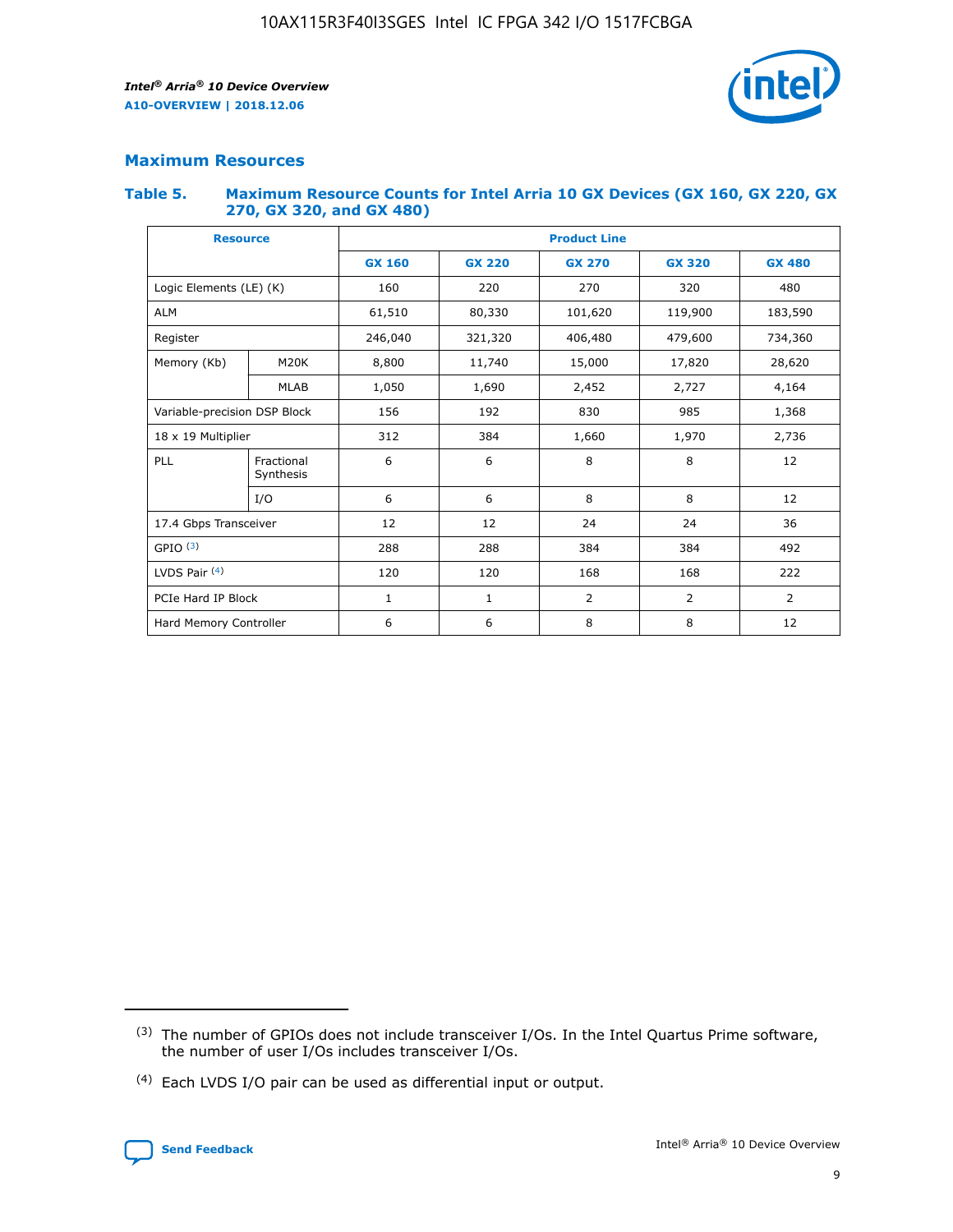## Maximum Resources

### Table 5. Maximum Resource Counts for Intel Arria 10 GX Devices (GX 160, GX 220, GX 270, GX 320, and GX 480)

| Resource | | Product Line | | | | |
|---|---|---|---|---|---|---|
| | | GX 160 | GX 220 | GX 270 | GX 320 | GX 480 |
| Logic Elements (LE) (K) | | 160 | 220 | 270 | 320 | 480 |
| ALM | | 61,510 | 80,330 | 101,620 | 119,900 | 183,590 |
| Register | | 246,040 | 321,320 | 406,480 | 479,600 | 734,360 |
| Memory (Kb) | M20K | 8,800 | 11,740 | 15,000 | 17,820 | 28,620 |
| | MLAB | 1,050 | 1,690 | 2,452 | 2,727 | 4,164 |
| Variable-precision DSP Block | | 156 | 192 | 830 | 985 | 1,368 |
| 18 x 19 Multiplier | | 312 | 384 | 1,660 | 1,970 | 2,736 |
| PLL | Fractional Synthesis | 6 | 6 | 8 | 8 | 12 |
| | I/O | 6 | 6 | 8 | 8 | 12 |
| 17.4 Gbps Transceiver | | 12 | 12 | 24 | 24 | 36 |
| GPIO [(3)] | | 288 | 288 | 384 | 384 | 492 |
| LVDS Pair [(4)] | | 120 | 120 | 168 | 168 | 222 |
| PCIe Hard IP Block | | 1 | 1 | 2 | 2 | 2 |
| Hard Memory Controller | | 6 | 6 | 8 | 8 | 12 |

(3) The number of GPIOs does not include transceiver I/Os. In the Intel Quartus Prime software, the number of user I/Os includes transceiver I/Os.

(4) Each LVDS I/O pair can be used as differential input or output.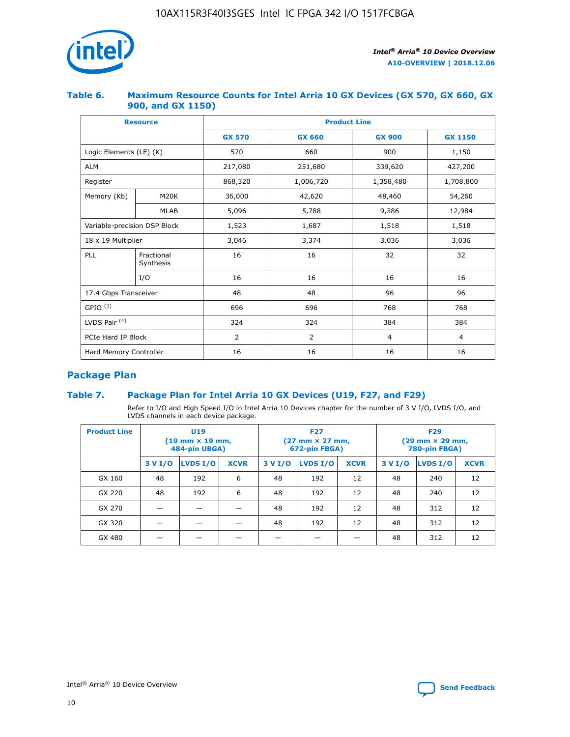## Table 6. Maximum Resource Counts for Intel Arria 10 GX Devices (GX 570, GX 660, GX 900, and GX 1150)

| Resource | | Product Line | | | |
|---|---|---|---|---|---|
| | | GX 570 | GX 660 | GX 900 | GX 1150 |
| Logic Elements (LE) (K) | | 570 | 660 | 900 | 1,150 |
| ALM | | 217,080 | 251,680 | 339,620 | 427,200 |
| Register | | 868,320 | 1,006,720 | 1,358,480 | 1,708,800 |
| Memory (Kb) | M20K | 36,000 | 42,620 | 48,460 | 54,260 |
| | MLAB | 5,096 | 5,788 | 9,386 | 12,984 |
| Variable-precision DSP Block | | 1,523 | 1,687 | 1,518 | 1,518 |
| 18 x 19 Multiplier | | 3,046 | 3,374 | 3,036 | 3,036 |
| PLL | Fractional Synthesis | 16 | 16 | 32 | 32 |
| | I/O | 16 | 16 | 16 | 16 |
| 17.4 Gbps Transceiver | | 48 | 48 | 96 | 96 |
| GPIO [(3)] | | 696 | 696 | 768 | 768 |
| LVDS Pair [(4)] | | 324 | 324 | 384 | 384 |
| PCIe Hard IP Block | | 2 | 2 | 4 | 4 |
| Hard Memory Controller | | 16 | 16 | 16 | 16 |

## Package Plan

## Table 7. Package Plan for Intel Arria 10 GX Devices (U19, F27, and F29)

Refer to I/O and High Speed I/O in Intel Arria 10 Devices chapter for the number of 3 V I/O, LVDS I/O, and LVDS channels in each device package.

| Product Line | U19 (19 mm × 19 mm, 484-pin UBGA) | | | F27 (27 mm × 27 mm, 672-pin FBGA) | | | F29 (29 mm × 29 mm, 780-pin FBGA) | | |
|---|---|---|---|---|---|---|---|---|---|
| | 3 V I/O | LVDS I/O | XCVR | 3 V I/O | LVDS I/O | XCVR | 3 V I/O | LVDS I/O | XCVR |
| GX 160 | 48 | 192 | 6 | 48 | 192 | 12 | 48 | 240 | 12 |
| GX 220 | 48 | 192 | 6 | 48 | 192 | 12 | 48 | 240 | 12 |
| GX 270 | — | — | — | 48 | 192 | 12 | 48 | 312 | 12 |
| GX 320 | — | — | — | 48 | 192 | 12 | 48 | 312 | 12 |
| GX 480 | — | — | — | — | — | — | 48 | 312 | 12 |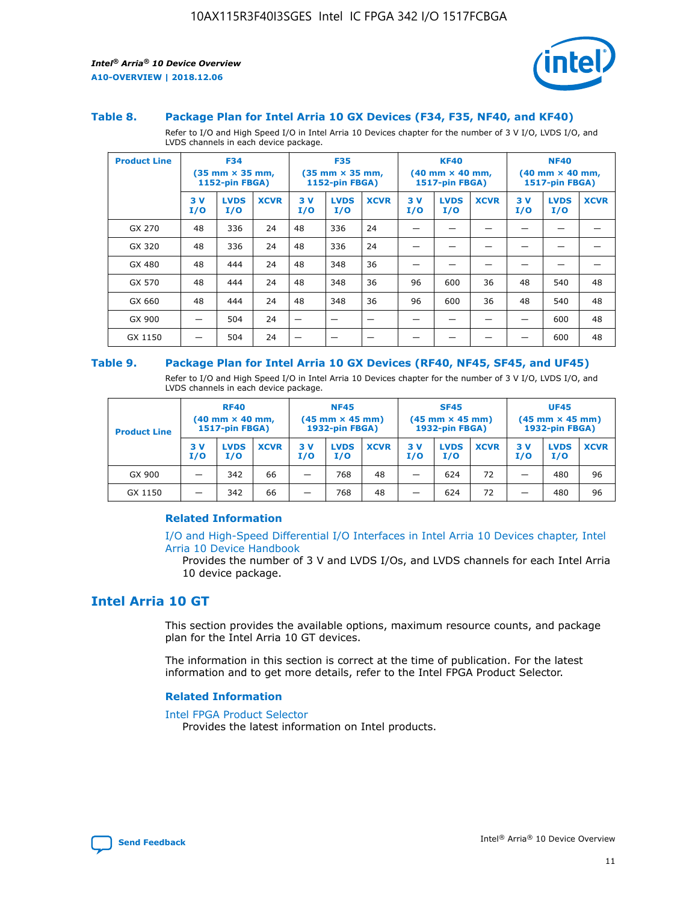### Table 8. Package Plan for Intel Arria 10 GX Devices (F34, F35, NF40, and KF40)

Refer to I/O and High Speed I/O in Intel Arria 10 Devices chapter for the number of 3 V I/O, LVDS I/O, and LVDS channels in each device package.

| Product Line | F34 (35 mm × 35 mm, 1152-pin FBGA) | | | F35 (35 mm × 35 mm, 1152-pin FBGA) | | | KF40 (40 mm × 40 mm, 1517-pin FBGA) | | | NF40 (40 mm × 40 mm, 1517-pin FBGA) | | |
|---|---|---|---|---|---|---|---|---|---|---|---|---|
| | 3 V I/O | LVDS I/O | XCVR | 3 V I/O | LVDS I/O | XCVR | 3 V I/O | LVDS I/O | XCVR | 3 V I/O | LVDS I/O | XCVR |
| GX 270 | 48 | 336 | 24 | 48 | 336 | 24 | — | — | — | — | — | — |
| GX 320 | 48 | 336 | 24 | 48 | 336 | 24 | — | — | — | — | — | — |
| GX 480 | 48 | 444 | 24 | 48 | 348 | 36 | — | — | — | — | — | — |
| GX 570 | 48 | 444 | 24 | 48 | 348 | 36 | 96 | 600 | 36 | 48 | 540 | 48 |
| GX 660 | 48 | 444 | 24 | 48 | 348 | 36 | 96 | 600 | 36 | 48 | 540 | 48 |
| GX 900 | — | 504 | 24 | — | — | — | — | — | — | — | 600 | 48 |
| GX 1150 | — | 504 | 24 | — | — | — | — | — | — | — | 600 | 48 |

### Table 9. Package Plan for Intel Arria 10 GX Devices (RF40, NF45, SF45, and UF45)

Refer to I/O and High Speed I/O in Intel Arria 10 Devices chapter for the number of 3 V I/O, LVDS I/O, and LVDS channels in each device package.

| Product Line | RF40 (40 mm × 40 mm, 1517-pin FBGA) | | | NF45 (45 mm × 45 mm) 1932-pin FBGA) | | | SF45 (45 mm × 45 mm) 1932-pin FBGA) | | | UF45 (45 mm × 45 mm) 1932-pin FBGA) | | |
|---|---|---|---|---|---|---|---|---|---|---|---|---|
| | 3 V I/O | LVDS I/O | XCVR | 3 V I/O | LVDS I/O | XCVR | 3 V I/O | LVDS I/O | XCVR | 3 V I/O | LVDS I/O | XCVR |
| GX 900 | — | 342 | 66 | — | 768 | 48 | — | 624 | 72 | — | 480 | 96 |
| GX 1150 | — | 342 | 66 | — | 768 | 48 | — | 624 | 72 | — | 480 | 96 |

#### Related Information

I/O and High-Speed Differential I/O Interfaces in Intel Arria 10 Devices chapter, Intel Arria 10 Device Handbook

Provides the number of 3 V and LVDS I/Os, and LVDS channels for each Intel Arria 10 device package.

## Intel Arria 10 GT

This section provides the available options, maximum resource counts, and package plan for the Intel Arria 10 GT devices.

The information in this section is correct at the time of publication. For the latest information and to get more details, refer to the Intel FPGA Product Selector.

#### Related Information

Intel FPGA Product Selector

Provides the latest information on Intel products.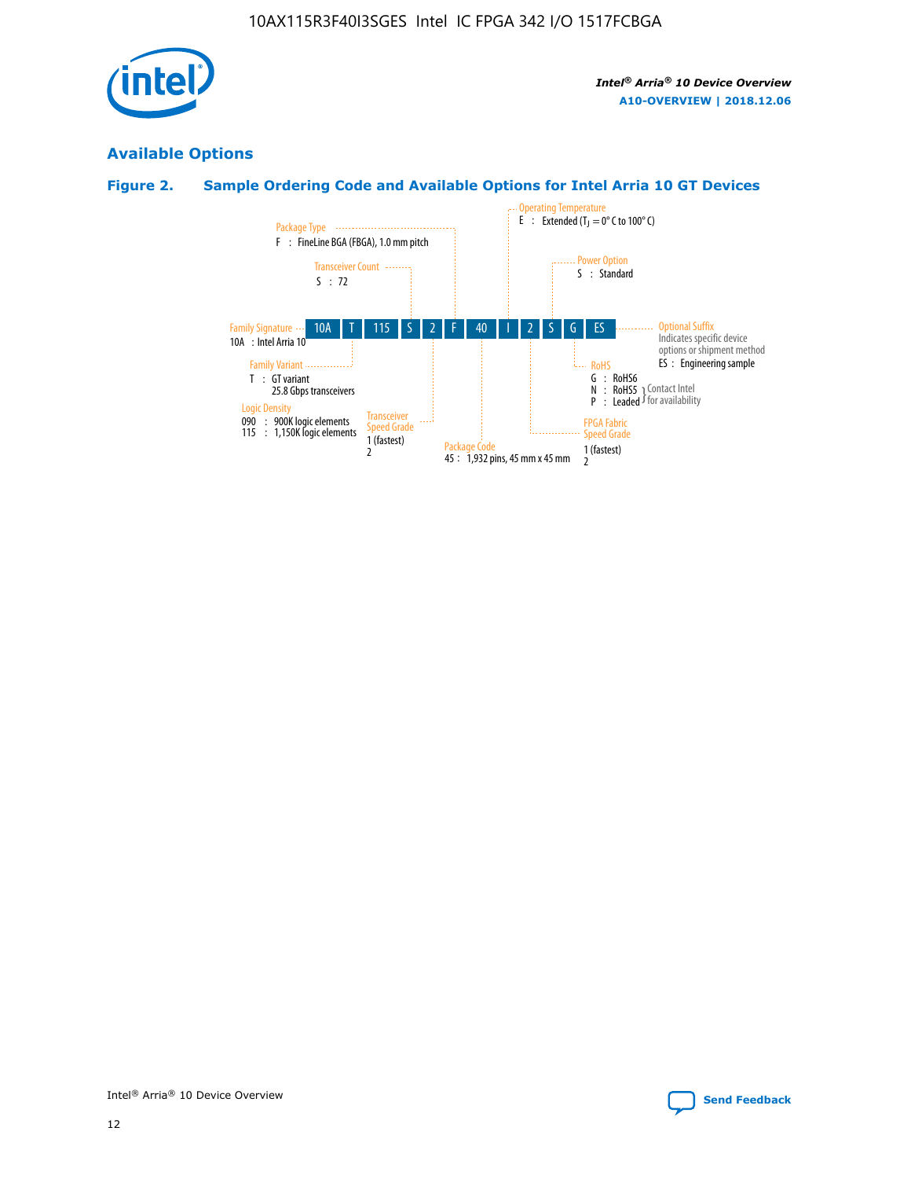## Available Options

### Figure 2. Sample Ordering Code and Available Options for Intel Arria 10 GT Devices

| 10A | T | 115 | S | 2 | F | 40 | I | 2 | S | G | ES |
|---|---|---|---|---|---|---|---|---|---|---|---|

**Family Signature**
10A : Intel Arria 10

**Family Variant**
T : GT variant
25.8 Gbps transceivers

**Logic Density**
090 : 900K logic elements
115 : 1,150K logic elements

**Transceiver Count**
S : 72

**Transceiver Speed Grade**
1 (fastest)
2

**Package Type**
F : FineLine BGA (FBGA), 1.0 mm pitch

**Package Code**
45 : 1,932 pins, 45 mm x 45 mm

**Operating Temperature**
E : Extended ($T_J$ = 0° C to 100° C)

**FPGA Fabric Speed Grade**
1 (fastest)
2

**Power Option**
S : Standard

**RoHS**
G : RoHS6
N : RoHS5 } Contact Intel for availability
P : Leaded } Contact Intel for availability

**Optional Suffix**
Indicates specific device options or shipment method
ES : Engineering sample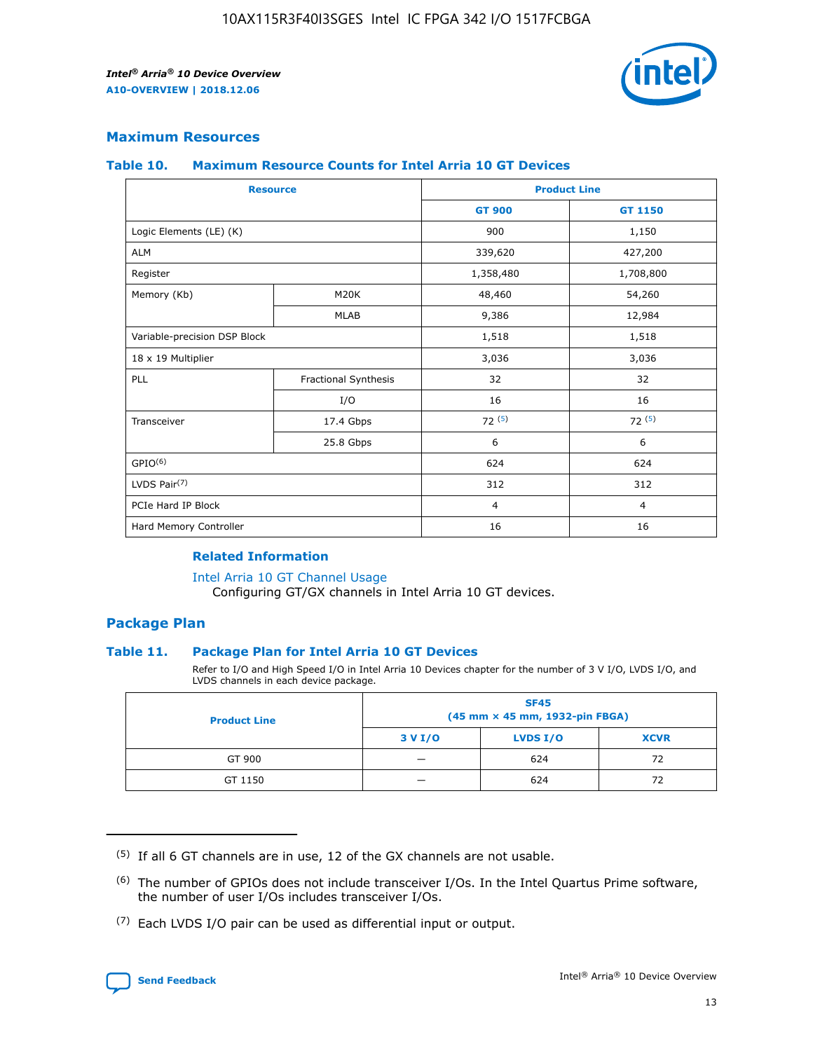## Maximum Resources

### Table 10. Maximum Resource Counts for Intel Arria 10 GT Devices

| Resource | | Product Line | |
|---|---|---|---|
| | | GT 900 | GT 1150 |
| Logic Elements (LE) (K) | | 900 | 1,150 |
| ALM | | 339,620 | 427,200 |
| Register | | 1,358,480 | 1,708,800 |
| Memory (Kb) | M20K | 48,460 | 54,260 |
| | MLAB | 9,386 | 12,984 |
| Variable-precision DSP Block | | 1,518 | 1,518 |
| 18 x 19 Multiplier | | 3,036 | 3,036 |
| PLL | Fractional Synthesis | 32 | 32 |
| | I/O | 16 | 16 |
| Transceiver | 17.4 Gbps | 72 [(5)] | 72 [(5)] |
| | 25.8 Gbps | 6 | 6 |
| GPIO[(6)] | | 624 | 624 |
| LVDS Pair[(7)] | | 312 | 312 |
| PCIe Hard IP Block | | 4 | 4 |
| Hard Memory Controller | | 16 | 16 |

#### Related Information

Intel Arria 10 GT Channel Usage
Configuring GT/GX channels in Intel Arria 10 GT devices.

## Package Plan

### Table 11. Package Plan for Intel Arria 10 GT Devices

Refer to I/O and High Speed I/O in Intel Arria 10 Devices chapter for the number of 3 V I/O, LVDS I/O, and LVDS channels in each device package.

| Product Line | SF45 (45 mm × 45 mm, 1932-pin FBGA) | | |
|---|---|---|---|
| | 3 V I/O | LVDS I/O | XCVR |
| GT 900 | — | 624 | 72 |
| GT 1150 | — | 624 | 72 |

---

(5) If all 6 GT channels are in use, 12 of the GX channels are not usable.

(6) The number of GPIOs does not include transceiver I/Os. In the Intel Quartus Prime software, the number of user I/Os includes transceiver I/Os.

(7) Each LVDS I/O pair can be used as differential input or output.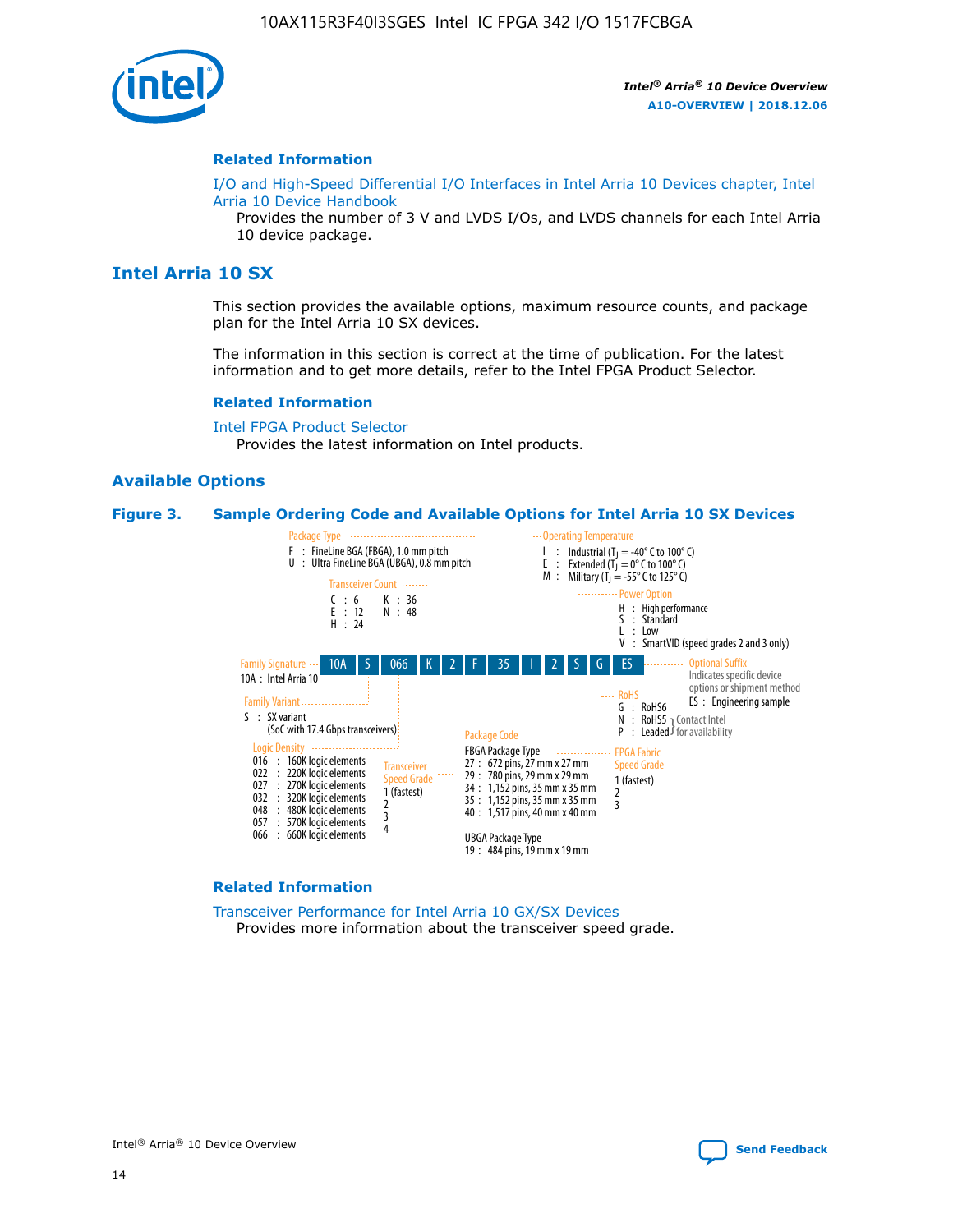#### Related Information

I/O and High-Speed Differential I/O Interfaces in Intel Arria 10 Devices chapter, Intel Arria 10 Device Handbook
Provides the number of 3 V and LVDS I/Os, and LVDS channels for each Intel Arria 10 device package.

## Intel Arria 10 SX

This section provides the available options, maximum resource counts, and package plan for the Intel Arria 10 SX devices.

The information in this section is correct at the time of publication. For the latest information and to get more details, refer to the Intel FPGA Product Selector.

#### Related Information

Intel FPGA Product Selector
Provides the latest information on Intel products.

### Available Options

**Figure 3. Sample Ordering Code and Available Options for Intel Arria 10 SX Devices**

Sample ordering code: 10A S 066 K 2 F 35 I 2 S G ES

- **Family Signature**
  - 10A : Intel Arria 10
- **Family Variant**
  - S : SX variant (SoC with 17.4 Gbps transceivers)
- **Logic Density**
  - 016 : 160K logic elements
  - 022 : 220K logic elements
  - 027 : 270K logic elements
  - 032 : 320K logic elements
  - 048 : 480K logic elements
  - 057 : 570K logic elements
  - 066 : 660K logic elements
- **Transceiver Count**
  - C : 6
  - E : 12
  - H : 24
  - K : 36
  - N : 48
- **Transceiver Speed Grade**
  - 1 (fastest)
  - 2
  - 3
  - 4
- **Package Type**
  - F : FineLine BGA (FBGA), 1.0 mm pitch
  - U : Ultra FineLine BGA (UBGA), 0.8 mm pitch
- **Package Code**
  - FBGA Package Type
    - 27 : 672 pins, 27 mm x 27 mm
    - 29 : 780 pins, 29 mm x 29 mm
    - 34 : 1,152 pins, 35 mm x 35 mm
    - 35 : 1,152 pins, 35 mm x 35 mm
    - 40 : 1,517 pins, 40 mm x 40 mm
  - UBGA Package Type
    - 19 : 484 pins, 19 mm x 19 mm
- **Operating Temperature**
  - I : Industrial ($T_J$ = -40° C to 100° C)
  - E : Extended ($T_J$ = 0° C to 100° C)
  - M : Military ($T_J$ = -55° C to 125° C)
- **FPGA Fabric Speed Grade**
  - 1 (fastest)
  - 2
  - 3
- **Power Option**
  - H : High performance
  - S : Standard
  - L : Low
  - V : SmartVID (speed grades 2 and 3 only)
- **RoHS**
  - G : RoHS6
  - N : RoHS5 (Contact Intel for availability)
  - P : Leaded (Contact Intel for availability)
- **Optional Suffix**
  - Indicates specific device options or shipment method
  - ES : Engineering sample

#### Related Information

Transceiver Performance for Intel Arria 10 GX/SX Devices
Provides more information about the transceiver speed grade.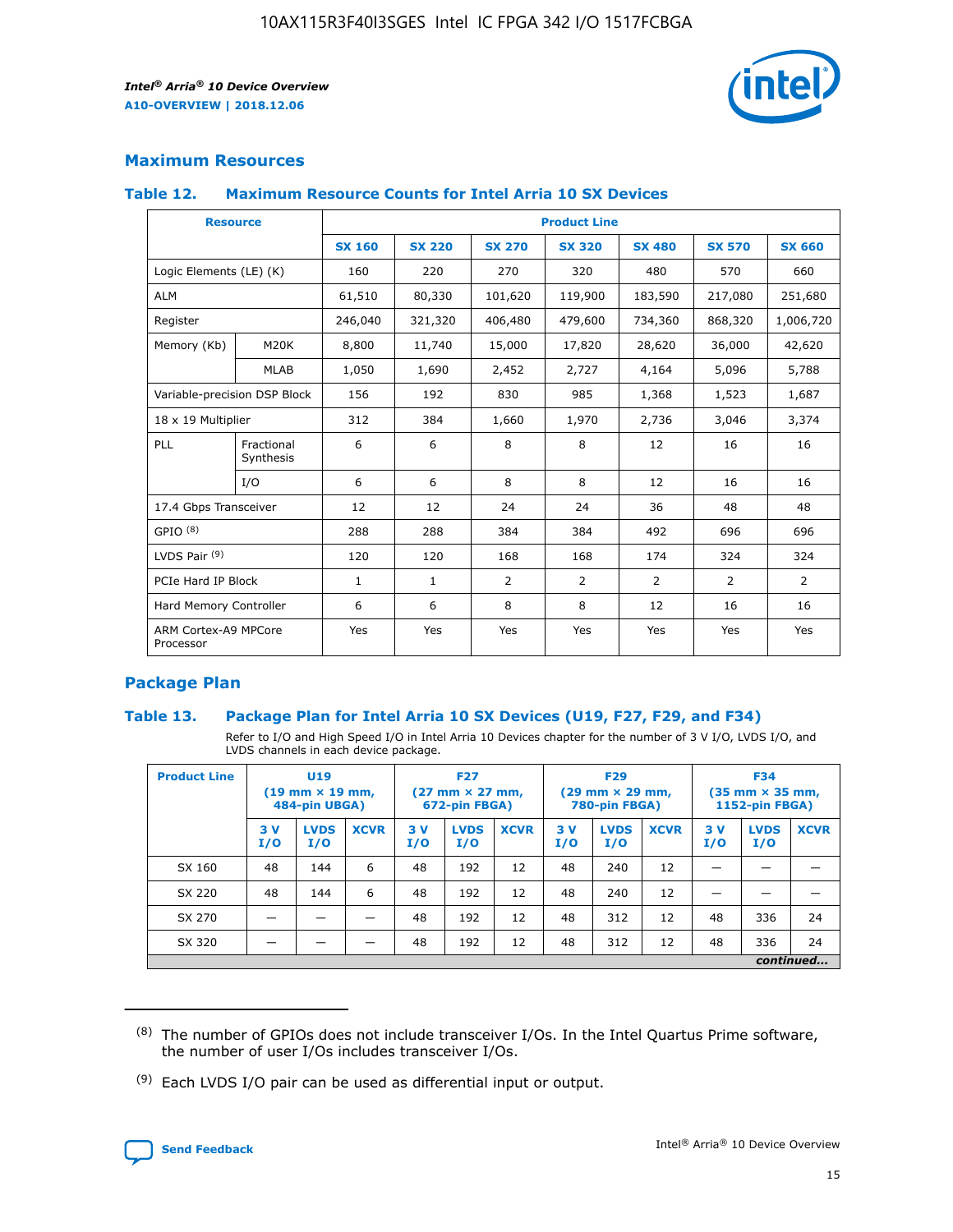## Maximum Resources

### Table 12. Maximum Resource Counts for Intel Arria 10 SX Devices

| Resource | | Product Line | | | | | | |
|---|---|---|---|---|---|---|---|---|
| | | SX 160 | SX 220 | SX 270 | SX 320 | SX 480 | SX 570 | SX 660 |
| Logic Elements (LE) (K) | | 160 | 220 | 270 | 320 | 480 | 570 | 660 |
| ALM | | 61,510 | 80,330 | 101,620 | 119,900 | 183,590 | 217,080 | 251,680 |
| Register | | 246,040 | 321,320 | 406,480 | 479,600 | 734,360 | 868,320 | 1,006,720 |
| Memory (Kb) | M20K | 8,800 | 11,740 | 15,000 | 17,820 | 28,620 | 36,000 | 42,620 |
| | MLAB | 1,050 | 1,690 | 2,452 | 2,727 | 4,164 | 5,096 | 5,788 |
| Variable-precision DSP Block | | 156 | 192 | 830 | 985 | 1,368 | 1,523 | 1,687 |
| 18 x 19 Multiplier | | 312 | 384 | 1,660 | 1,970 | 2,736 | 3,046 | 3,374 |
| PLL | Fractional Synthesis | 6 | 6 | 8 | 8 | 12 | 16 | 16 |
| | I/O | 6 | 6 | 8 | 8 | 12 | 16 | 16 |
| 17.4 Gbps Transceiver | | 12 | 12 | 24 | 24 | 36 | 48 | 48 |
| GPIO [8] | | 288 | 288 | 384 | 384 | 492 | 696 | 696 |
| LVDS Pair [9] | | 120 | 120 | 168 | 168 | 174 | 324 | 324 |
| PCIe Hard IP Block | | 1 | 1 | 2 | 2 | 2 | 2 | 2 |
| Hard Memory Controller | | 6 | 6 | 8 | 8 | 12 | 16 | 16 |
| ARM Cortex-A9 MPCore Processor | | Yes | Yes | Yes | Yes | Yes | Yes | Yes |

## Package Plan

### Table 13. Package Plan for Intel Arria 10 SX Devices (U19, F27, F29, and F34)

Refer to I/O and High Speed I/O in Intel Arria 10 Devices chapter for the number of 3 V I/O, LVDS I/O, and LVDS channels in each device package.

| Product Line | U19 (19 mm × 19 mm, 484-pin UBGA) | | | F27 (27 mm × 27 mm, 672-pin FBGA) | | | F29 (29 mm × 29 mm, 780-pin FBGA) | | | F34 (35 mm × 35 mm, 1152-pin FBGA) | | |
|---|---|---|---|---|---|---|---|---|---|---|---|---|
| | 3 V I/O | LVDS I/O | XCVR | 3 V I/O | LVDS I/O | XCVR | 3 V I/O | LVDS I/O | XCVR | 3 V I/O | LVDS I/O | XCVR |
| SX 160 | 48 | 144 | 6 | 48 | 192 | 12 | 48 | 240 | 12 | — | — | — |
| SX 220 | 48 | 144 | 6 | 48 | 192 | 12 | 48 | 240 | 12 | — | — | — |
| SX 270 | — | — | — | 48 | 192 | 12 | 48 | 312 | 12 | 48 | 336 | 24 |
| SX 320 | — | — | — | 48 | 192 | 12 | 48 | 312 | 12 | 48 | 336 | 24 |

*continued...*

(8) The number of GPIOs does not include transceiver I/Os. In the Intel Quartus Prime software, the number of user I/Os includes transceiver I/Os.

(9) Each LVDS I/O pair can be used as differential input or output.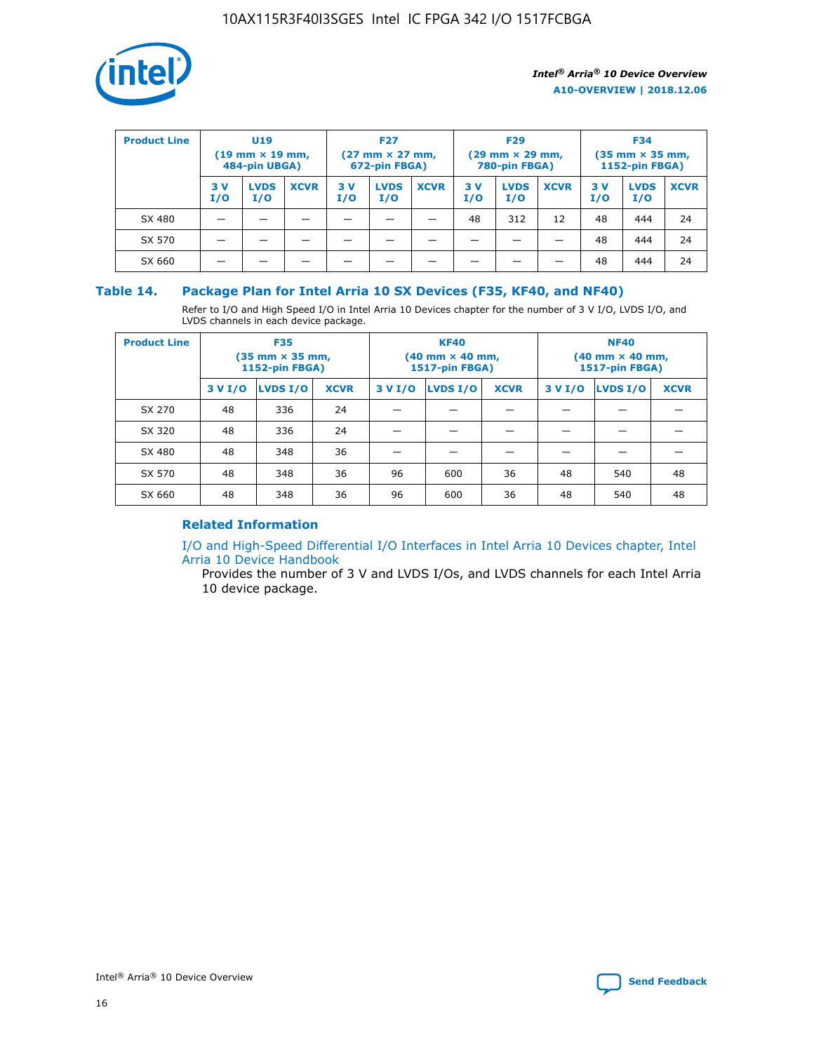| Product Line | U19 (19 mm × 19 mm, 484-pin UBGA) | | | F27 (27 mm × 27 mm, 672-pin FBGA) | | | F29 (29 mm × 29 mm, 780-pin FBGA) | | | F34 (35 mm × 35 mm, 1152-pin FBGA) | | |
|---|---|---|---|---|---|---|---|---|---|---|---|---|
| | 3 V I/O | LVDS I/O | XCVR | 3 V I/O | LVDS I/O | XCVR | 3 V I/O | LVDS I/O | XCVR | 3 V I/O | LVDS I/O | XCVR |
| SX 480 | — | — | — | — | — | — | 48 | 312 | 12 | 48 | 444 | 24 |
| SX 570 | — | — | — | — | — | — | — | — | — | 48 | 444 | 24 |
| SX 660 | — | — | — | — | — | — | — | — | — | 48 | 444 | 24 |

## Table 14. Package Plan for Intel Arria 10 SX Devices (F35, KF40, and NF40)

Refer to I/O and High Speed I/O in Intel Arria 10 Devices chapter for the number of 3 V I/O, LVDS I/O, and LVDS channels in each device package.

| Product Line | F35 (35 mm × 35 mm, 1152-pin FBGA) | | | KF40 (40 mm × 40 mm, 1517-pin FBGA) | | | NF40 (40 mm × 40 mm, 1517-pin FBGA) | | |
|---|---|---|---|---|---|---|---|---|---|
| | 3 V I/O | LVDS I/O | XCVR | 3 V I/O | LVDS I/O | XCVR | 3 V I/O | LVDS I/O | XCVR |
| SX 270 | 48 | 336 | 24 | — | — | — | — | — | — |
| SX 320 | 48 | 336 | 24 | — | — | — | — | — | — |
| SX 480 | 48 | 348 | 36 | — | — | — | — | — | — |
| SX 570 | 48 | 348 | 36 | 96 | 600 | 36 | 48 | 540 | 48 |
| SX 660 | 48 | 348 | 36 | 96 | 600 | 36 | 48 | 540 | 48 |

### Related Information

I/O and High-Speed Differential I/O Interfaces in Intel Arria 10 Devices chapter, Intel Arria 10 Device Handbook

Provides the number of 3 V and LVDS I/Os, and LVDS channels for each Intel Arria 10 device package.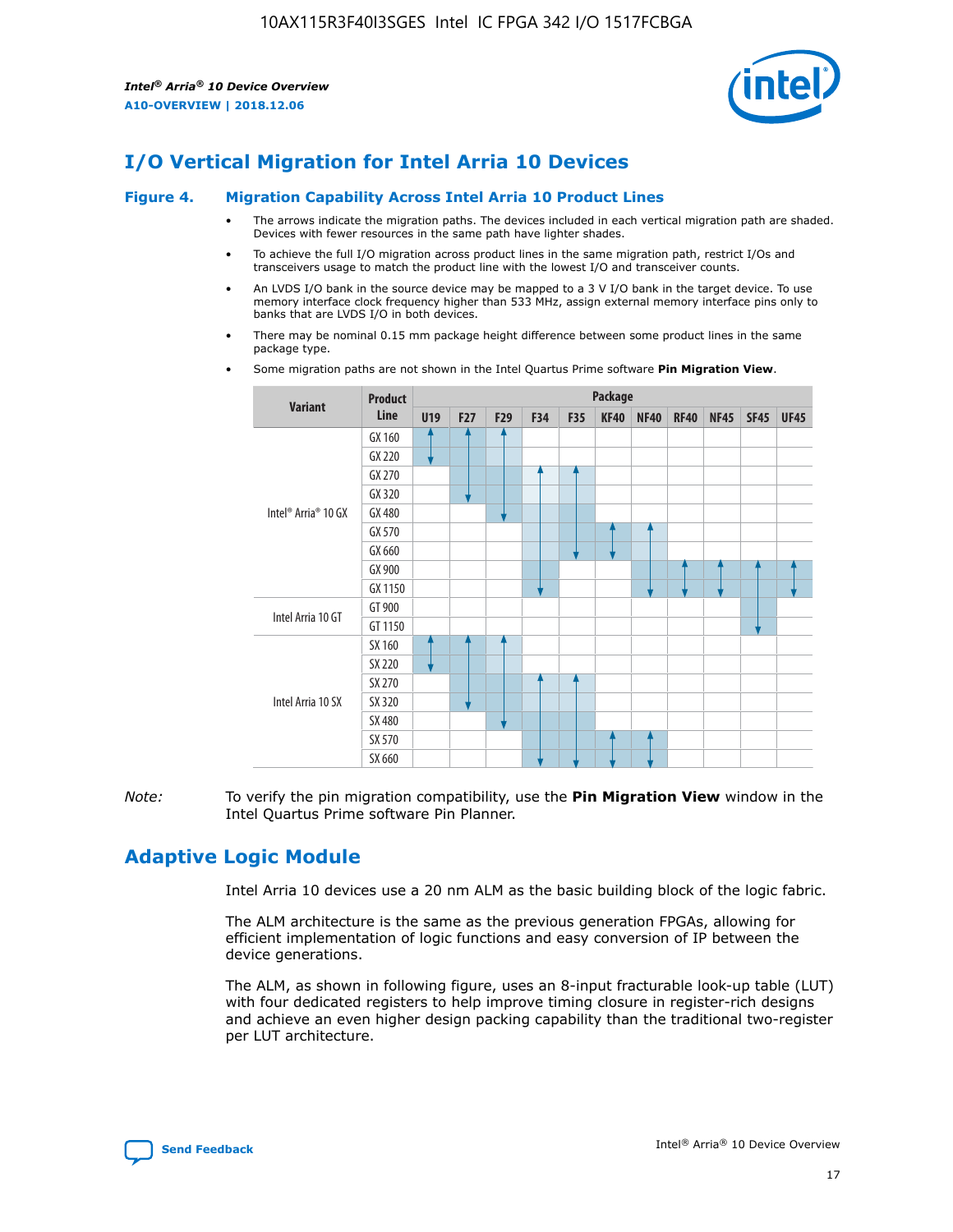# I/O Vertical Migration for Intel Arria 10 Devices

## Figure 4. Migration Capability Across Intel Arria 10 Product Lines

- The arrows indicate the migration paths. The devices included in each vertical migration path are shaded. Devices with fewer resources in the same path have lighter shades.
- To achieve the full I/O migration across product lines in the same migration path, restrict I/Os and transceivers usage to match the product line with the lowest I/O and transceiver counts.
- An LVDS I/O bank in the source device may be mapped to a 3 V I/O bank in the target device. To use memory interface clock frequency higher than 533 MHz, assign external memory interface pins only to banks that are LVDS I/O in both devices.
- There may be nominal 0.15 mm package height difference between some product lines in the same package type.
- Some migration paths are not shown in the Intel Quartus Prime software **Pin Migration View**.

| Variant | Product Line | Package | | | | | | | | | | |
|---|---|---|---|---|---|---|---|---|---|---|---|---|
| | | U19 | F27 | F29 | F34 | F35 | KF40 | NF40 | RF40 | NF45 | SF45 | UF45 |
| Intel® Arria® 10 GX | GX 160 | | | | | | | | | | | |
| | GX 220 | | | | | | | | | | | |
| | GX 270 | | | | | | | | | | | |
| | GX 320 | | | | | | | | | | | |
| | GX 480 | | | | | | | | | | | |
| | GX 570 | | | | | | | | | | | |
| | GX 660 | | | | | | | | | | | |
| | GX 900 | | | | | | | | | | | |
| | GX 1150 | | | | | | | | | | | |
| Intel Arria 10 GT | GT 900 | | | | | | | | | | | |
| | GT 1150 | | | | | | | | | | | |
| Intel Arria 10 SX | SX 160 | | | | | | | | | | | |
| | SX 220 | | | | | | | | | | | |
| | SX 270 | | | | | | | | | | | |
| | SX 320 | | | | | | | | | | | |
| | SX 480 | | | | | | | | | | | |
| | SX 570 | | | | | | | | | | | |
| | SX 660 | | | | | | | | | | | |

*Note:* To verify the pin migration compatibility, use the **Pin Migration View** window in the Intel Quartus Prime software Pin Planner.

# Adaptive Logic Module

Intel Arria 10 devices use a 20 nm ALM as the basic building block of the logic fabric.

The ALM architecture is the same as the previous generation FPGAs, allowing for efficient implementation of logic functions and easy conversion of IP between the device generations.

The ALM, as shown in following figure, uses an 8-input fracturable look-up table (LUT) with four dedicated registers to help improve timing closure in register-rich designs and achieve an even higher design packing capability than the traditional two-register per LUT architecture.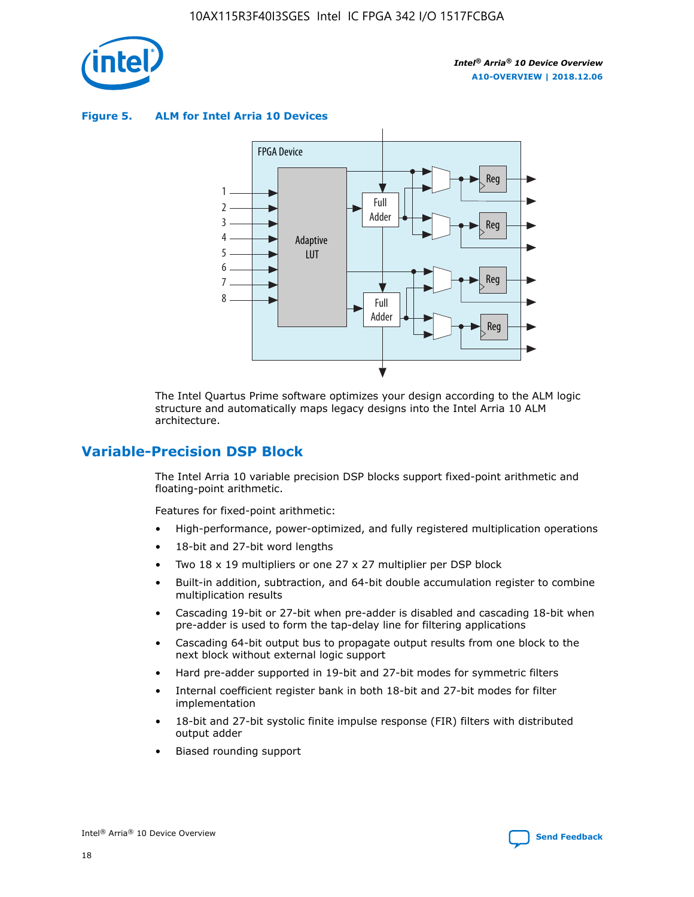**Figure 5. ALM for Intel Arria 10 Devices**

The Intel Quartus Prime software optimizes your design according to the ALM logic structure and automatically maps legacy designs into the Intel Arria 10 ALM architecture.

## Variable-Precision DSP Block

The Intel Arria 10 variable precision DSP blocks support fixed-point arithmetic and floating-point arithmetic.

Features for fixed-point arithmetic:

- High-performance, power-optimized, and fully registered multiplication operations
- 18-bit and 27-bit word lengths
- Two 18 x 19 multipliers or one 27 x 27 multiplier per DSP block
- Built-in addition, subtraction, and 64-bit double accumulation register to combine multiplication results
- Cascading 19-bit or 27-bit when pre-adder is disabled and cascading 18-bit when pre-adder is used to form the tap-delay line for filtering applications
- Cascading 64-bit output bus to propagate output results from one block to the next block without external logic support
- Hard pre-adder supported in 19-bit and 27-bit modes for symmetric filters
- Internal coefficient register bank in both 18-bit and 27-bit modes for filter implementation
- 18-bit and 27-bit systolic finite impulse response (FIR) filters with distributed output adder
- Biased rounding support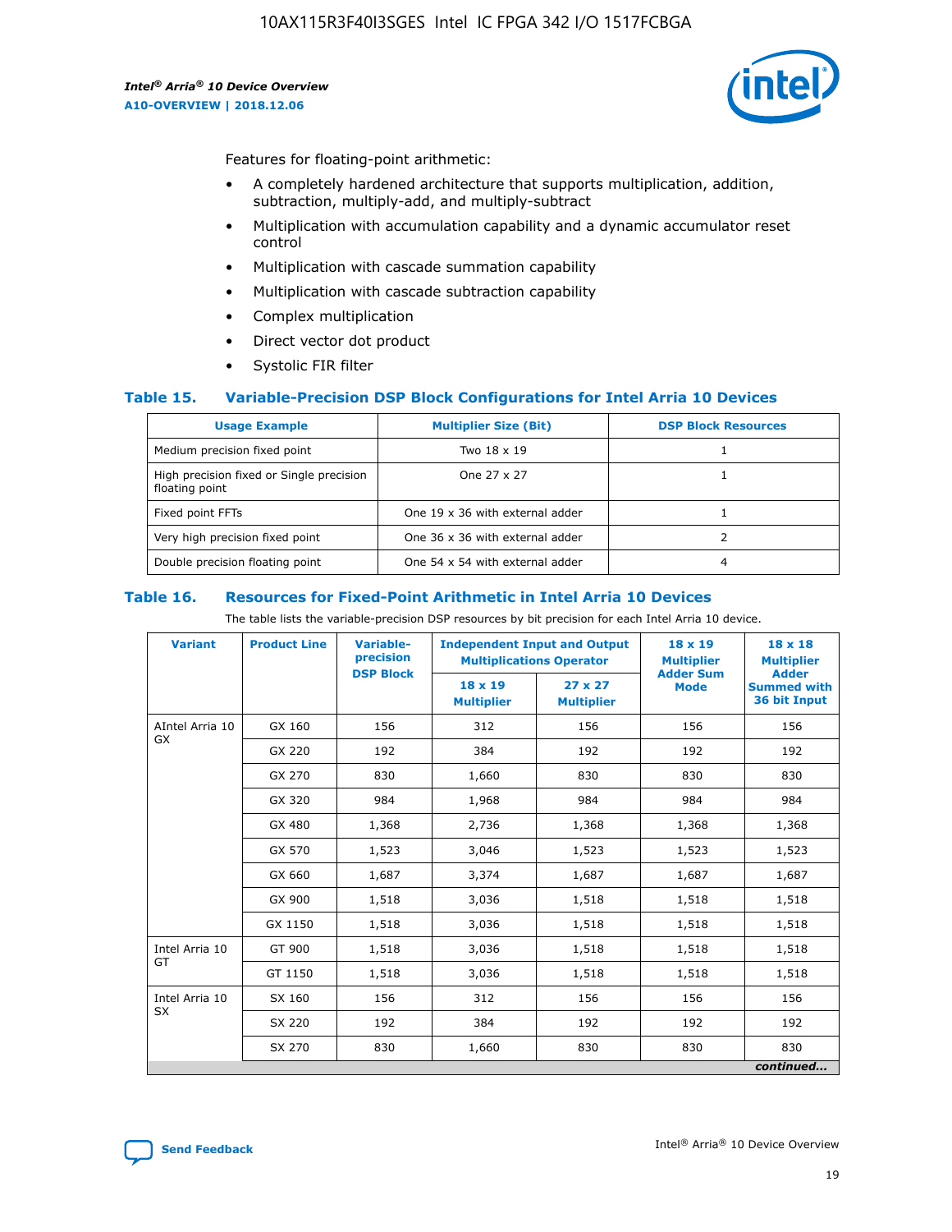Features for floating-point arithmetic:

- A completely hardened architecture that supports multiplication, addition, subtraction, multiply-add, and multiply-subtract
- Multiplication with accumulation capability and a dynamic accumulator reset control
- Multiplication with cascade summation capability
- Multiplication with cascade subtraction capability
- Complex multiplication
- Direct vector dot product
- Systolic FIR filter

### Table 15. Variable-Precision DSP Block Configurations for Intel Arria 10 Devices

| Usage Example | Multiplier Size (Bit) | DSP Block Resources |
|---|---|---|
| Medium precision fixed point | Two 18 x 19 | 1 |
| High precision fixed or Single precision floating point | One 27 x 27 | 1 |
| Fixed point FFTs | One 19 x 36 with external adder | 1 |
| Very high precision fixed point | One 36 x 36 with external adder | 2 |
| Double precision floating point | One 54 x 54 with external adder | 4 |

### Table 16. Resources for Fixed-Point Arithmetic in Intel Arria 10 Devices

The table lists the variable-precision DSP resources by bit precision for each Intel Arria 10 device.

| Variant | Product Line | Variable-precision DSP Block | Independent Input and Output Multiplications Operator | | 18 x 19 Multiplier Adder Sum Mode | 18 x 18 Multiplier Adder Summed with 36 bit Input |
|---|---|---|---|---|---|---|
| | | | 18 x 19 Multiplier | 27 x 27 Multiplier | | |
| AIntel Arria 10 GX | GX 160 | 156 | 312 | 156 | 156 | 156 |
| | GX 220 | 192 | 384 | 192 | 192 | 192 |
| | GX 270 | 830 | 1,660 | 830 | 830 | 830 |
| | GX 320 | 984 | 1,968 | 984 | 984 | 984 |
| | GX 480 | 1,368 | 2,736 | 1,368 | 1,368 | 1,368 |
| | GX 570 | 1,523 | 3,046 | 1,523 | 1,523 | 1,523 |
| | GX 660 | 1,687 | 3,374 | 1,687 | 1,687 | 1,687 |
| | GX 900 | 1,518 | 3,036 | 1,518 | 1,518 | 1,518 |
| | GX 1150 | 1,518 | 3,036 | 1,518 | 1,518 | 1,518 |
| Intel Arria 10 GT | GT 900 | 1,518 | 3,036 | 1,518 | 1,518 | 1,518 |
| | GT 1150 | 1,518 | 3,036 | 1,518 | 1,518 | 1,518 |
| Intel Arria 10 SX | SX 160 | 156 | 312 | 156 | 156 | 156 |
| | SX 220 | 192 | 384 | 192 | 192 | 192 |
| | SX 270 | 830 | 1,660 | 830 | 830 | 830 |

*continued...*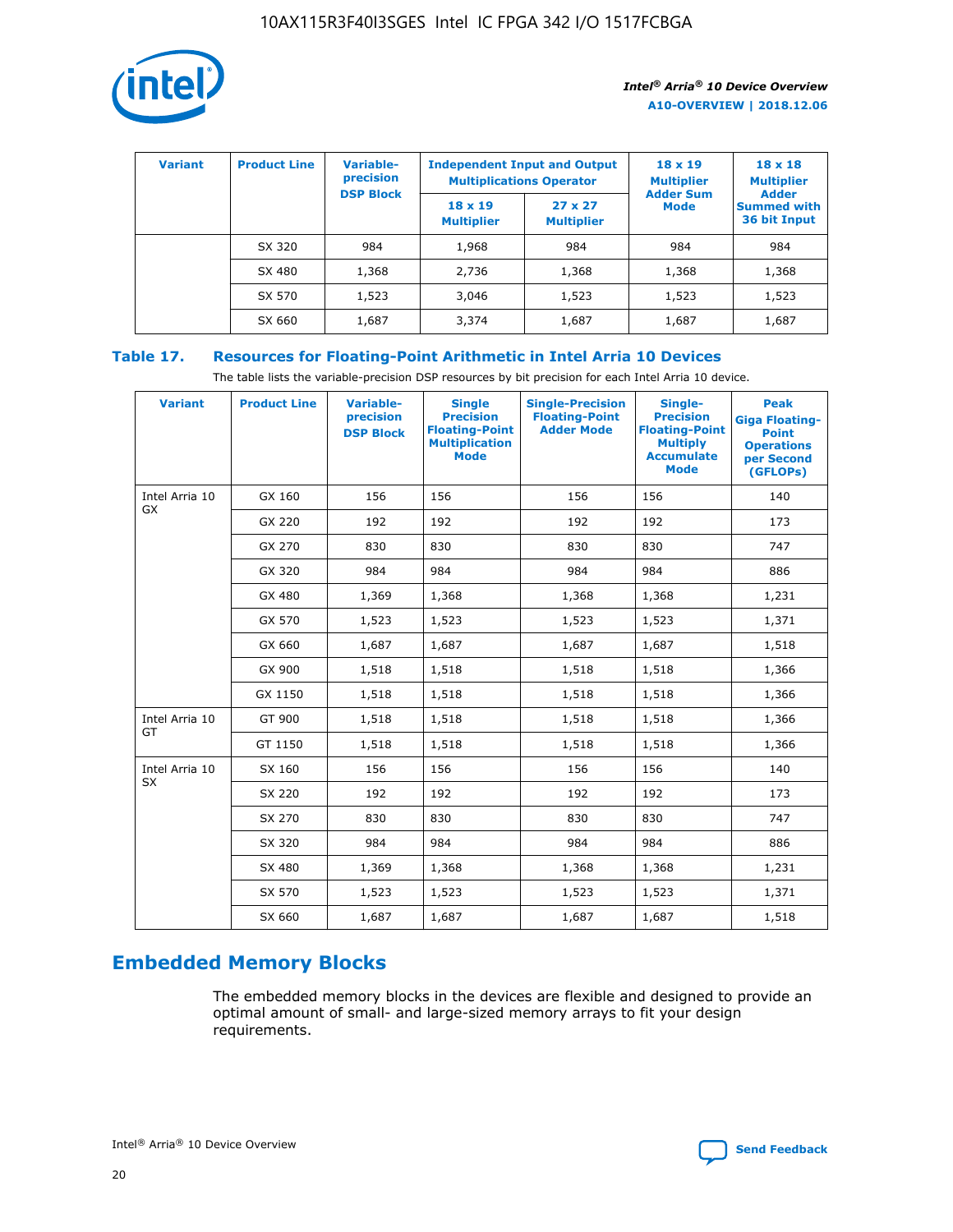| Variant | Product Line | Variable-precision DSP Block | Independent Input and Output Multiplications Operator | | 18 x 19 Multiplier Adder Sum Mode | 18 x 18 Multiplier Adder Summed with 36 bit Input |
|---|---|---|---|---|---|---|
| | | | 18 x 19 Multiplier | 27 x 27 Multiplier | | |
| | SX 320 | 984 | 1,968 | 984 | 984 | 984 |
| | SX 480 | 1,368 | 2,736 | 1,368 | 1,368 | 1,368 |
| | SX 570 | 1,523 | 3,046 | 1,523 | 1,523 | 1,523 |
| | SX 660 | 1,687 | 3,374 | 1,687 | 1,687 | 1,687 |

**Table 17. Resources for Floating-Point Arithmetic in Intel Arria 10 Devices**

The table lists the variable-precision DSP resources by bit precision for each Intel Arria 10 device.

| Variant | Product Line | Variable-precision DSP Block | Single Precision Floating-Point Multiplication Mode | Single-Precision Floating-Point Adder Mode | Single-Precision Floating-Point Multiply Accumulate Mode | Peak Giga Floating-Point Operations per Second (GFLOPs) |
|---|---|---|---|---|---|---|
| Intel Arria 10 GX | GX 160 | 156 | 156 | 156 | 156 | 140 |
| | GX 220 | 192 | 192 | 192 | 192 | 173 |
| | GX 270 | 830 | 830 | 830 | 830 | 747 |
| | GX 320 | 984 | 984 | 984 | 984 | 886 |
| | GX 480 | 1,369 | 1,368 | 1,368 | 1,368 | 1,231 |
| | GX 570 | 1,523 | 1,523 | 1,523 | 1,523 | 1,371 |
| | GX 660 | 1,687 | 1,687 | 1,687 | 1,687 | 1,518 |
| | GX 900 | 1,518 | 1,518 | 1,518 | 1,518 | 1,366 |
| | GX 1150 | 1,518 | 1,518 | 1,518 | 1,518 | 1,366 |
| Intel Arria 10 GT | GT 900 | 1,518 | 1,518 | 1,518 | 1,518 | 1,366 |
| | GT 1150 | 1,518 | 1,518 | 1,518 | 1,518 | 1,366 |
| Intel Arria 10 SX | SX 160 | 156 | 156 | 156 | 156 | 140 |
| | SX 220 | 192 | 192 | 192 | 192 | 173 |
| | SX 270 | 830 | 830 | 830 | 830 | 747 |
| | SX 320 | 984 | 984 | 984 | 984 | 886 |
| | SX 480 | 1,369 | 1,368 | 1,368 | 1,368 | 1,231 |
| | SX 570 | 1,523 | 1,523 | 1,523 | 1,523 | 1,371 |
| | SX 660 | 1,687 | 1,687 | 1,687 | 1,687 | 1,518 |

## Embedded Memory Blocks

The embedded memory blocks in the devices are flexible and designed to provide an optimal amount of small- and large-sized memory arrays to fit your design requirements.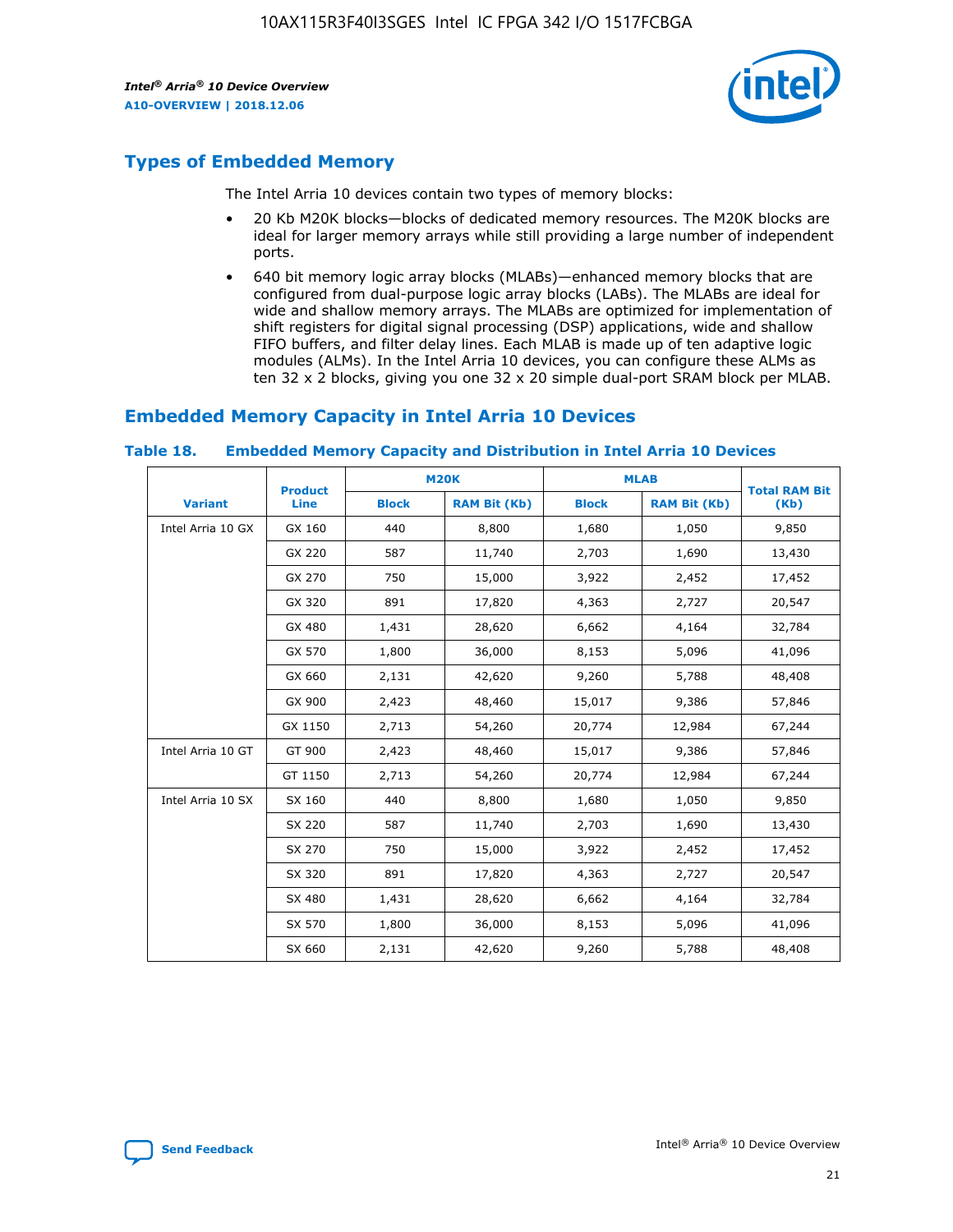## Types of Embedded Memory

The Intel Arria 10 devices contain two types of memory blocks:

- 20 Kb M20K blocks—blocks of dedicated memory resources. The M20K blocks are ideal for larger memory arrays while still providing a large number of independent ports.
- 640 bit memory logic array blocks (MLABs)—enhanced memory blocks that are configured from dual-purpose logic array blocks (LABs). The MLABs are ideal for wide and shallow memory arrays. The MLABs are optimized for implementation of shift registers for digital signal processing (DSP) applications, wide and shallow FIFO buffers, and filter delay lines. Each MLAB is made up of ten adaptive logic modules (ALMs). In the Intel Arria 10 devices, you can configure these ALMs as ten 32 x 2 blocks, giving you one 32 x 20 simple dual-port SRAM block per MLAB.

## Embedded Memory Capacity in Intel Arria 10 Devices

### Table 18. Embedded Memory Capacity and Distribution in Intel Arria 10 Devices

| Variant | Product Line | M20K | | MLAB | | Total RAM Bit (Kb) |
|---|---|---|---|---|---|---|
| | | Block | RAM Bit (Kb) | Block | RAM Bit (Kb) | |
| Intel Arria 10 GX | GX 160 | 440 | 8,800 | 1,680 | 1,050 | 9,850 |
| | GX 220 | 587 | 11,740 | 2,703 | 1,690 | 13,430 |
| | GX 270 | 750 | 15,000 | 3,922 | 2,452 | 17,452 |
| | GX 320 | 891 | 17,820 | 4,363 | 2,727 | 20,547 |
| | GX 480 | 1,431 | 28,620 | 6,662 | 4,164 | 32,784 |
| | GX 570 | 1,800 | 36,000 | 8,153 | 5,096 | 41,096 |
| | GX 660 | 2,131 | 42,620 | 9,260 | 5,788 | 48,408 |
| | GX 900 | 2,423 | 48,460 | 15,017 | 9,386 | 57,846 |
| | GX 1150 | 2,713 | 54,260 | 20,774 | 12,984 | 67,244 |
| Intel Arria 10 GT | GT 900 | 2,423 | 48,460 | 15,017 | 9,386 | 57,846 |
| | GT 1150 | 2,713 | 54,260 | 20,774 | 12,984 | 67,244 |
| Intel Arria 10 SX | SX 160 | 440 | 8,800 | 1,680 | 1,050 | 9,850 |
| | SX 220 | 587 | 11,740 | 2,703 | 1,690 | 13,430 |
| | SX 270 | 750 | 15,000 | 3,922 | 2,452 | 17,452 |
| | SX 320 | 891 | 17,820 | 4,363 | 2,727 | 20,547 |
| | SX 480 | 1,431 | 28,620 | 6,662 | 4,164 | 32,784 |
| | SX 570 | 1,800 | 36,000 | 8,153 | 5,096 | 41,096 |
| | SX 660 | 2,131 | 42,620 | 9,260 | 5,788 | 48,408 |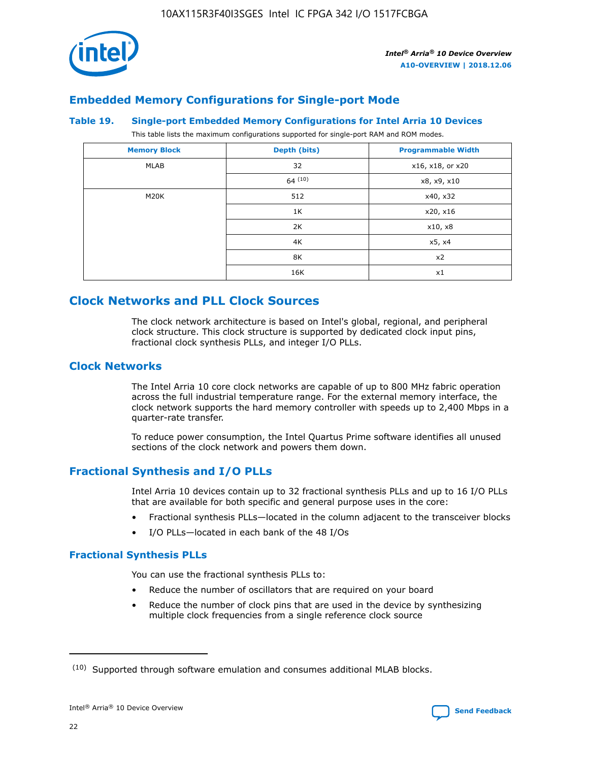## Embedded Memory Configurations for Single-port Mode

**Table 19. Single-port Embedded Memory Configurations for Intel Arria 10 Devices**

This table lists the maximum configurations supported for single-port RAM and ROM modes.

| Memory Block | Depth (bits) | Programmable Width |
|---|---|---|
| MLAB | 32 | x16, x18, or x20 |
| | 64 (10) | x8, x9, x10 |
| M20K | 512 | x40, x32 |
| | 1K | x20, x16 |
| | 2K | x10, x8 |
| | 4K | x5, x4 |
| | 8K | x2 |
| | 16K | x1 |

# Clock Networks and PLL Clock Sources

The clock network architecture is based on Intel's global, regional, and peripheral clock structure. This clock structure is supported by dedicated clock input pins, fractional clock synthesis PLLs, and integer I/O PLLs.

## Clock Networks

The Intel Arria 10 core clock networks are capable of up to 800 MHz fabric operation across the full industrial temperature range. For the external memory interface, the clock network supports the hard memory controller with speeds up to 2,400 Mbps in a quarter-rate transfer.

To reduce power consumption, the Intel Quartus Prime software identifies all unused sections of the clock network and powers them down.

## Fractional Synthesis and I/O PLLs

Intel Arria 10 devices contain up to 32 fractional synthesis PLLs and up to 16 I/O PLLs that are available for both specific and general purpose uses in the core:

- Fractional synthesis PLLs—located in the column adjacent to the transceiver blocks
- I/O PLLs—located in each bank of the 48 I/Os

### Fractional Synthesis PLLs

You can use the fractional synthesis PLLs to:

- Reduce the number of oscillators that are required on your board
- Reduce the number of clock pins that are used in the device by synthesizing multiple clock frequencies from a single reference clock source

(10) Supported through software emulation and consumes additional MLAB blocks.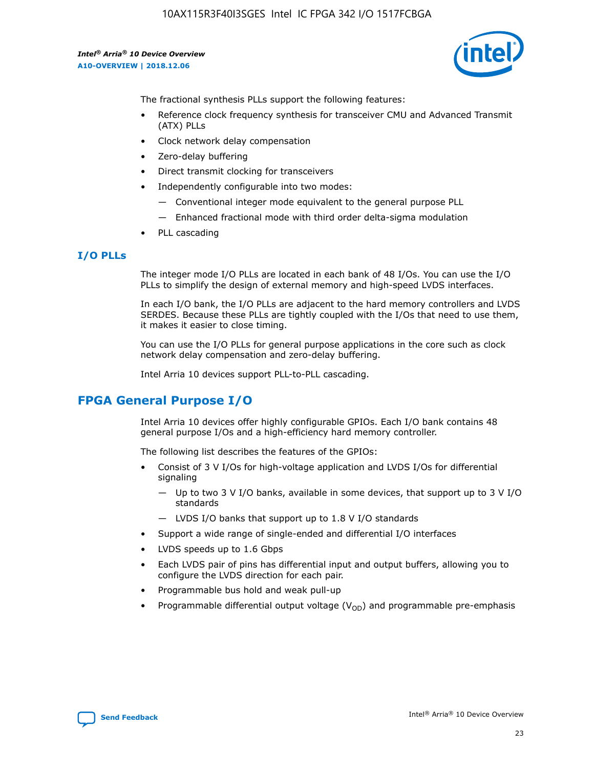The fractional synthesis PLLs support the following features:

- Reference clock frequency synthesis for transceiver CMU and Advanced Transmit (ATX) PLLs
- Clock network delay compensation
- Zero-delay buffering
- Direct transmit clocking for transceivers
- Independently configurable into two modes:
  - — Conventional integer mode equivalent to the general purpose PLL
  - — Enhanced fractional mode with third order delta-sigma modulation
- PLL cascading

### I/O PLLs

The integer mode I/O PLLs are located in each bank of 48 I/Os. You can use the I/O PLLs to simplify the design of external memory and high-speed LVDS interfaces.

In each I/O bank, the I/O PLLs are adjacent to the hard memory controllers and LVDS SERDES. Because these PLLs are tightly coupled with the I/Os that need to use them, it makes it easier to close timing.

You can use the I/O PLLs for general purpose applications in the core such as clock network delay compensation and zero-delay buffering.

Intel Arria 10 devices support PLL-to-PLL cascading.

## FPGA General Purpose I/O

Intel Arria 10 devices offer highly configurable GPIOs. Each I/O bank contains 48 general purpose I/Os and a high-efficiency hard memory controller.

The following list describes the features of the GPIOs:

- Consist of 3 V I/Os for high-voltage application and LVDS I/Os for differential signaling
  - — Up to two 3 V I/O banks, available in some devices, that support up to 3 V I/O standards
  - — LVDS I/O banks that support up to 1.8 V I/O standards
- Support a wide range of single-ended and differential I/O interfaces
- LVDS speeds up to 1.6 Gbps
- Each LVDS pair of pins has differential input and output buffers, allowing you to configure the LVDS direction for each pair.
- Programmable bus hold and weak pull-up
- Programmable differential output voltage ($V_{OD}$) and programmable pre-emphasis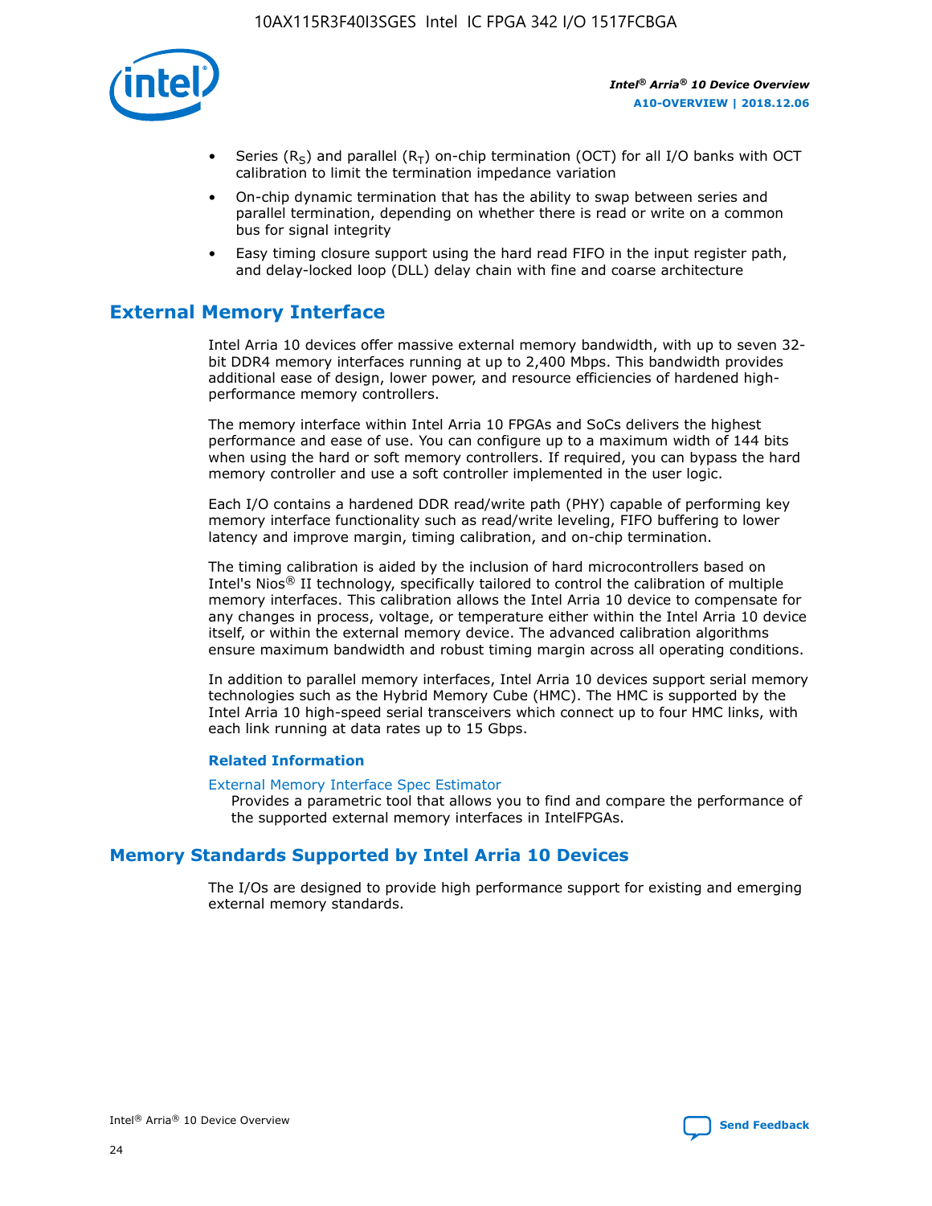- Series ($R_S$) and parallel ($R_T$) on-chip termination (OCT) for all I/O banks with OCT calibration to limit the termination impedance variation
- On-chip dynamic termination that has the ability to swap between series and parallel termination, depending on whether there is read or write on a common bus for signal integrity
- Easy timing closure support using the hard read FIFO in the input register path, and delay-locked loop (DLL) delay chain with fine and coarse architecture

## External Memory Interface

Intel Arria 10 devices offer massive external memory bandwidth, with up to seven 32-bit DDR4 memory interfaces running at up to 2,400 Mbps. This bandwidth provides additional ease of design, lower power, and resource efficiencies of hardened high-performance memory controllers.

The memory interface within Intel Arria 10 FPGAs and SoCs delivers the highest performance and ease of use. You can configure up to a maximum width of 144 bits when using the hard or soft memory controllers. If required, you can bypass the hard memory controller and use a soft controller implemented in the user logic.

Each I/O contains a hardened DDR read/write path (PHY) capable of performing key memory interface functionality such as read/write leveling, FIFO buffering to lower latency and improve margin, timing calibration, and on-chip termination.

The timing calibration is aided by the inclusion of hard microcontrollers based on Intel's Nios® II technology, specifically tailored to control the calibration of multiple memory interfaces. This calibration allows the Intel Arria 10 device to compensate for any changes in process, voltage, or temperature either within the Intel Arria 10 device itself, or within the external memory device. The advanced calibration algorithms ensure maximum bandwidth and robust timing margin across all operating conditions.

In addition to parallel memory interfaces, Intel Arria 10 devices support serial memory technologies such as the Hybrid Memory Cube (HMC). The HMC is supported by the Intel Arria 10 high-speed serial transceivers which connect up to four HMC links, with each link running at data rates up to 15 Gbps.

### Related Information

External Memory Interface Spec Estimator
Provides a parametric tool that allows you to find and compare the performance of the supported external memory interfaces in IntelFPGAs.

## Memory Standards Supported by Intel Arria 10 Devices

The I/Os are designed to provide high performance support for existing and emerging external memory standards.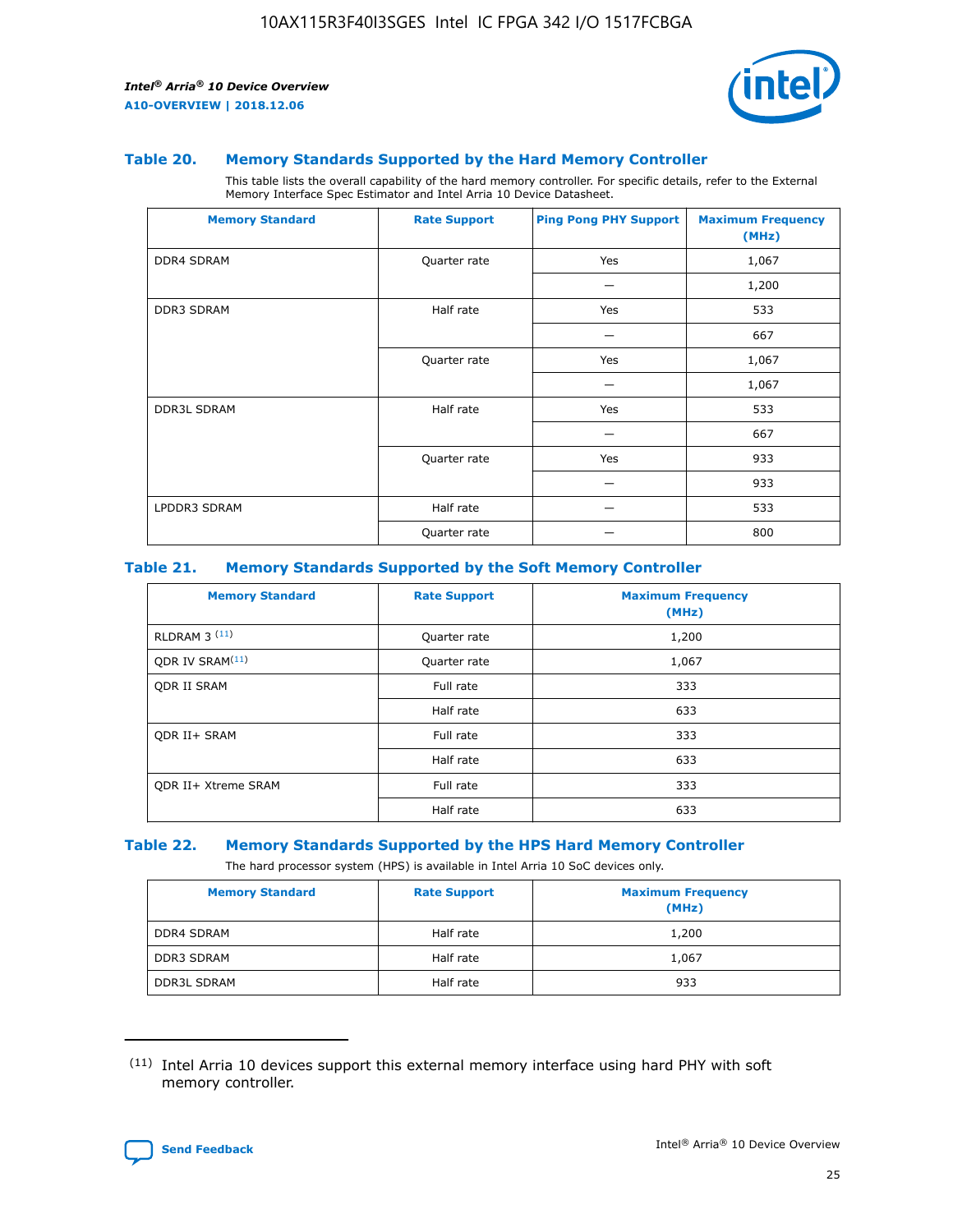### Table 20. Memory Standards Supported by the Hard Memory Controller

This table lists the overall capability of the hard memory controller. For specific details, refer to the External Memory Interface Spec Estimator and Intel Arria 10 Device Datasheet.

| Memory Standard | Rate Support | Ping Pong PHY Support | Maximum Frequency (MHz) |
|---|---|---|---|
| DDR4 SDRAM | Quarter rate | Yes | 1,067 |
| | | — | 1,200 |
| DDR3 SDRAM | Half rate | Yes | 533 |
| | | — | 667 |
| | Quarter rate | Yes | 1,067 |
| | | — | 1,067 |
| DDR3L SDRAM | Half rate | Yes | 533 |
| | | — | 667 |
| | Quarter rate | Yes | 933 |
| | | — | 933 |
| LPDDR3 SDRAM | Half rate | — | 533 |
| | Quarter rate | — | 800 |

### Table 21. Memory Standards Supported by the Soft Memory Controller

| Memory Standard | Rate Support | Maximum Frequency (MHz) |
|---|---|---|
| RLDRAM 3 (11) | Quarter rate | 1,200 |
| QDR IV SRAM(11) | Quarter rate | 1,067 |
| QDR II SRAM | Full rate | 333 |
| | Half rate | 633 |
| QDR II+ SRAM | Full rate | 333 |
| | Half rate | 633 |
| QDR II+ Xtreme SRAM | Full rate | 333 |
| | Half rate | 633 |

### Table 22. Memory Standards Supported by the HPS Hard Memory Controller

The hard processor system (HPS) is available in Intel Arria 10 SoC devices only.

| Memory Standard | Rate Support | Maximum Frequency (MHz) |
|---|---|---|
| DDR4 SDRAM | Half rate | 1,200 |
| DDR3 SDRAM | Half rate | 1,067 |
| DDR3L SDRAM | Half rate | 933 |

(11) Intel Arria 10 devices support this external memory interface using hard PHY with soft memory controller.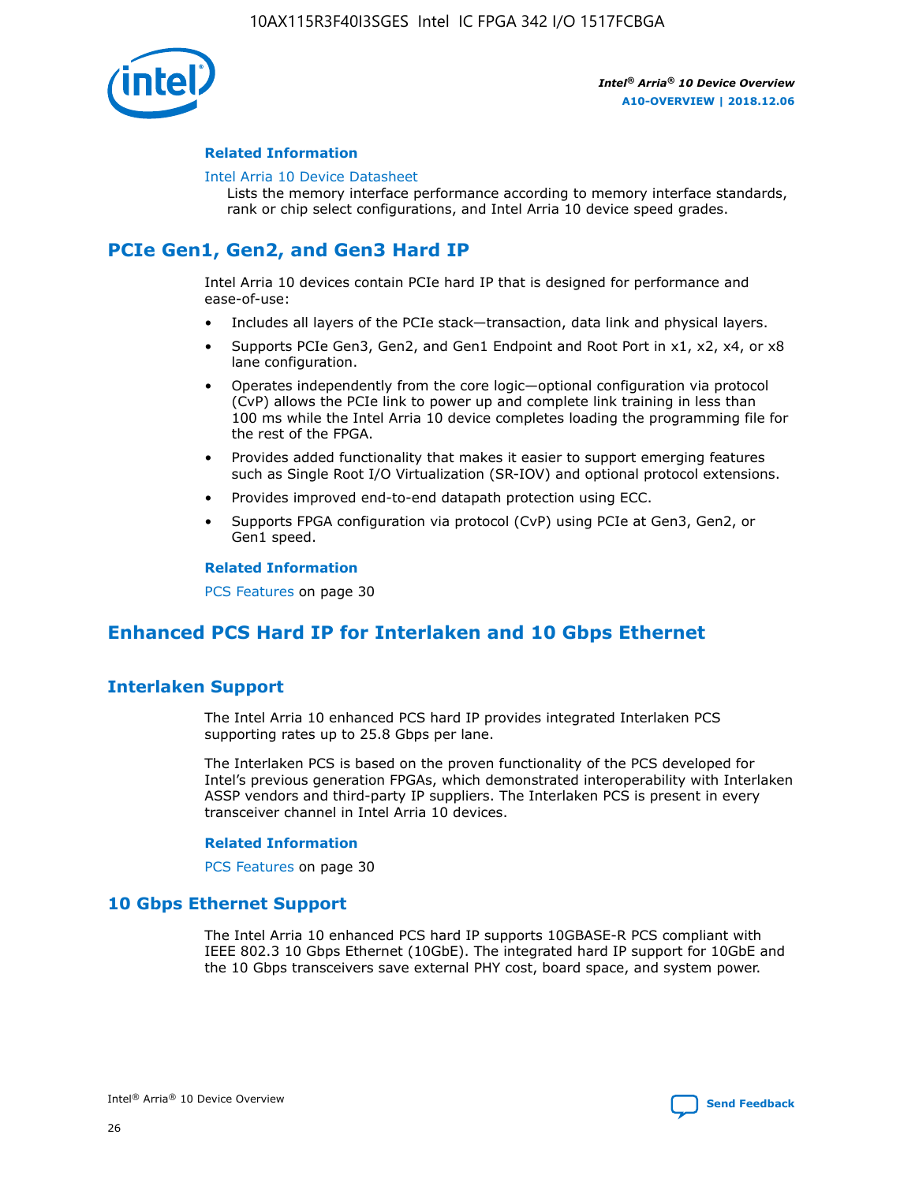#### Related Information

Intel Arria 10 Device Datasheet
Lists the memory interface performance according to memory interface standards, rank or chip select configurations, and Intel Arria 10 device speed grades.

## PCIe Gen1, Gen2, and Gen3 Hard IP

Intel Arria 10 devices contain PCIe hard IP that is designed for performance and ease-of-use:

- Includes all layers of the PCIe stack—transaction, data link and physical layers.
- Supports PCIe Gen3, Gen2, and Gen1 Endpoint and Root Port in x1, x2, x4, or x8 lane configuration.
- Operates independently from the core logic—optional configuration via protocol (CvP) allows the PCIe link to power up and complete link training in less than 100 ms while the Intel Arria 10 device completes loading the programming file for the rest of the FPGA.
- Provides added functionality that makes it easier to support emerging features such as Single Root I/O Virtualization (SR-IOV) and optional protocol extensions.
- Provides improved end-to-end datapath protection using ECC.
- Supports FPGA configuration via protocol (CvP) using PCIe at Gen3, Gen2, or Gen1 speed.

#### Related Information

PCS Features on page 30

## Enhanced PCS Hard IP for Interlaken and 10 Gbps Ethernet

### Interlaken Support

The Intel Arria 10 enhanced PCS hard IP provides integrated Interlaken PCS supporting rates up to 25.8 Gbps per lane.

The Interlaken PCS is based on the proven functionality of the PCS developed for Intel's previous generation FPGAs, which demonstrated interoperability with Interlaken ASSP vendors and third-party IP suppliers. The Interlaken PCS is present in every transceiver channel in Intel Arria 10 devices.

#### Related Information

PCS Features on page 30

### 10 Gbps Ethernet Support

The Intel Arria 10 enhanced PCS hard IP supports 10GBASE-R PCS compliant with IEEE 802.3 10 Gbps Ethernet (10GbE). The integrated hard IP support for 10GbE and the 10 Gbps transceivers save external PHY cost, board space, and system power.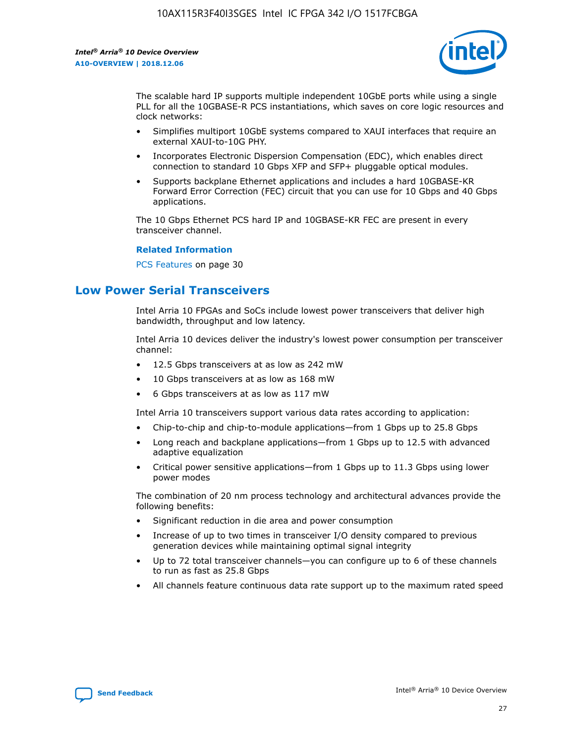The scalable hard IP supports multiple independent 10GbE ports while using a single PLL for all the 10GBASE-R PCS instantiations, which saves on core logic resources and clock networks:

- Simplifies multiport 10GbE systems compared to XAUI interfaces that require an external XAUI-to-10G PHY.
- Incorporates Electronic Dispersion Compensation (EDC), which enables direct connection to standard 10 Gbps XFP and SFP+ pluggable optical modules.
- Supports backplane Ethernet applications and includes a hard 10GBASE-KR Forward Error Correction (FEC) circuit that you can use for 10 Gbps and 40 Gbps applications.

The 10 Gbps Ethernet PCS hard IP and 10GBASE-KR FEC are present in every transceiver channel.

**Related Information**

PCS Features on page 30

## Low Power Serial Transceivers

Intel Arria 10 FPGAs and SoCs include lowest power transceivers that deliver high bandwidth, throughput and low latency.

Intel Arria 10 devices deliver the industry's lowest power consumption per transceiver channel:

- 12.5 Gbps transceivers at as low as 242 mW
- 10 Gbps transceivers at as low as 168 mW
- 6 Gbps transceivers at as low as 117 mW

Intel Arria 10 transceivers support various data rates according to application:

- Chip-to-chip and chip-to-module applications—from 1 Gbps up to 25.8 Gbps
- Long reach and backplane applications—from 1 Gbps up to 12.5 with advanced adaptive equalization
- Critical power sensitive applications—from 1 Gbps up to 11.3 Gbps using lower power modes

The combination of 20 nm process technology and architectural advances provide the following benefits:

- Significant reduction in die area and power consumption
- Increase of up to two times in transceiver I/O density compared to previous generation devices while maintaining optimal signal integrity
- Up to 72 total transceiver channels—you can configure up to 6 of these channels to run as fast as 25.8 Gbps
- All channels feature continuous data rate support up to the maximum rated speed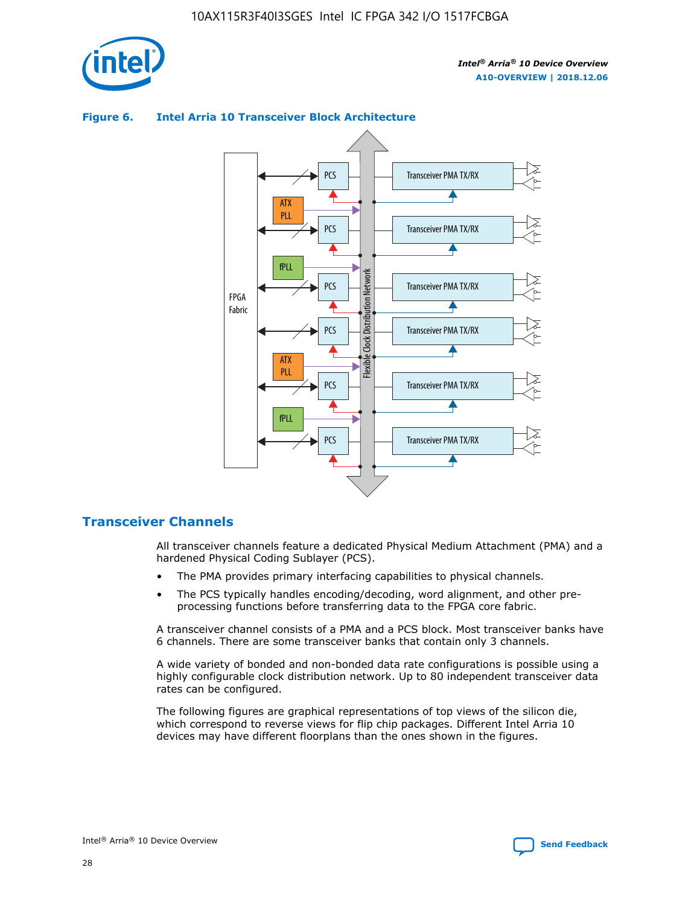**Figure 6. Intel Arria 10 Transceiver Block Architecture**

## Transceiver Channels

All transceiver channels feature a dedicated Physical Medium Attachment (PMA) and a hardened Physical Coding Sublayer (PCS).

- The PMA provides primary interfacing capabilities to physical channels.
- The PCS typically handles encoding/decoding, word alignment, and other pre-processing functions before transferring data to the FPGA core fabric.

A transceiver channel consists of a PMA and a PCS block. Most transceiver banks have 6 channels. There are some transceiver banks that contain only 3 channels.

A wide variety of bonded and non-bonded data rate configurations is possible using a highly configurable clock distribution network. Up to 80 independent transceiver data rates can be configured.

The following figures are graphical representations of top views of the silicon die, which correspond to reverse views for flip chip packages. Different Intel Arria 10 devices may have different floorplans than the ones shown in the figures.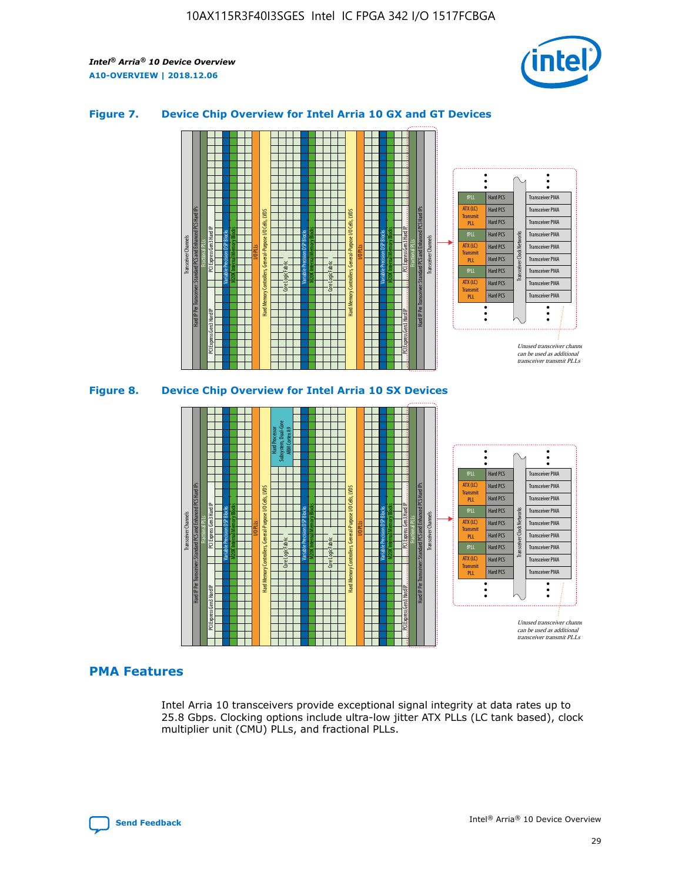### Figure 7. Device Chip Overview for Intel Arria 10 GX and GT Devices

### Figure 8. Device Chip Overview for Intel Arria 10 SX Devices

## PMA Features

Intel Arria 10 transceivers provide exceptional signal integrity at data rates up to 25.8 Gbps. Clocking options include ultra-low jitter ATX PLLs (LC tank based), clock multiplier unit (CMU) PLLs, and fractional PLLs.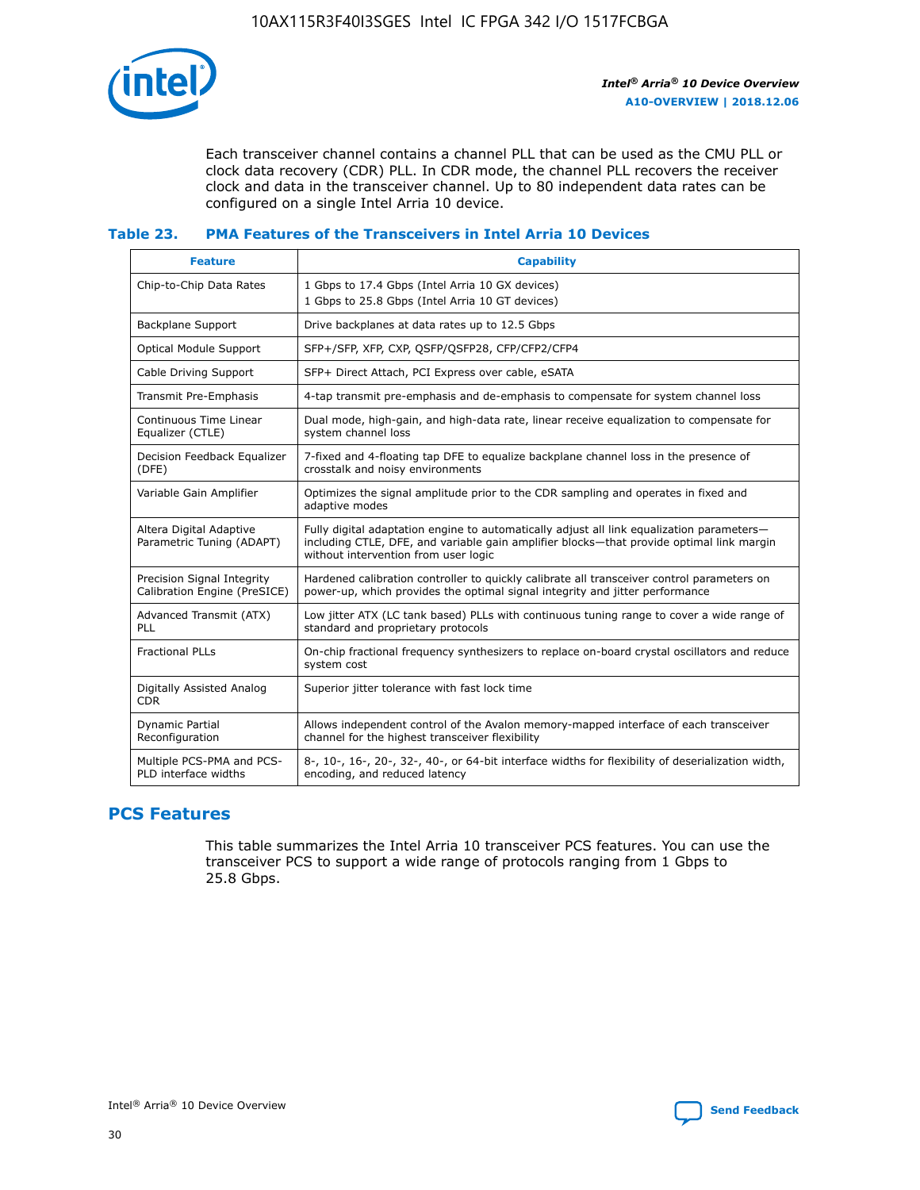Each transceiver channel contains a channel PLL that can be used as the CMU PLL or clock data recovery (CDR) PLL. In CDR mode, the channel PLL recovers the receiver clock and data in the transceiver channel. Up to 80 independent data rates can be configured on a single Intel Arria 10 device.

### Table 23. PMA Features of the Transceivers in Intel Arria 10 Devices

| Feature | Capability |
| --- | --- |
| Chip-to-Chip Data Rates | 1 Gbps to 17.4 Gbps (Intel Arria 10 GX devices)<br>1 Gbps to 25.8 Gbps (Intel Arria 10 GT devices) |
| Backplane Support | Drive backplanes at data rates up to 12.5 Gbps |
| Optical Module Support | SFP+/SFP, XFP, CXP, QSFP/QSFP28, CFP/CFP2/CFP4 |
| Cable Driving Support | SFP+ Direct Attach, PCI Express over cable, eSATA |
| Transmit Pre-Emphasis | 4-tap transmit pre-emphasis and de-emphasis to compensate for system channel loss |
| Continuous Time Linear Equalizer (CTLE) | Dual mode, high-gain, and high-data rate, linear receive equalization to compensate for system channel loss |
| Decision Feedback Equalizer (DFE) | 7-fixed and 4-floating tap DFE to equalize backplane channel loss in the presence of crosstalk and noisy environments |
| Variable Gain Amplifier | Optimizes the signal amplitude prior to the CDR sampling and operates in fixed and adaptive modes |
| Altera Digital Adaptive Parametric Tuning (ADAPT) | Fully digital adaptation engine to automatically adjust all link equalization parameters—including CTLE, DFE, and variable gain amplifier blocks—that provide optimal link margin without intervention from user logic |
| Precision Signal Integrity Calibration Engine (PreSICE) | Hardened calibration controller to quickly calibrate all transceiver control parameters on power-up, which provides the optimal signal integrity and jitter performance |
| Advanced Transmit (ATX) PLL | Low jitter ATX (LC tank based) PLLs with continuous tuning range to cover a wide range of standard and proprietary protocols |
| Fractional PLLs | On-chip fractional frequency synthesizers to replace on-board crystal oscillators and reduce system cost |
| Digitally Assisted Analog CDR | Superior jitter tolerance with fast lock time |
| Dynamic Partial Reconfiguration | Allows independent control of the Avalon memory-mapped interface of each transceiver channel for the highest transceiver flexibility |
| Multiple PCS-PMA and PCS-PLD interface widths | 8-, 10-, 16-, 20-, 32-, 40-, or 64-bit interface widths for flexibility of deserialization width, encoding, and reduced latency |

## PCS Features

This table summarizes the Intel Arria 10 transceiver PCS features. You can use the transceiver PCS to support a wide range of protocols ranging from 1 Gbps to 25.8 Gbps.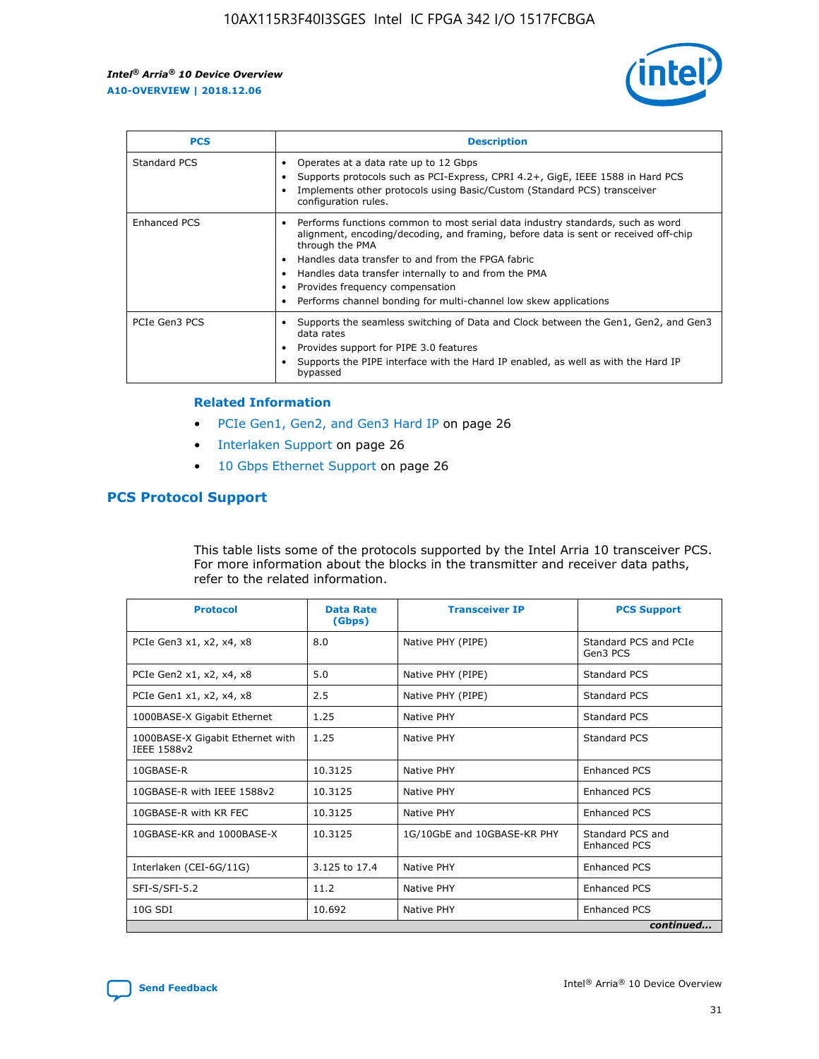| PCS | Description |
| --- | --- |
| Standard PCS | • Operates at a data rate up to 12 Gbps<br>• Supports protocols such as PCI-Express, CPRI 4.2+, GigE, IEEE 1588 in Hard PCS<br>• Implements other protocols using Basic/Custom (Standard PCS) transceiver configuration rules. |
| Enhanced PCS | • Performs functions common to most serial data industry standards, such as word alignment, encoding/decoding, and framing, before data is sent or received off-chip through the PMA<br>• Handles data transfer to and from the FPGA fabric<br>• Handles data transfer internally to and from the PMA<br>• Provides frequency compensation<br>• Performs channel bonding for multi-channel low skew applications |
| PCIe Gen3 PCS | • Supports the seamless switching of Data and Clock between the Gen1, Gen2, and Gen3 data rates<br>• Provides support for PIPE 3.0 features<br>• Supports the PIPE interface with the Hard IP enabled, as well as with the Hard IP bypassed |

### Related Information

- PCIe Gen1, Gen2, and Gen3 Hard IP on page 26
- Interlaken Support on page 26
- 10 Gbps Ethernet Support on page 26

## PCS Protocol Support

This table lists some of the protocols supported by the Intel Arria 10 transceiver PCS. For more information about the blocks in the transmitter and receiver data paths, refer to the related information.

| Protocol | Data Rate (Gbps) | Transceiver IP | PCS Support |
| --- | --- | --- | --- |
| PCIe Gen3 x1, x2, x4, x8 | 8.0 | Native PHY (PIPE) | Standard PCS and PCIe Gen3 PCS |
| PCIe Gen2 x1, x2, x4, x8 | 5.0 | Native PHY (PIPE) | Standard PCS |
| PCIe Gen1 x1, x2, x4, x8 | 2.5 | Native PHY (PIPE) | Standard PCS |
| 1000BASE-X Gigabit Ethernet | 1.25 | Native PHY | Standard PCS |
| 1000BASE-X Gigabit Ethernet with IEEE 1588v2 | 1.25 | Native PHY | Standard PCS |
| 10GBASE-R | 10.3125 | Native PHY | Enhanced PCS |
| 10GBASE-R with IEEE 1588v2 | 10.3125 | Native PHY | Enhanced PCS |
| 10GBASE-R with KR FEC | 10.3125 | Native PHY | Enhanced PCS |
| 10GBASE-KR and 1000BASE-X | 10.3125 | 1G/10GbE and 10GBASE-KR PHY | Standard PCS and Enhanced PCS |
| Interlaken (CEI-6G/11G) | 3.125 to 17.4 | Native PHY | Enhanced PCS |
| SFI-S/SFI-5.2 | 11.2 | Native PHY | Enhanced PCS |
| 10G SDI | 10.692 | Native PHY | Enhanced PCS |

*continued...*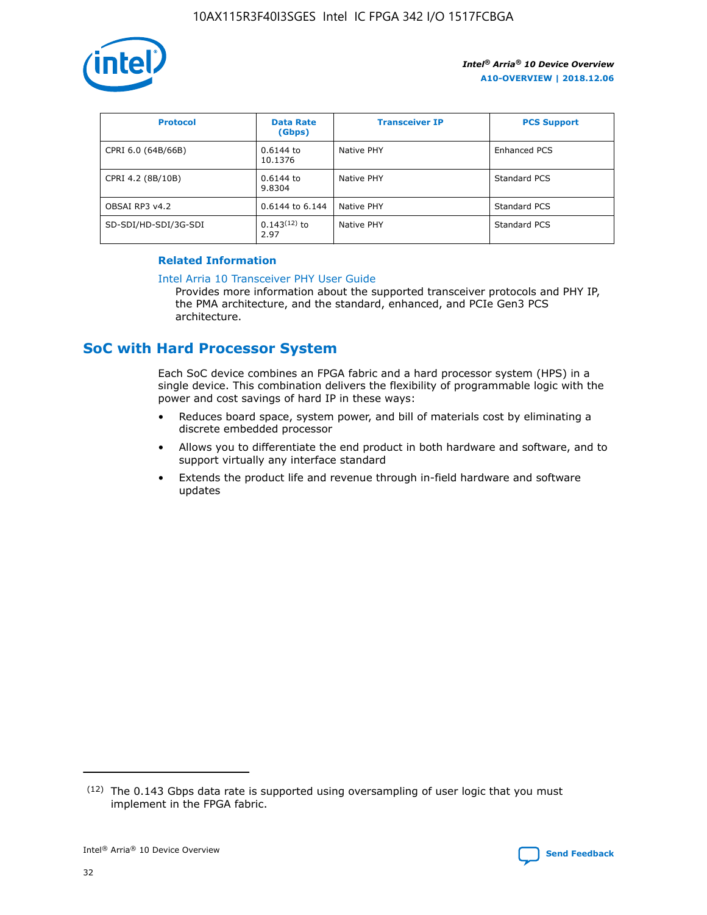| Protocol | Data Rate (Gbps) | Transceiver IP | PCS Support |
| --- | --- | --- | --- |
| CPRI 6.0 (64B/66B) | 0.6144 to 10.1376 | Native PHY | Enhanced PCS |
| CPRI 4.2 (8B/10B) | 0.6144 to 9.8304 | Native PHY | Standard PCS |
| OBSAI RP3 v4.2 | 0.6144 to 6.144 | Native PHY | Standard PCS |
| SD-SDI/HD-SDI/3G-SDI | 0.143[12] to 2.97 | Native PHY | Standard PCS |

### Related Information

Intel Arria 10 Transceiver PHY User Guide
Provides more information about the supported transceiver protocols and PHY IP, the PMA architecture, and the standard, enhanced, and PCIe Gen3 PCS architecture.

## SoC with Hard Processor System

Each SoC device combines an FPGA fabric and a hard processor system (HPS) in a single device. This combination delivers the flexibility of programmable logic with the power and cost savings of hard IP in these ways:

- Reduces board space, system power, and bill of materials cost by eliminating a discrete embedded processor
- Allows you to differentiate the end product in both hardware and software, and to support virtually any interface standard
- Extends the product life and revenue through in-field hardware and software updates

(12) The 0.143 Gbps data rate is supported using oversampling of user logic that you must implement in the FPGA fabric.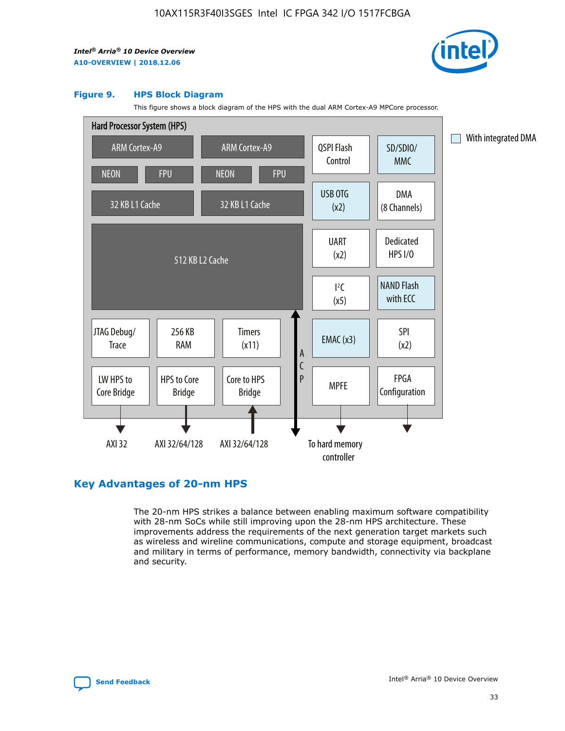**Figure 9. HPS Block Diagram**

This figure shows a block diagram of the HPS with the dual ARM Cortex-A9 MPCore processor.

Hard Processor System (HPS)

ARM Cortex-A9 | ARM Cortex-A9 | QSPI Flash Control | SD/SDIO/MMC

NEON | FPU | NEON | FPU

32 KB L1 Cache | 32 KB L1 Cache | USB OTG (x2) | DMA (8 Channels)

512 KB L2 Cache | UART (x2) | Dedicated HPS I/O | I²C (x5) | NAND Flash with ECC

JTAG Debug/Trace | 256 KB RAM | Timers (x11) | ACP | EMAC (x3) | SPI (x2)

LW HPS to Core Bridge | HPS to Core Bridge | Core to HPS Bridge | MPFE | FPGA Configuration

AXI 32 | AXI 32/64/128 | AXI 32/64/128 | To hard memory controller

With integrated DMA

## Key Advantages of 20-nm HPS

The 20-nm HPS strikes a balance between enabling maximum software compatibility with 28-nm SoCs while still improving upon the 28-nm HPS architecture. These improvements address the requirements of the next generation target markets such as wireless and wireline communications, compute and storage equipment, broadcast and military in terms of performance, memory bandwidth, connectivity via backplane and security.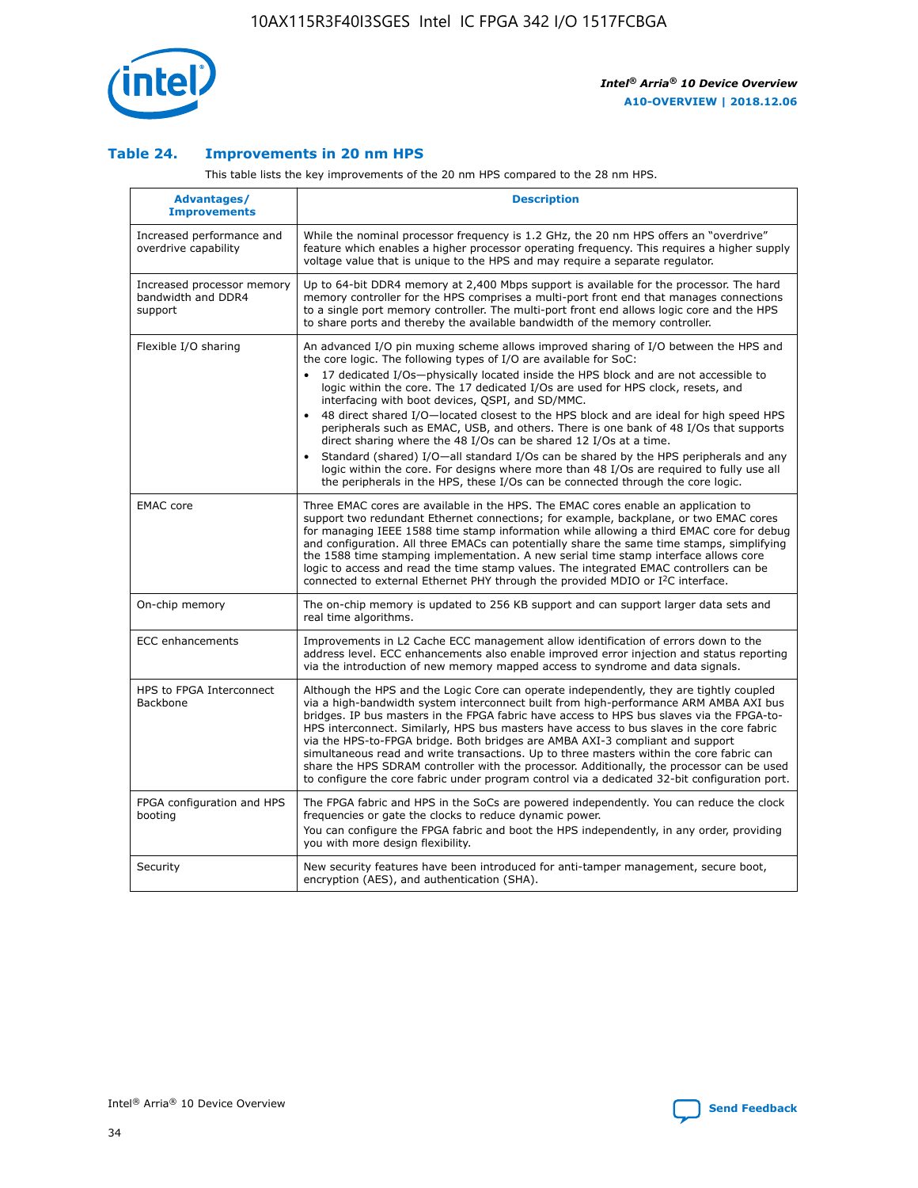## Table 24. Improvements in 20 nm HPS

This table lists the key improvements of the 20 nm HPS compared to the 28 nm HPS.

| Advantages/ Improvements | Description |
|---|---|
| Increased performance and overdrive capability | While the nominal processor frequency is 1.2 GHz, the 20 nm HPS offers an "overdrive" feature which enables a higher processor operating frequency. This requires a higher supply voltage value that is unique to the HPS and may require a separate regulator. |
| Increased processor memory bandwidth and DDR4 support | Up to 64-bit DDR4 memory at 2,400 Mbps support is available for the processor. The hard memory controller for the HPS comprises a multi-port front end that manages connections to a single port memory controller. The multi-port front end allows logic core and the HPS to share ports and thereby the available bandwidth of the memory controller. |
| Flexible I/O sharing | An advanced I/O pin muxing scheme allows improved sharing of I/O between the HPS and the core logic. The following types of I/O are available for SoC:<br>• 17 dedicated I/Os—physically located inside the HPS block and are not accessible to logic within the core. The 17 dedicated I/Os are used for HPS clock, resets, and interfacing with boot devices, QSPI, and SD/MMC.<br>• 48 direct shared I/O—located closest to the HPS block and are ideal for high speed HPS peripherals such as EMAC, USB, and others. There is one bank of 48 I/Os that supports direct sharing where the 48 I/Os can be shared 12 I/Os at a time.<br>• Standard (shared) I/O—all standard I/Os can be shared by the HPS peripherals and any logic within the core. For designs where more than 48 I/Os are required to fully use all the peripherals in the HPS, these I/Os can be connected through the core logic. |
| EMAC core | Three EMAC cores are available in the HPS. The EMAC cores enable an application to support two redundant Ethernet connections; for example, backplane, or two EMAC cores for managing IEEE 1588 time stamp information while allowing a third EMAC core for debug and configuration. All three EMACs can potentially share the same time stamps, simplifying the 1588 time stamping implementation. A new serial time stamp interface allows core logic to access and read the time stamp values. The integrated EMAC controllers can be connected to external Ethernet PHY through the provided MDIO or I²C interface. |
| On-chip memory | The on-chip memory is updated to 256 KB support and can support larger data sets and real time algorithms. |
| ECC enhancements | Improvements in L2 Cache ECC management allow identification of errors down to the address level. ECC enhancements also enable improved error injection and status reporting via the introduction of new memory mapped access to syndrome and data signals. |
| HPS to FPGA Interconnect Backbone | Although the HPS and the Logic Core can operate independently, they are tightly coupled via a high-bandwidth system interconnect built from high-performance ARM AMBA AXI bus bridges. IP bus masters in the FPGA fabric have access to HPS bus slaves via the FPGA-to-HPS interconnect. Similarly, HPS bus masters have access to bus slaves in the core fabric via the HPS-to-FPGA bridge. Both bridges are AMBA AXI-3 compliant and support simultaneous read and write transactions. Up to three masters within the core fabric can share the HPS SDRAM controller with the processor. Additionally, the processor can be used to configure the core fabric under program control via a dedicated 32-bit configuration port. |
| FPGA configuration and HPS booting | The FPGA fabric and HPS in the SoCs are powered independently. You can reduce the clock frequencies or gate the clocks to reduce dynamic power.<br>You can configure the FPGA fabric and boot the HPS independently, in any order, providing you with more design flexibility. |
| Security | New security features have been introduced for anti-tamper management, secure boot, encryption (AES), and authentication (SHA). |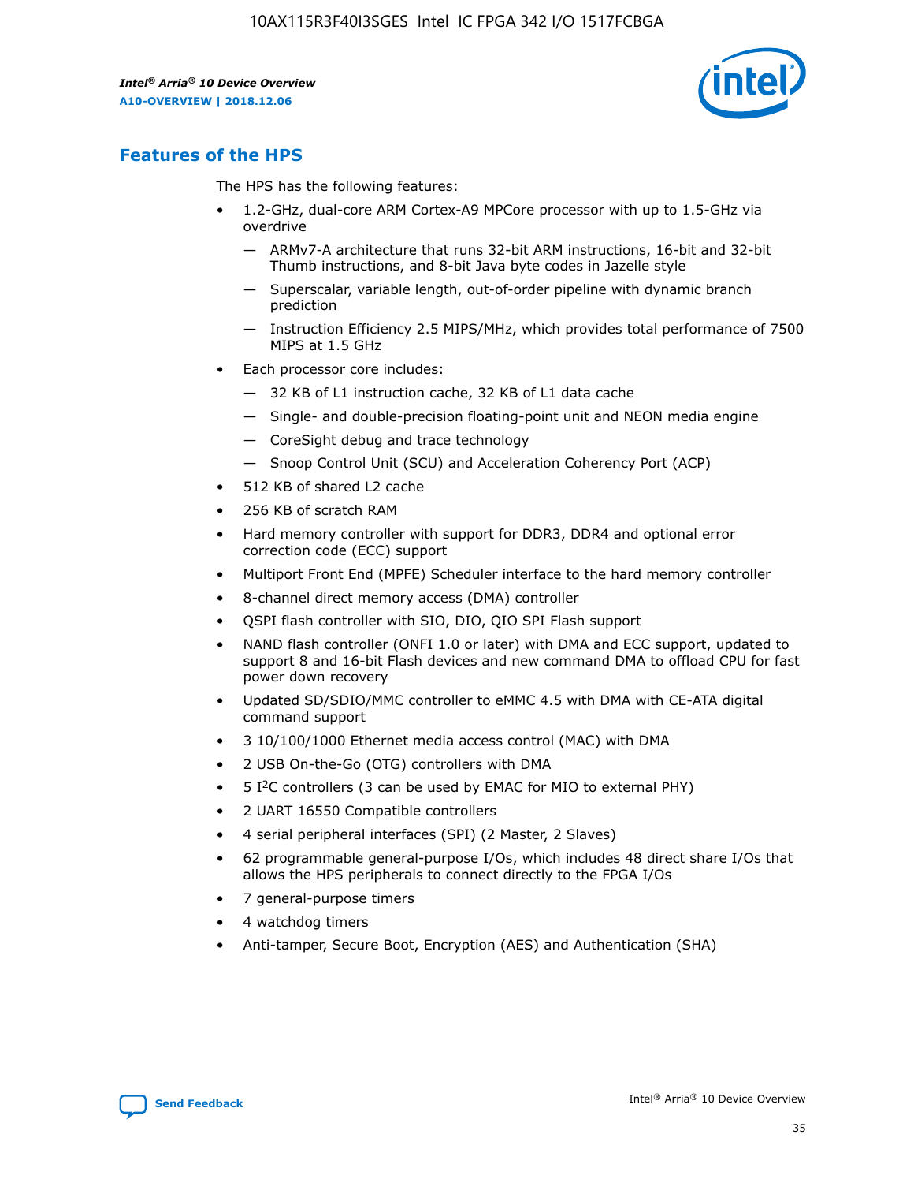## Features of the HPS

The HPS has the following features:

- 1.2-GHz, dual-core ARM Cortex-A9 MPCore processor with up to 1.5-GHz via overdrive
  - — ARMv7-A architecture that runs 32-bit ARM instructions, 16-bit and 32-bit Thumb instructions, and 8-bit Java byte codes in Jazelle style
  - — Superscalar, variable length, out-of-order pipeline with dynamic branch prediction
  - — Instruction Efficiency 2.5 MIPS/MHz, which provides total performance of 7500 MIPS at 1.5 GHz
- Each processor core includes:
  - — 32 KB of L1 instruction cache, 32 KB of L1 data cache
  - — Single- and double-precision floating-point unit and NEON media engine
  - — CoreSight debug and trace technology
  - — Snoop Control Unit (SCU) and Acceleration Coherency Port (ACP)
- 512 KB of shared L2 cache
- 256 KB of scratch RAM
- Hard memory controller with support for DDR3, DDR4 and optional error correction code (ECC) support
- Multiport Front End (MPFE) Scheduler interface to the hard memory controller
- 8-channel direct memory access (DMA) controller
- QSPI flash controller with SIO, DIO, QIO SPI Flash support
- NAND flash controller (ONFI 1.0 or later) with DMA and ECC support, updated to support 8 and 16-bit Flash devices and new command DMA to offload CPU for fast power down recovery
- Updated SD/SDIO/MMC controller to eMMC 4.5 with DMA with CE-ATA digital command support
- 3 10/100/1000 Ethernet media access control (MAC) with DMA
- 2 USB On-the-Go (OTG) controllers with DMA
- 5 I$^2$C controllers (3 can be used by EMAC for MIO to external PHY)
- 2 UART 16550 Compatible controllers
- 4 serial peripheral interfaces (SPI) (2 Master, 2 Slaves)
- 62 programmable general-purpose I/Os, which includes 48 direct share I/Os that allows the HPS peripherals to connect directly to the FPGA I/Os
- 7 general-purpose timers
- 4 watchdog timers
- Anti-tamper, Secure Boot, Encryption (AES) and Authentication (SHA)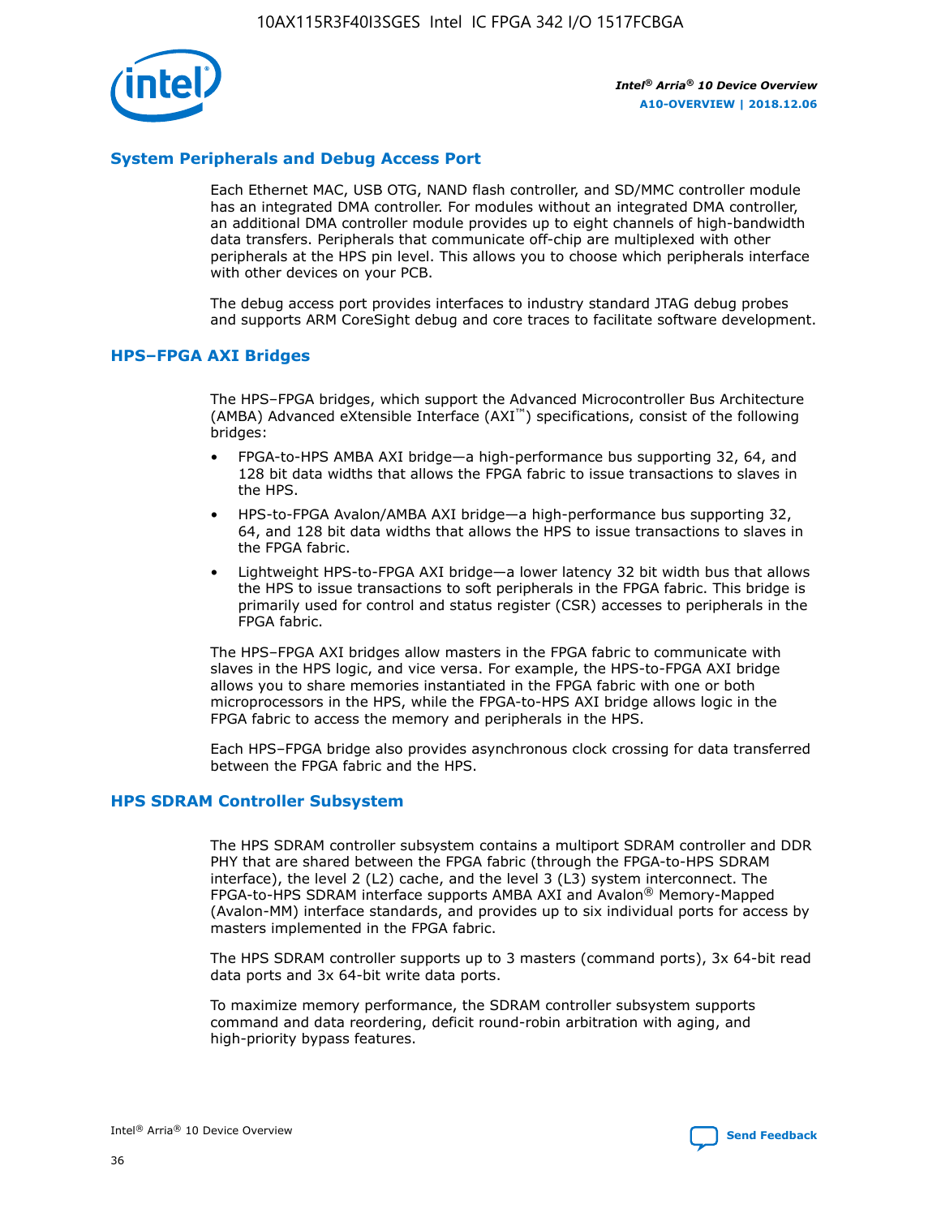## System Peripherals and Debug Access Port

Each Ethernet MAC, USB OTG, NAND flash controller, and SD/MMC controller module has an integrated DMA controller. For modules without an integrated DMA controller, an additional DMA controller module provides up to eight channels of high-bandwidth data transfers. Peripherals that communicate off-chip are multiplexed with other peripherals at the HPS pin level. This allows you to choose which peripherals interface with other devices on your PCB.

The debug access port provides interfaces to industry standard JTAG debug probes and supports ARM CoreSight debug and core traces to facilitate software development.

## HPS–FPGA AXI Bridges

The HPS–FPGA bridges, which support the Advanced Microcontroller Bus Architecture (AMBA) Advanced eXtensible Interface (AXI™) specifications, consist of the following bridges:

- FPGA-to-HPS AMBA AXI bridge—a high-performance bus supporting 32, 64, and 128 bit data widths that allows the FPGA fabric to issue transactions to slaves in the HPS.
- HPS-to-FPGA Avalon/AMBA AXI bridge—a high-performance bus supporting 32, 64, and 128 bit data widths that allows the HPS to issue transactions to slaves in the FPGA fabric.
- Lightweight HPS-to-FPGA AXI bridge—a lower latency 32 bit width bus that allows the HPS to issue transactions to soft peripherals in the FPGA fabric. This bridge is primarily used for control and status register (CSR) accesses to peripherals in the FPGA fabric.

The HPS–FPGA AXI bridges allow masters in the FPGA fabric to communicate with slaves in the HPS logic, and vice versa. For example, the HPS-to-FPGA AXI bridge allows you to share memories instantiated in the FPGA fabric with one or both microprocessors in the HPS, while the FPGA-to-HPS AXI bridge allows logic in the FPGA fabric to access the memory and peripherals in the HPS.

Each HPS–FPGA bridge also provides asynchronous clock crossing for data transferred between the FPGA fabric and the HPS.

## HPS SDRAM Controller Subsystem

The HPS SDRAM controller subsystem contains a multiport SDRAM controller and DDR PHY that are shared between the FPGA fabric (through the FPGA-to-HPS SDRAM interface), the level 2 (L2) cache, and the level 3 (L3) system interconnect. The FPGA-to-HPS SDRAM interface supports AMBA AXI and Avalon® Memory-Mapped (Avalon-MM) interface standards, and provides up to six individual ports for access by masters implemented in the FPGA fabric.

The HPS SDRAM controller supports up to 3 masters (command ports), 3x 64-bit read data ports and 3x 64-bit write data ports.

To maximize memory performance, the SDRAM controller subsystem supports command and data reordering, deficit round-robin arbitration with aging, and high-priority bypass features.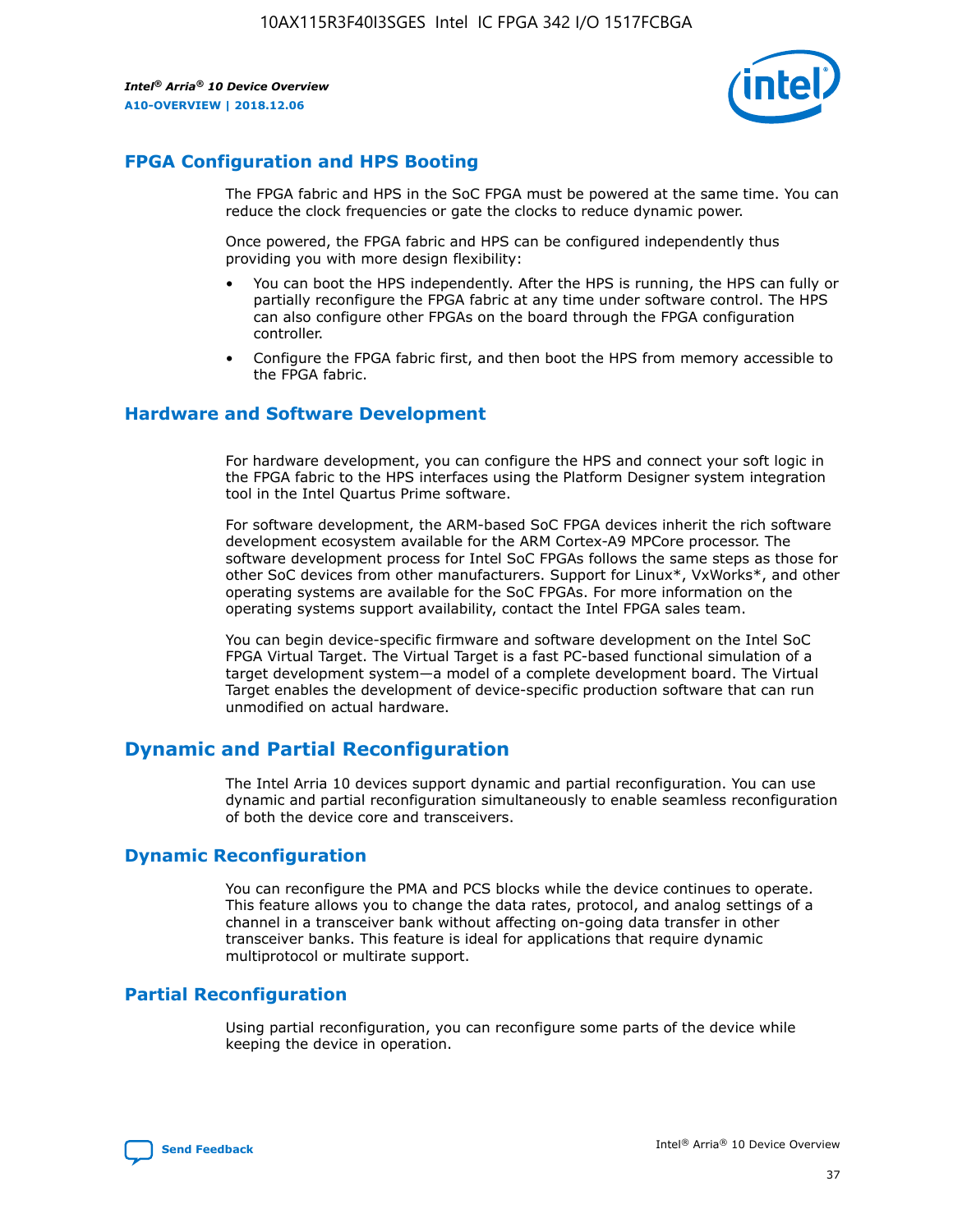## FPGA Configuration and HPS Booting

The FPGA fabric and HPS in the SoC FPGA must be powered at the same time. You can reduce the clock frequencies or gate the clocks to reduce dynamic power.

Once powered, the FPGA fabric and HPS can be configured independently thus providing you with more design flexibility:

- You can boot the HPS independently. After the HPS is running, the HPS can fully or partially reconfigure the FPGA fabric at any time under software control. The HPS can also configure other FPGAs on the board through the FPGA configuration controller.
- Configure the FPGA fabric first, and then boot the HPS from memory accessible to the FPGA fabric.

## Hardware and Software Development

For hardware development, you can configure the HPS and connect your soft logic in the FPGA fabric to the HPS interfaces using the Platform Designer system integration tool in the Intel Quartus Prime software.

For software development, the ARM-based SoC FPGA devices inherit the rich software development ecosystem available for the ARM Cortex-A9 MPCore processor. The software development process for Intel SoC FPGAs follows the same steps as those for other SoC devices from other manufacturers. Support for Linux*, VxWorks*, and other operating systems are available for the SoC FPGAs. For more information on the operating systems support availability, contact the Intel FPGA sales team.

You can begin device-specific firmware and software development on the Intel SoC FPGA Virtual Target. The Virtual Target is a fast PC-based functional simulation of a target development system—a model of a complete development board. The Virtual Target enables the development of device-specific production software that can run unmodified on actual hardware.

# Dynamic and Partial Reconfiguration

The Intel Arria 10 devices support dynamic and partial reconfiguration. You can use dynamic and partial reconfiguration simultaneously to enable seamless reconfiguration of both the device core and transceivers.

## Dynamic Reconfiguration

You can reconfigure the PMA and PCS blocks while the device continues to operate. This feature allows you to change the data rates, protocol, and analog settings of a channel in a transceiver bank without affecting on-going data transfer in other transceiver banks. This feature is ideal for applications that require dynamic multiprotocol or multirate support.

## Partial Reconfiguration

Using partial reconfiguration, you can reconfigure some parts of the device while keeping the device in operation.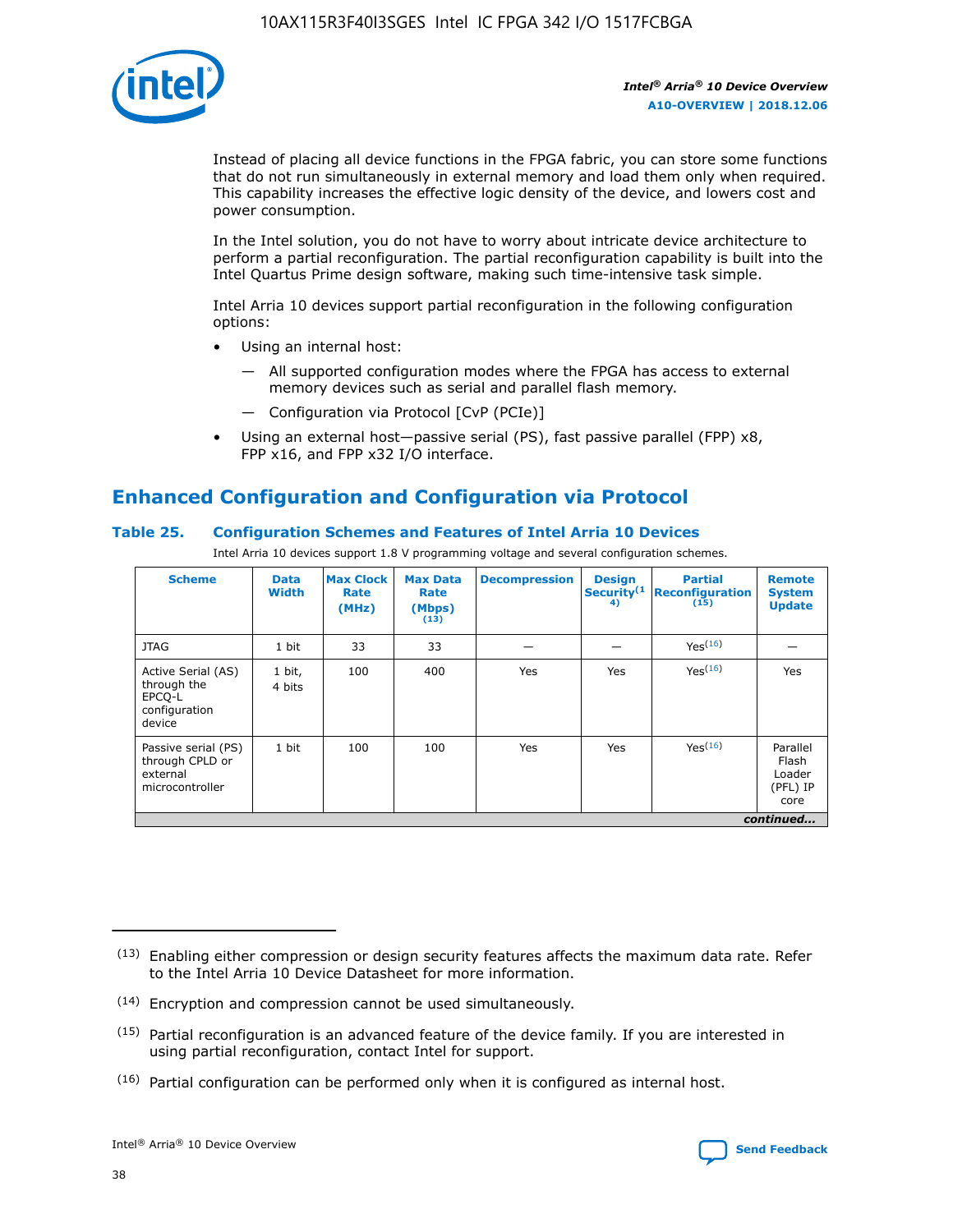Instead of placing all device functions in the FPGA fabric, you can store some functions that do not run simultaneously in external memory and load them only when required. This capability increases the effective logic density of the device, and lowers cost and power consumption.

In the Intel solution, you do not have to worry about intricate device architecture to perform a partial reconfiguration. The partial reconfiguration capability is built into the Intel Quartus Prime design software, making such time-intensive task simple.

Intel Arria 10 devices support partial reconfiguration in the following configuration options:

- Using an internal host:
  - — All supported configuration modes where the FPGA has access to external memory devices such as serial and parallel flash memory.
  - — Configuration via Protocol [CvP (PCIe)]
- Using an external host—passive serial (PS), fast passive parallel (FPP) x8, FPP x16, and FPP x32 I/O interface.

## Enhanced Configuration and Configuration via Protocol

### Table 25. Configuration Schemes and Features of Intel Arria 10 Devices

Intel Arria 10 devices support 1.8 V programming voltage and several configuration schemes.

| Scheme | Data Width | Max Clock Rate (MHz) | Max Data Rate (Mbps) (13) | Decompression | Design Security(14) | Partial Reconfiguration (15) | Remote System Update |
|---|---|---|---|---|---|---|---|
| JTAG | 1 bit | 33 | 33 | — | — | Yes(16) | — |
| Active Serial (AS) through the EPCQ-L configuration device | 1 bit, 4 bits | 100 | 400 | Yes | Yes | Yes(16) | Yes |
| Passive serial (PS) through CPLD or external microcontroller | 1 bit | 100 | 100 | Yes | Yes | Yes(16) | Parallel Flash Loader (PFL) IP core |

*continued...*

(13) Enabling either compression or design security features affects the maximum data rate. Refer to the Intel Arria 10 Device Datasheet for more information.

(14) Encryption and compression cannot be used simultaneously.

(15) Partial reconfiguration is an advanced feature of the device family. If you are interested in using partial reconfiguration, contact Intel for support.

(16) Partial configuration can be performed only when it is configured as internal host.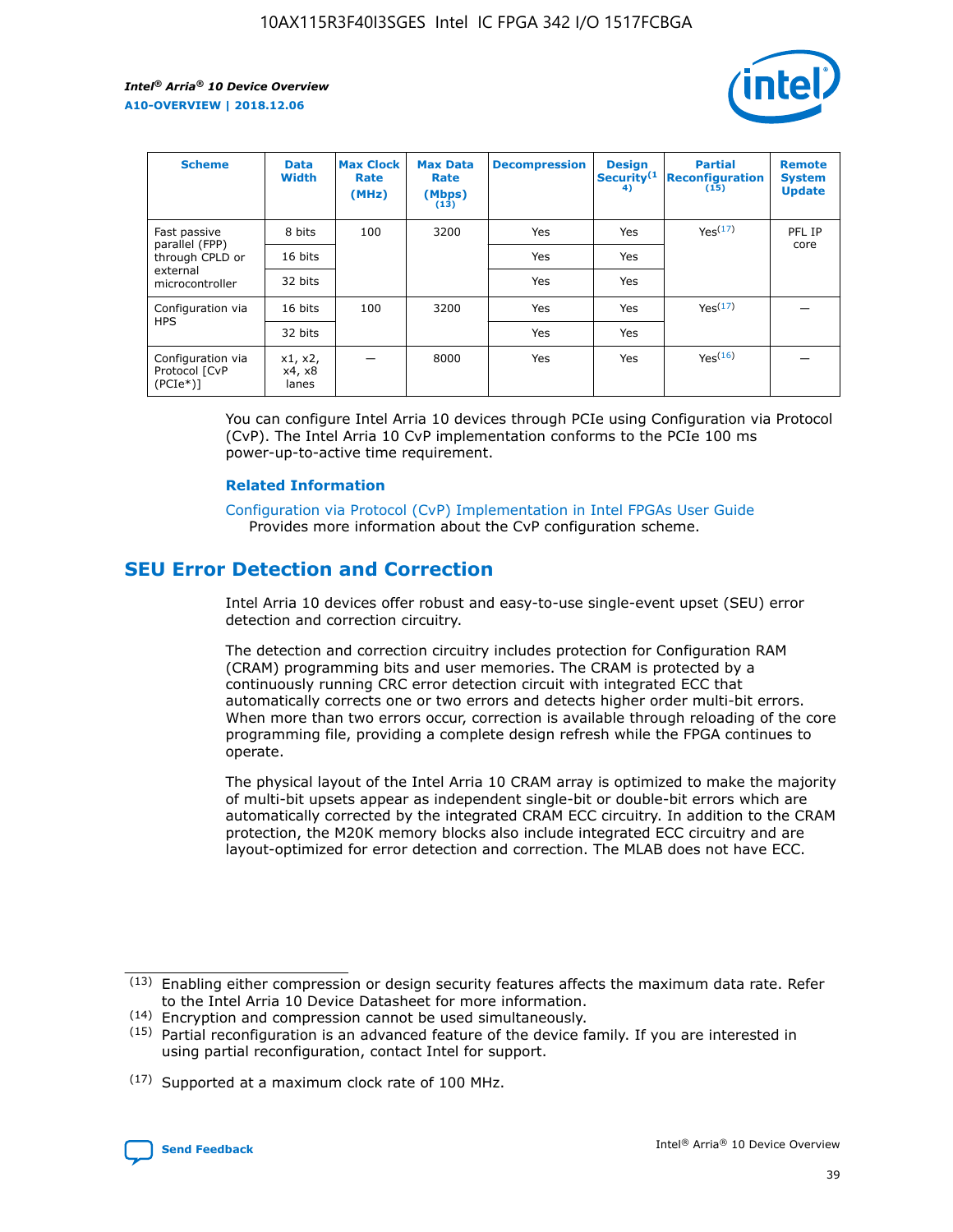| Scheme | Data Width | Max Clock Rate (MHz) | Max Data Rate (Mbps) (13) | Decompression | Design Security(14) | Partial Reconfiguration (15) | Remote System Update |
|---|---|---|---|---|---|---|---|
| Fast passive parallel (FPP) through CPLD or external microcontroller | 8 bits | 100 | 3200 | Yes | Yes | Yes(17) | PFL IP core |
| | 16 bits | | | Yes | Yes | | |
| | 32 bits | | | Yes | Yes | | |
| Configuration via HPS | 16 bits | 100 | 3200 | Yes | Yes | Yes(17) | — |
| | 32 bits | | | Yes | Yes | | |
| Configuration via Protocol [CvP (PCIe*)] | x1, x2, x4, x8 lanes | — | 8000 | Yes | Yes | Yes(16) | — |

You can configure Intel Arria 10 devices through PCIe using Configuration via Protocol (CvP). The Intel Arria 10 CvP implementation conforms to the PCIe 100 ms power-up-to-active time requirement.

### Related Information

Configuration via Protocol (CvP) Implementation in Intel FPGAs User Guide
Provides more information about the CvP configuration scheme.

## SEU Error Detection and Correction

Intel Arria 10 devices offer robust and easy-to-use single-event upset (SEU) error detection and correction circuitry.

The detection and correction circuitry includes protection for Configuration RAM (CRAM) programming bits and user memories. The CRAM is protected by a continuously running CRC error detection circuit with integrated ECC that automatically corrects one or two errors and detects higher order multi-bit errors. When more than two errors occur, correction is available through reloading of the core programming file, providing a complete design refresh while the FPGA continues to operate.

The physical layout of the Intel Arria 10 CRAM array is optimized to make the majority of multi-bit upsets appear as independent single-bit or double-bit errors which are automatically corrected by the integrated CRAM ECC circuitry. In addition to the CRAM protection, the M20K memory blocks also include integrated ECC circuitry and are layout-optimized for error detection and correction. The MLAB does not have ECC.

(13) Enabling either compression or design security features affects the maximum data rate. Refer to the Intel Arria 10 Device Datasheet for more information.
(14) Encryption and compression cannot be used simultaneously.
(15) Partial reconfiguration is an advanced feature of the device family. If you are interested in using partial reconfiguration, contact Intel for support.
(17) Supported at a maximum clock rate of 100 MHz.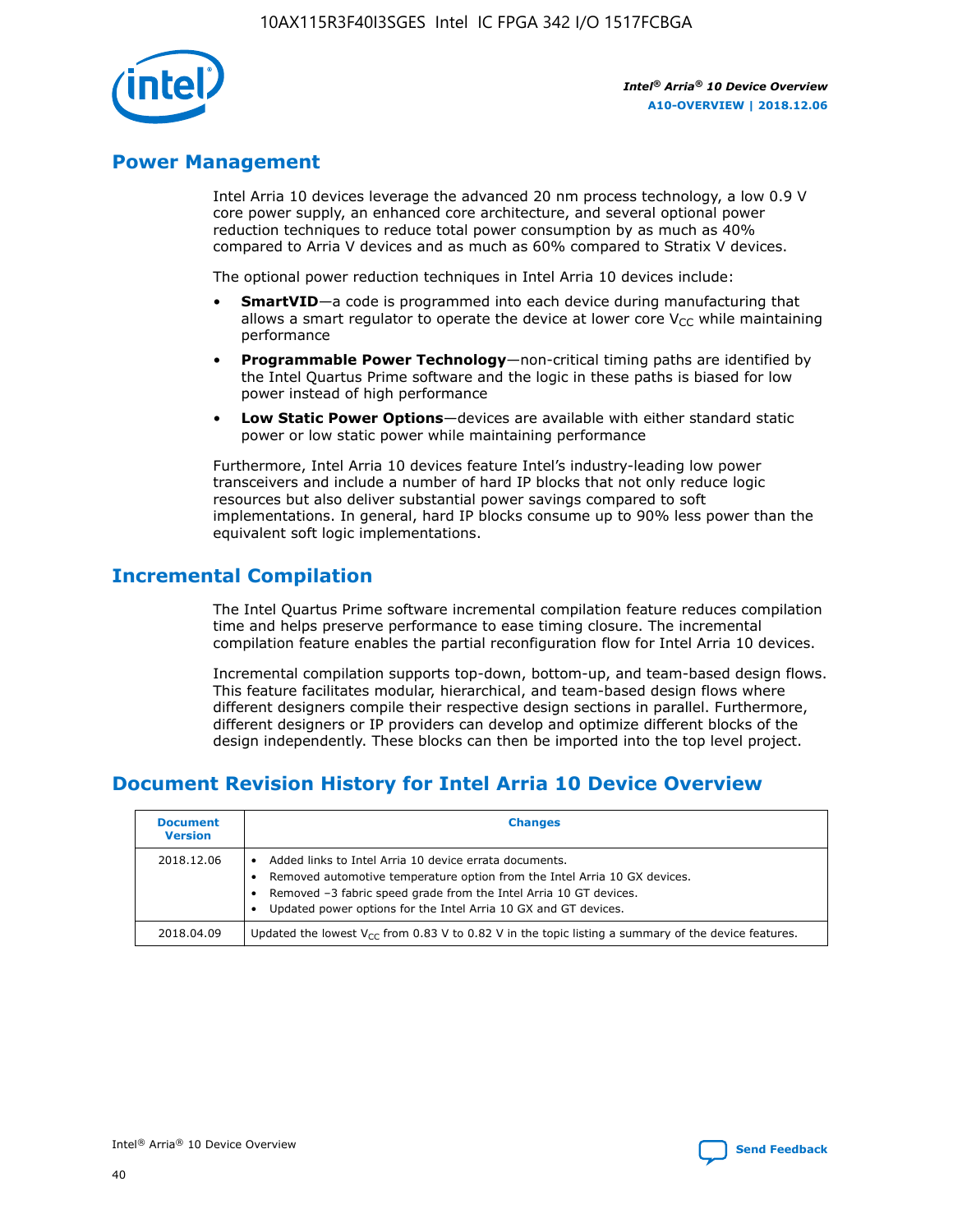## Power Management

Intel Arria 10 devices leverage the advanced 20 nm process technology, a low 0.9 V core power supply, an enhanced core architecture, and several optional power reduction techniques to reduce total power consumption by as much as 40% compared to Arria V devices and as much as 60% compared to Stratix V devices.

The optional power reduction techniques in Intel Arria 10 devices include:

- **SmartVID**—a code is programmed into each device during manufacturing that allows a smart regulator to operate the device at lower core $V_{CC}$ while maintaining performance
- **Programmable Power Technology**—non-critical timing paths are identified by the Intel Quartus Prime software and the logic in these paths is biased for low power instead of high performance
- **Low Static Power Options**—devices are available with either standard static power or low static power while maintaining performance

Furthermore, Intel Arria 10 devices feature Intel's industry-leading low power transceivers and include a number of hard IP blocks that not only reduce logic resources but also deliver substantial power savings compared to soft implementations. In general, hard IP blocks consume up to 90% less power than the equivalent soft logic implementations.

## Incremental Compilation

The Intel Quartus Prime software incremental compilation feature reduces compilation time and helps preserve performance to ease timing closure. The incremental compilation feature enables the partial reconfiguration flow for Intel Arria 10 devices.

Incremental compilation supports top-down, bottom-up, and team-based design flows. This feature facilitates modular, hierarchical, and team-based design flows where different designers compile their respective design sections in parallel. Furthermore, different designers or IP providers can develop and optimize different blocks of the design independently. These blocks can then be imported into the top level project.

## Document Revision History for Intel Arria 10 Device Overview

| Document Version | Changes |
| --- | --- |
| 2018.12.06 | • Added links to Intel Arria 10 device errata documents.<br>• Removed automotive temperature option from the Intel Arria 10 GX devices.<br>• Removed –3 fabric speed grade from the Intel Arria 10 GT devices.<br>• Updated power options for the Intel Arria 10 GX and GT devices. |
| 2018.04.09 | Updated the lowest $V_{CC}$ from 0.83 V to 0.82 V in the topic listing a summary of the device features. |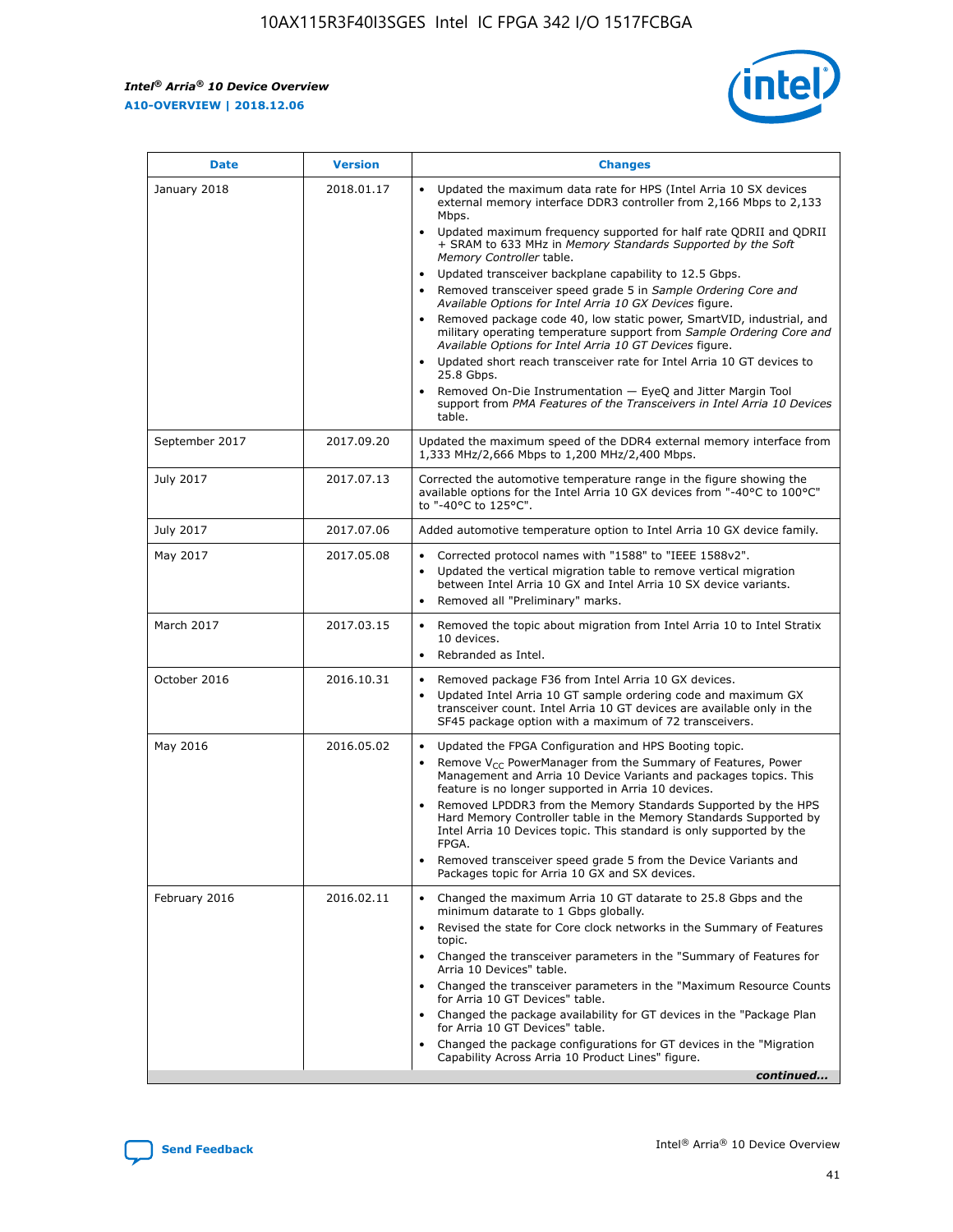| Date | Version | Changes |
| --- | --- | --- |
| January 2018 | 2018.01.17 | • Updated the maximum data rate for HPS (Intel Arria 10 SX devices external memory interface DDR3 controller from 2,166 Mbps to 2,133 Mbps.<br>• Updated maximum frequency supported for half rate QDRII and QDRII + SRAM to 633 MHz in *Memory Standards Supported by the Soft Memory Controller* table.<br>• Updated transceiver backplane capability to 12.5 Gbps.<br>• Removed transceiver speed grade 5 in *Sample Ordering Core and Available Options for Intel Arria 10 GX Devices* figure.<br>• Removed package code 40, low static power, SmartVID, industrial, and military operating temperature support from *Sample Ordering Core and Available Options for Intel Arria 10 GT Devices* figure.<br>• Updated short reach transceiver rate for Intel Arria 10 GT devices to 25.8 Gbps.<br>• Removed On-Die Instrumentation — EyeQ and Jitter Margin Tool support from *PMA Features of the Transceivers in Intel Arria 10 Devices* table. |
| September 2017 | 2017.09.20 | Updated the maximum speed of the DDR4 external memory interface from 1,333 MHz/2,666 Mbps to 1,200 MHz/2,400 Mbps. |
| July 2017 | 2017.07.13 | Corrected the automotive temperature range in the figure showing the available options for the Intel Arria 10 GX devices from "-40°C to 100°C" to "-40°C to 125°C". |
| July 2017 | 2017.07.06 | Added automotive temperature option to Intel Arria 10 GX device family. |
| May 2017 | 2017.05.08 | • Corrected protocol names with "1588" to "IEEE 1588v2".<br>• Updated the vertical migration table to remove vertical migration between Intel Arria 10 GX and Intel Arria 10 SX device variants.<br>• Removed all "Preliminary" marks. |
| March 2017 | 2017.03.15 | • Removed the topic about migration from Intel Arria 10 to Intel Stratix 10 devices.<br>• Rebranded as Intel. |
| October 2016 | 2016.10.31 | • Removed package F36 from Intel Arria 10 GX devices.<br>• Updated Intel Arria 10 GT sample ordering code and maximum GX transceiver count. Intel Arria 10 GT devices are available only in the SF45 package option with a maximum of 72 transceivers. |
| May 2016 | 2016.05.02 | • Updated the FPGA Configuration and HPS Booting topic.<br>• Remove $V_{CC}$ PowerManager from the Summary of Features, Power Management and Arria 10 Device Variants and packages topics. This feature is no longer supported in Arria 10 devices.<br>• Removed LPDDR3 from the Memory Standards Supported by the HPS Hard Memory Controller table in the Memory Standards Supported by Intel Arria 10 Devices topic. This standard is only supported by the FPGA.<br>• Removed transceiver speed grade 5 from the Device Variants and Packages topic for Arria 10 GX and SX devices. |
| February 2016 | 2016.02.11 | • Changed the maximum Arria 10 GT datarate to 25.8 Gbps and the minimum datarate to 1 Gbps globally.<br>• Revised the state for Core clock networks in the Summary of Features topic.<br>• Changed the transceiver parameters in the "Summary of Features for Arria 10 Devices" table.<br>• Changed the transceiver parameters in the "Maximum Resource Counts for Arria 10 GT Devices" table.<br>• Changed the package availability for GT devices in the "Package Plan for Arria 10 GT Devices" table.<br>• Changed the package configurations for GT devices in the "Migration Capability Across Arria 10 Product Lines" figure. |

*continued...*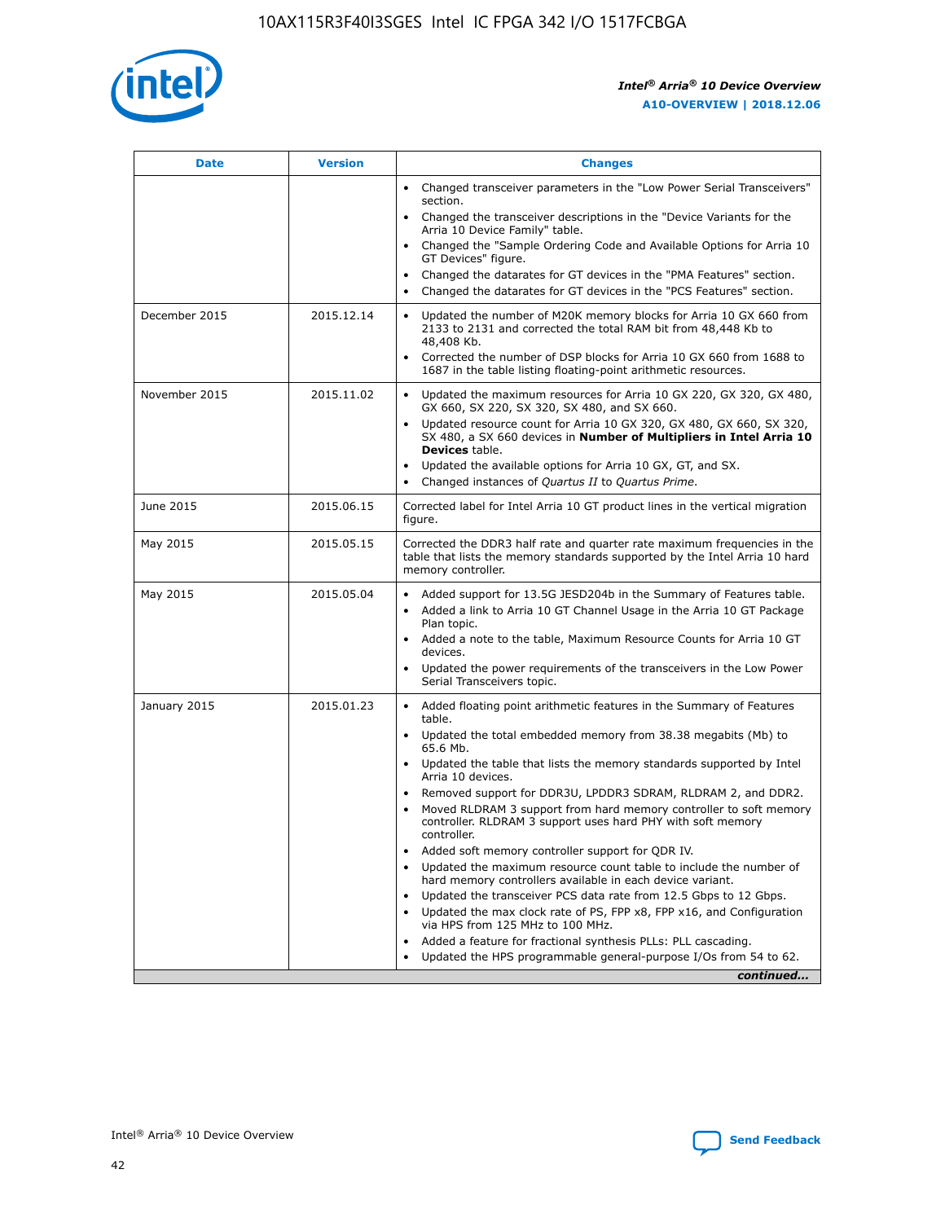| Date | Version | Changes |
| --- | --- | --- |
| | | • Changed transceiver parameters in the "Low Power Serial Transceivers" section.<br>• Changed the transceiver descriptions in the "Device Variants for the Arria 10 Device Family" table.<br>• Changed the "Sample Ordering Code and Available Options for Arria 10 GT Devices" figure.<br>• Changed the datarates for GT devices in the "PMA Features" section.<br>• Changed the datarates for GT devices in the "PCS Features" section. |
| December 2015 | 2015.12.14 | • Updated the number of M20K memory blocks for Arria 10 GX 660 from 2133 to 2131 and corrected the total RAM bit from 48,448 Kb to 48,408 Kb.<br>• Corrected the number of DSP blocks for Arria 10 GX 660 from 1688 to 1687 in the table listing floating-point arithmetic resources. |
| November 2015 | 2015.11.02 | • Updated the maximum resources for Arria 10 GX 220, GX 320, GX 480, GX 660, SX 220, SX 320, SX 480, and SX 660.<br>• Updated resource count for Arria 10 GX 320, GX 480, GX 660, SX 320, SX 480, a SX 660 devices in **Number of Multipliers in Intel Arria 10 Devices** table.<br>• Updated the available options for Arria 10 GX, GT, and SX.<br>• Changed instances of *Quartus II* to *Quartus Prime*. |
| June 2015 | 2015.06.15 | Corrected label for Intel Arria 10 GT product lines in the vertical migration figure. |
| May 2015 | 2015.05.15 | Corrected the DDR3 half rate and quarter rate maximum frequencies in the table that lists the memory standards supported by the Intel Arria 10 hard memory controller. |
| May 2015 | 2015.05.04 | • Added support for 13.5G JESD204b in the Summary of Features table.<br>• Added a link to Arria 10 GT Channel Usage in the Arria 10 GT Package Plan topic.<br>• Added a note to the table, Maximum Resource Counts for Arria 10 GT devices.<br>• Updated the power requirements of the transceivers in the Low Power Serial Transceivers topic. |
| January 2015 | 2015.01.23 | • Added floating point arithmetic features in the Summary of Features table.<br>• Updated the total embedded memory from 38.38 megabits (Mb) to 65.6 Mb.<br>• Updated the table that lists the memory standards supported by Intel Arria 10 devices.<br>• Removed support for DDR3U, LPDDR3 SDRAM, RLDRAM 2, and DDR2.<br>• Moved RLDRAM 3 support from hard memory controller to soft memory controller. RLDRAM 3 support uses hard PHY with soft memory controller.<br>• Added soft memory controller support for QDR IV.<br>• Updated the maximum resource count table to include the number of hard memory controllers available in each device variant.<br>• Updated the transceiver PCS data rate from 12.5 Gbps to 12 Gbps.<br>• Updated the max clock rate of PS, FPP x8, FPP x16, and Configuration via HPS from 125 MHz to 100 MHz.<br>• Added a feature for fractional synthesis PLLs: PLL cascading.<br>• Updated the HPS programmable general-purpose I/Os from 54 to 62. |

*continued...*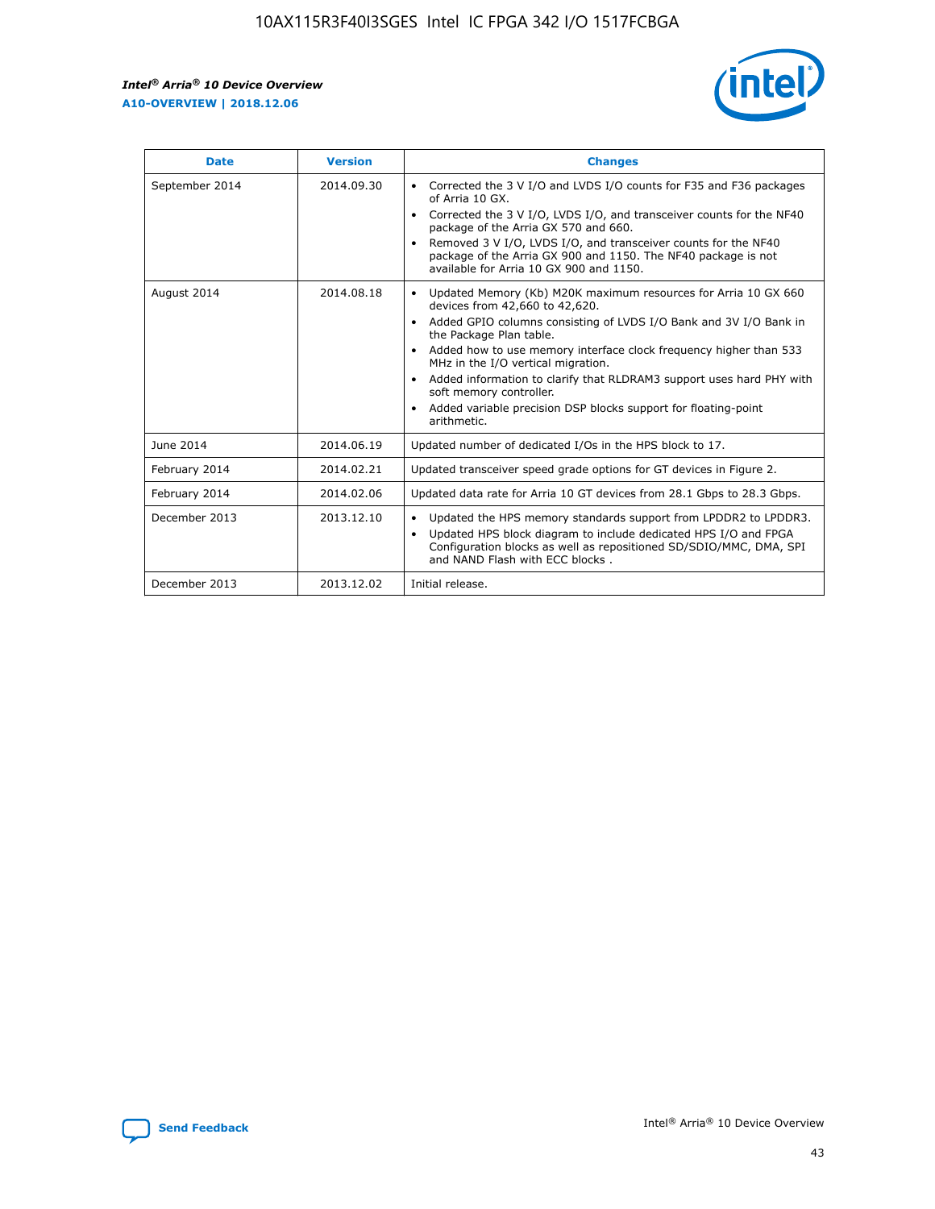| Date | Version | Changes |
| --- | --- | --- |
| September 2014 | 2014.09.30 | • Corrected the 3 V I/O and LVDS I/O counts for F35 and F36 packages of Arria 10 GX.<br>• Corrected the 3 V I/O, LVDS I/O, and transceiver counts for the NF40 package of the Arria GX 570 and 660.<br>• Removed 3 V I/O, LVDS I/O, and transceiver counts for the NF40 package of the Arria GX 900 and 1150. The NF40 package is not available for Arria 10 GX 900 and 1150. |
| August 2014 | 2014.08.18 | • Updated Memory (Kb) M20K maximum resources for Arria 10 GX 660 devices from 42,660 to 42,620.<br>• Added GPIO columns consisting of LVDS I/O Bank and 3V I/O Bank in the Package Plan table.<br>• Added how to use memory interface clock frequency higher than 533 MHz in the I/O vertical migration.<br>• Added information to clarify that RLDRAM3 support uses hard PHY with soft memory controller.<br>• Added variable precision DSP blocks support for floating-point arithmetic. |
| June 2014 | 2014.06.19 | Updated number of dedicated I/Os in the HPS block to 17. |
| February 2014 | 2014.02.21 | Updated transceiver speed grade options for GT devices in Figure 2. |
| February 2014 | 2014.02.06 | Updated data rate for Arria 10 GT devices from 28.1 Gbps to 28.3 Gbps. |
| December 2013 | 2013.12.10 | • Updated the HPS memory standards support from LPDDR2 to LPDDR3.<br>• Updated HPS block diagram to include dedicated HPS I/O and FPGA Configuration blocks as well as repositioned SD/SDIO/MMC, DMA, SPI and NAND Flash with ECC blocks . |
| December 2013 | 2013.12.02 | Initial release. |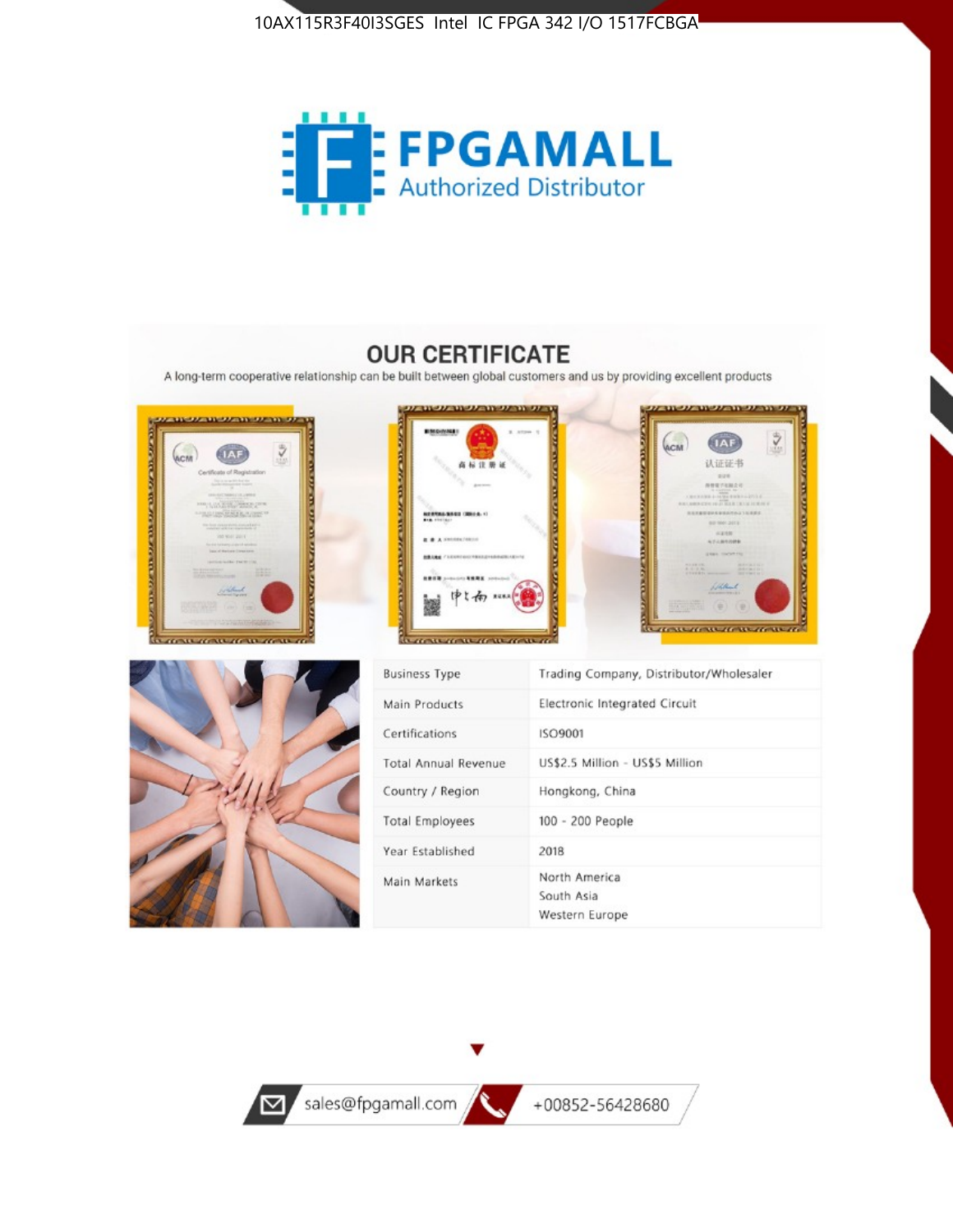FPGAMALL
Authorized Distributor

## OUR CERTIFICATE

A long-term cooperative relationship can be built between global customers and us by providing excellent products

| | |
|---|---|
| Business Type | Trading Company, Distributor/Wholesaler |
| Main Products | Electronic Integrated Circuit |
| Certifications | ISO9001 |
| Total Annual Revenue | US$2.5 Million - US$5 Million |
| Country / Region | Hongkong, China |
| Total Employees | 100 - 200 People |
| Year Established | 2018 |
| Main Markets | North America<br>South Asia<br>Western Europe |

sales@fpgamall.com +00852-56428680